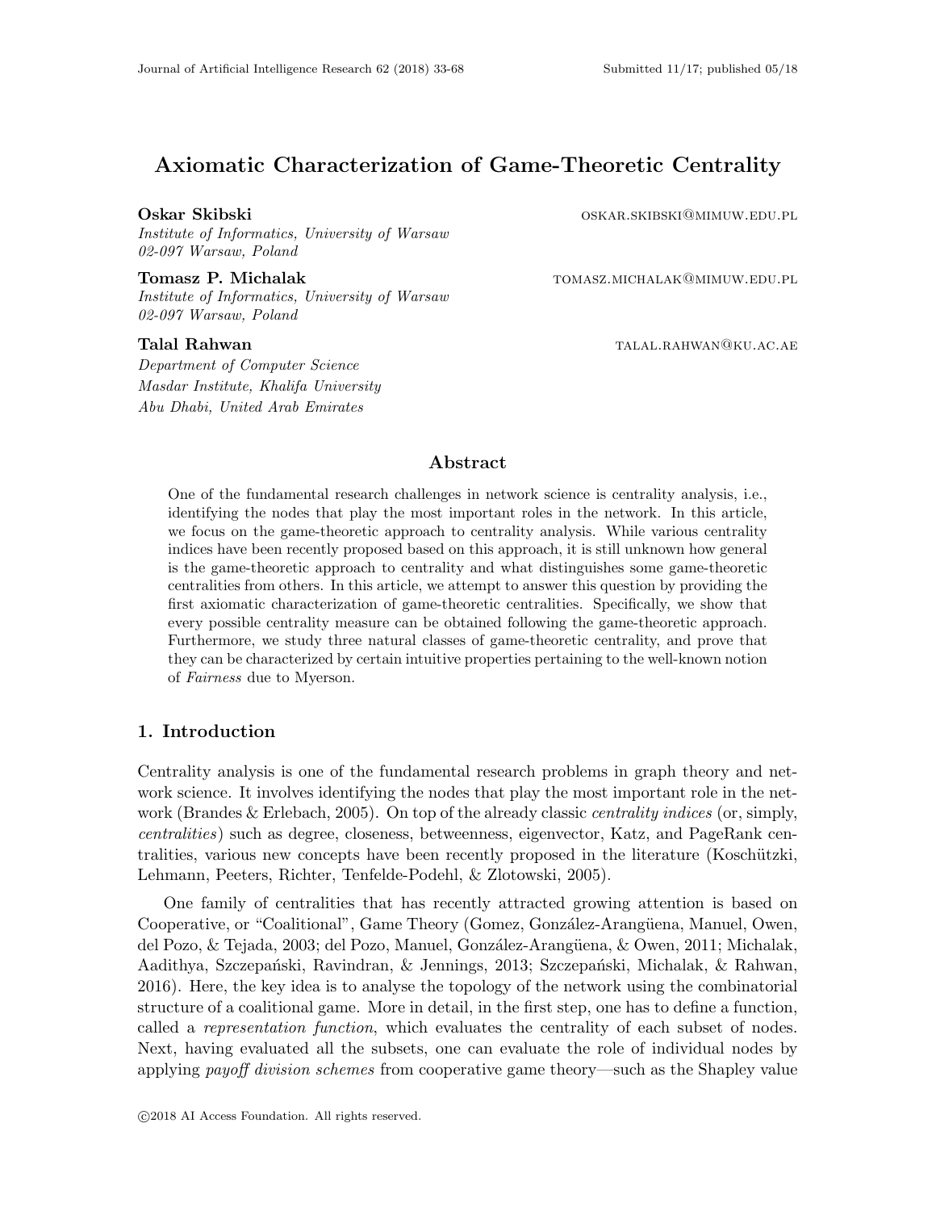# Axiomatic Characterization of Game-Theoretic Centrality

**Oskar Skibski** OSKAR.SKIBSKI@MIMUW.EDU.PL
*Institute of Informatics, University of Warsaw*
*02-097 Warsaw, Poland*

**Tomasz P. Michalak** TOMASZ.MICHALAK@MIMUW.EDU.PL
*Institute of Informatics, University of Warsaw*
*02-097 Warsaw, Poland*

**Talal Rahwan** TALAL.RAHWAN@KU.AC.AE
*Department of Computer Science*
*Masdar Institute, Khalifa University*
*Abu Dhabi, United Arab Emirates*

## Abstract

One of the fundamental research challenges in network science is centrality analysis, i.e., identifying the nodes that play the most important roles in the network. In this article, we focus on the game-theoretic approach to centrality analysis. While various centrality indices have been recently proposed based on this approach, it is still unknown how general is the game-theoretic approach to centrality and what distinguishes some game-theoretic centralities from others. In this article, we attempt to answer this question by providing the first axiomatic characterization of game-theoretic centralities. Specifically, we show that every possible centrality measure can be obtained following the game-theoretic approach. Furthermore, we study three natural classes of game-theoretic centrality, and prove that they can be characterized by certain intuitive properties pertaining to the well-known notion of *Fairness* due to Myerson.

## 1. Introduction

Centrality analysis is one of the fundamental research problems in graph theory and network science. It involves identifying the nodes that play the most important role in the network (Brandes & Erlebach, 2005). On top of the already classic *centrality indices* (or, simply, *centralities*) such as degree, closeness, betweenness, eigenvector, Katz, and PageRank centralities, various new concepts have been recently proposed in the literature (Koschützki, Lehmann, Peeters, Richter, Tenfelde-Podehl, & Zlotowski, 2005).

One family of centralities that has recently attracted growing attention is based on Cooperative, or "Coalitional", Game Theory (Gomez, González-Arangüena, Manuel, Owen, del Pozo, & Tejada, 2003; del Pozo, Manuel, González-Arangüena, & Owen, 2011; Michalak, Aadithya, Szczepański, Ravindran, & Jennings, 2013; Szczepański, Michalak, & Rahwan, 2016). Here, the key idea is to analyse the topology of the network using the combinatorial structure of a coalitional game. More in detail, in the first step, one has to define a function, called a *representation function*, which evaluates the centrality of each subset of nodes. Next, having evaluated all the subsets, one can evaluate the role of individual nodes by applying *payoff division schemes* from cooperative game theory—such as the Shapley value

©2018 AI Access Foundation. All rights reserved.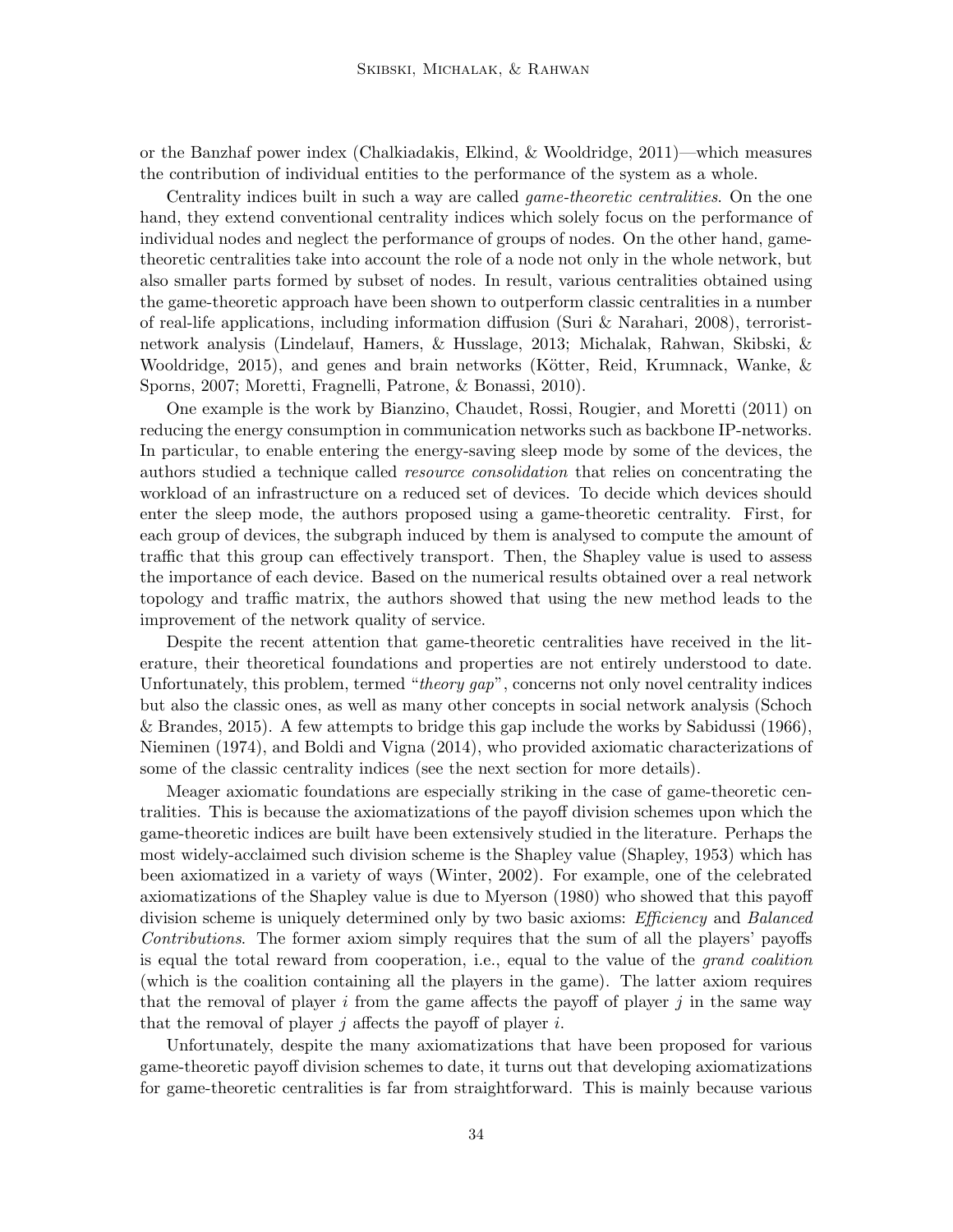or the Banzhaf power index (Chalkiadakis, Elkind, & Wooldridge, 2011)—which measures the contribution of individual entities to the performance of the system as a whole.

Centrality indices built in such a way are called *game-theoretic centralities*. On the one hand, they extend conventional centrality indices which solely focus on the performance of individual nodes and neglect the performance of groups of nodes. On the other hand, game-theoretic centralities take into account the role of a node not only in the whole network, but also smaller parts formed by subset of nodes. In result, various centralities obtained using the game-theoretic approach have been shown to outperform classic centralities in a number of real-life applications, including information diffusion (Suri & Narahari, 2008), terrorist-network analysis (Lindelauf, Hamers, & Husslage, 2013; Michalak, Rahwan, Skibski, & Wooldridge, 2015), and genes and brain networks (Kötter, Reid, Krumnack, Wanke, & Sporns, 2007; Moretti, Fragnelli, Patrone, & Bonassi, 2010).

One example is the work by Bianzino, Chaudet, Rossi, Rougier, and Moretti (2011) on reducing the energy consumption in communication networks such as backbone IP-networks. In particular, to enable entering the energy-saving sleep mode by some of the devices, the authors studied a technique called *resource consolidation* that relies on concentrating the workload of an infrastructure on a reduced set of devices. To decide which devices should enter the sleep mode, the authors proposed using a game-theoretic centrality. First, for each group of devices, the subgraph induced by them is analysed to compute the amount of traffic that this group can effectively transport. Then, the Shapley value is used to assess the importance of each device. Based on the numerical results obtained over a real network topology and traffic matrix, the authors showed that using the new method leads to the improvement of the network quality of service.

Despite the recent attention that game-theoretic centralities have received in the literature, their theoretical foundations and properties are not entirely understood to date. Unfortunately, this problem, termed "*theory gap*", concerns not only novel centrality indices but also the classic ones, as well as many other concepts in social network analysis (Schoch & Brandes, 2015). A few attempts to bridge this gap include the works by Sabidussi (1966), Nieminen (1974), and Boldi and Vigna (2014), who provided axiomatic characterizations of some of the classic centrality indices (see the next section for more details).

Meager axiomatic foundations are especially striking in the case of game-theoretic centralities. This is because the axiomatizations of the payoff division schemes upon which the game-theoretic indices are built have been extensively studied in the literature. Perhaps the most widely-acclaimed such division scheme is the Shapley value (Shapley, 1953) which has been axiomatized in a variety of ways (Winter, 2002). For example, one of the celebrated axiomatizations of the Shapley value is due to Myerson (1980) who showed that this payoff division scheme is uniquely determined only by two basic axioms: *Efficiency* and *Balanced Contributions*. The former axiom simply requires that the sum of all the players' payoffs is equal the total reward from cooperation, i.e., equal to the value of the *grand coalition* (which is the coalition containing all the players in the game). The latter axiom requires that the removal of player $i$ from the game affects the payoff of player $j$ in the same way that the removal of player $j$ affects the payoff of player $i$.

Unfortunately, despite the many axiomatizations that have been proposed for various game-theoretic payoff division schemes to date, it turns out that developing axiomatizations for game-theoretic centralities is far from straightforward. This is mainly because various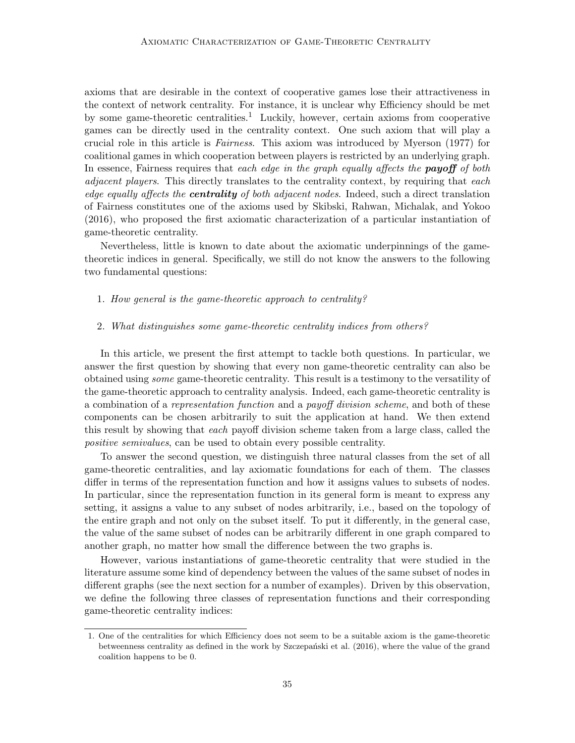axioms that are desirable in the context of cooperative games lose their attractiveness in the context of network centrality. For instance, it is unclear why Efficiency should be met by some game-theoretic centralities.[1] Luckily, however, certain axioms from cooperative games can be directly used in the centrality context. One such axiom that will play a crucial role in this article is *Fairness*. This axiom was introduced by Myerson (1977) for coalitional games in which cooperation between players is restricted by an underlying graph. In essence, Fairness requires that *each edge in the graph equally affects the* ***payoff*** *of both adjacent players*. This directly translates to the centrality context, by requiring that *each edge equally affects the* ***centrality*** *of both adjacent nodes*. Indeed, such a direct translation of Fairness constitutes one of the axioms used by Skibski, Rahwan, Michalak, and Yokoo (2016), who proposed the first axiomatic characterization of a particular instantiation of game-theoretic centrality.

Nevertheless, little is known to date about the axiomatic underpinnings of the game-theoretic indices in general. Specifically, we still do not know the answers to the following two fundamental questions:

1. *How general is the game-theoretic approach to centrality?*
2. *What distinguishes some game-theoretic centrality indices from others?*

In this article, we present the first attempt to tackle both questions. In particular, we answer the first question by showing that every non game-theoretic centrality can also be obtained using *some* game-theoretic centrality. This result is a testimony to the versatility of the game-theoretic approach to centrality analysis. Indeed, each game-theoretic centrality is a combination of a *representation function* and a *payoff division scheme*, and both of these components can be chosen arbitrarily to suit the application at hand. We then extend this result by showing that *each* payoff division scheme taken from a large class, called the *positive semivalues*, can be used to obtain every possible centrality.

To answer the second question, we distinguish three natural classes from the set of all game-theoretic centralities, and lay axiomatic foundations for each of them. The classes differ in terms of the representation function and how it assigns values to subsets of nodes. In particular, since the representation function in its general form is meant to express any setting, it assigns a value to any subset of nodes arbitrarily, i.e., based on the topology of the entire graph and not only on the subset itself. To put it differently, in the general case, the value of the same subset of nodes can be arbitrarily different in one graph compared to another graph, no matter how small the difference between the two graphs is.

However, various instantiations of game-theoretic centrality that were studied in the literature assume some kind of dependency between the values of the same subset of nodes in different graphs (see the next section for a number of examples). Driven by this observation, we define the following three classes of representation functions and their corresponding game-theoretic centrality indices:

1. One of the centralities for which Efficiency does not seem to be a suitable axiom is the game-theoretic betweenness centrality as defined in the work by Szczepański et al. (2016), where the value of the grand coalition happens to be 0.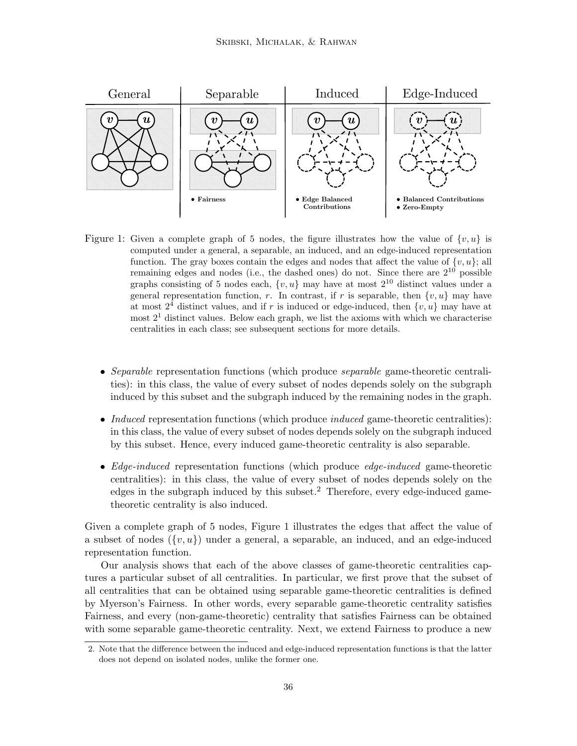General | Separable | Induced | Edge-Induced

- Fairness
- Edge Balanced Contributions
- Balanced Contributions
- Zero-Empty

Figure 1: Given a complete graph of 5 nodes, the figure illustrates how the value of $\{v, u\}$ is computed under a general, a separable, an induced, and an edge-induced representation function. The gray boxes contain the edges and nodes that affect the value of $\{v, u\}$; all remaining edges and nodes (i.e., the dashed ones) do not. Since there are $2^{10}$ possible graphs consisting of 5 nodes each, $\{v, u\}$ may have at most $2^{10}$ distinct values under a general representation function, $r$. In contrast, if $r$ is separable, then $\{v, u\}$ may have at most $2^4$ distinct values, and if $r$ is induced or edge-induced, then $\{v, u\}$ may have at most $2^1$ distinct values. Below each graph, we list the axioms with which we characterise centralities in each class; see subsequent sections for more details.

- *Separable* representation functions (which produce *separable* game-theoretic centralities): in this class, the value of every subset of nodes depends solely on the subgraph induced by this subset and the subgraph induced by the remaining nodes in the graph.
- *Induced* representation functions (which produce *induced* game-theoretic centralities): in this class, the value of every subset of nodes depends solely on the subgraph induced by this subset. Hence, every induced game-theoretic centrality is also separable.
- *Edge-induced* representation functions (which produce *edge-induced* game-theoretic centralities): in this class, the value of every subset of nodes depends solely on the edges in the subgraph induced by this subset.[2] Therefore, every edge-induced game-theoretic centrality is also induced.

Given a complete graph of 5 nodes, Figure 1 illustrates the edges that affect the value of a subset of nodes ($\{v, u\}$) under a general, a separable, an induced, and an edge-induced representation function.

Our analysis shows that each of the above classes of game-theoretic centralities captures a particular subset of all centralities. In particular, we first prove that the subset of all centralities that can be obtained using separable game-theoretic centralities is defined by Myerson's Fairness. In other words, every separable game-theoretic centrality satisfies Fairness, and every (non-game-theoretic) centrality that satisfies Fairness can be obtained with some separable game-theoretic centrality. Next, we extend Fairness to produce a new

2. Note that the difference between the induced and edge-induced representation functions is that the latter does not depend on isolated nodes, unlike the former one.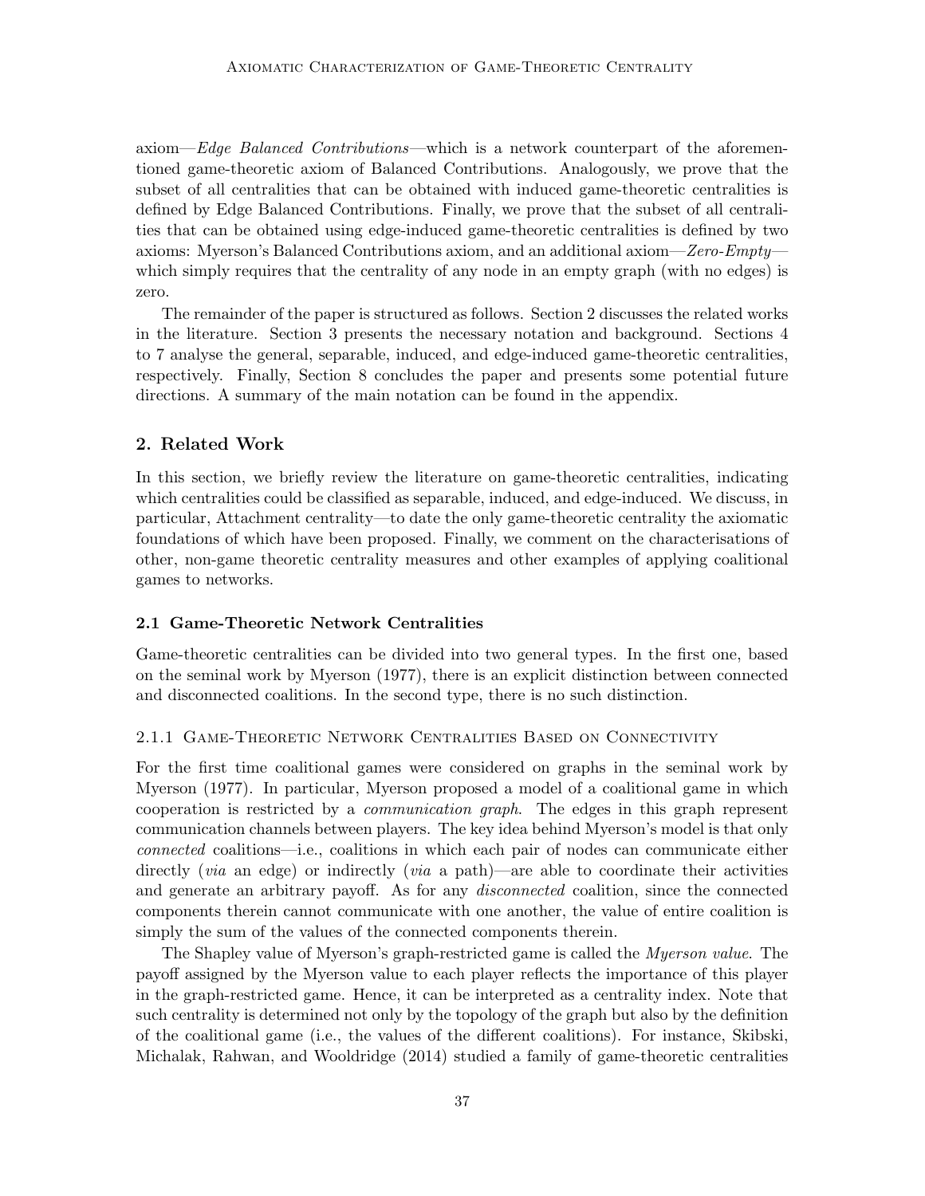axiom—*Edge Balanced Contributions*—which is a network counterpart of the aforementioned game-theoretic axiom of Balanced Contributions. Analogously, we prove that the subset of all centralities that can be obtained with induced game-theoretic centralities is defined by Edge Balanced Contributions. Finally, we prove that the subset of all centralities that can be obtained using edge-induced game-theoretic centralities is defined by two axioms: Myerson's Balanced Contributions axiom, and an additional axiom—*Zero-Empty*—which simply requires that the centrality of any node in an empty graph (with no edges) is zero.

The remainder of the paper is structured as follows. Section 2 discusses the related works in the literature. Section 3 presents the necessary notation and background. Sections 4 to 7 analyse the general, separable, induced, and edge-induced game-theoretic centralities, respectively. Finally, Section 8 concludes the paper and presents some potential future directions. A summary of the main notation can be found in the appendix.

## 2. Related Work

In this section, we briefly review the literature on game-theoretic centralities, indicating which centralities could be classified as separable, induced, and edge-induced. We discuss, in particular, Attachment centrality—to date the only game-theoretic centrality the axiomatic foundations of which have been proposed. Finally, we comment on the characterisations of other, non-game theoretic centrality measures and other examples of applying coalitional games to networks.

### 2.1 Game-Theoretic Network Centralities

Game-theoretic centralities can be divided into two general types. In the first one, based on the seminal work by Myerson (1977), there is an explicit distinction between connected and disconnected coalitions. In the second type, there is no such distinction.

#### 2.1.1 Game-Theoretic Network Centralities Based on Connectivity

For the first time coalitional games were considered on graphs in the seminal work by Myerson (1977). In particular, Myerson proposed a model of a coalitional game in which cooperation is restricted by a *communication graph*. The edges in this graph represent communication channels between players. The key idea behind Myerson's model is that only *connected* coalitions—i.e., coalitions in which each pair of nodes can communicate either directly (*via* an edge) or indirectly (*via* a path)—are able to coordinate their activities and generate an arbitrary payoff. As for any *disconnected* coalition, since the connected components therein cannot communicate with one another, the value of entire coalition is simply the sum of the values of the connected components therein.

The Shapley value of Myerson's graph-restricted game is called the *Myerson value*. The payoff assigned by the Myerson value to each player reflects the importance of this player in the graph-restricted game. Hence, it can be interpreted as a centrality index. Note that such centrality is determined not only by the topology of the graph but also by the definition of the coalitional game (i.e., the values of the different coalitions). For instance, Skibski, Michalak, Rahwan, and Wooldridge (2014) studied a family of game-theoretic centralities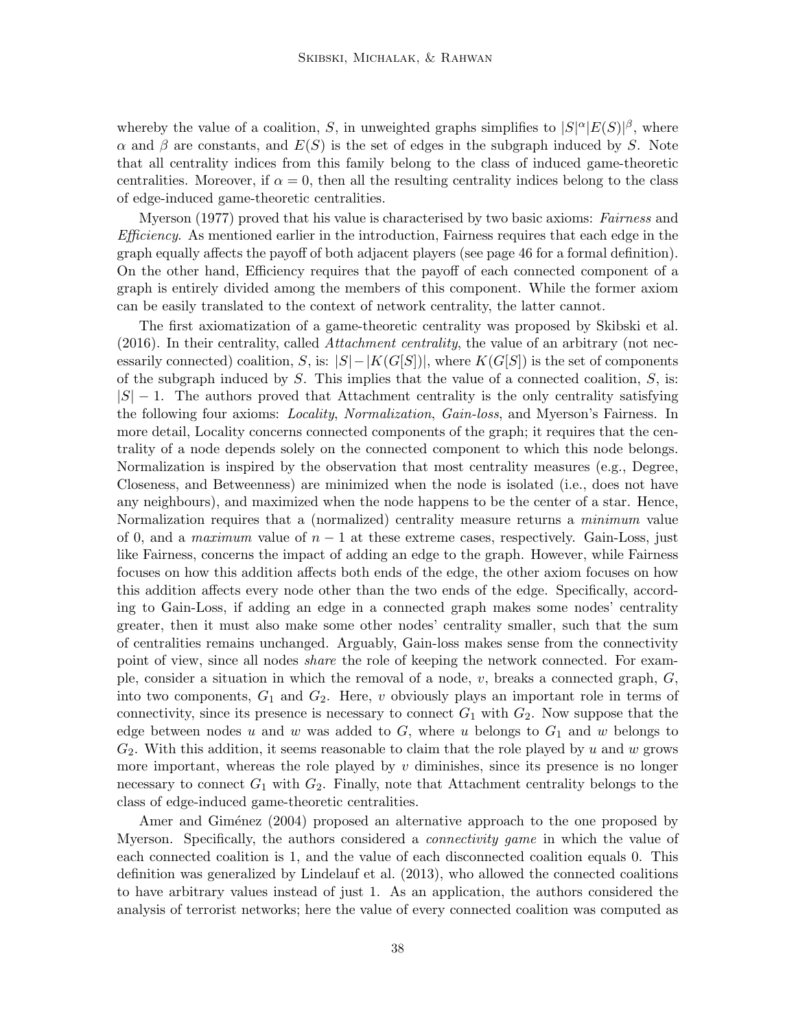whereby the value of a coalition, $S$, in unweighted graphs simplifies to $|S|^{\alpha}|E(S)|^{\beta}$, where $\alpha$ and $\beta$ are constants, and $E(S)$ is the set of edges in the subgraph induced by $S$. Note that all centrality indices from this family belong to the class of induced game-theoretic centralities. Moreover, if $\alpha = 0$, then all the resulting centrality indices belong to the class of edge-induced game-theoretic centralities.

Myerson (1977) proved that his value is characterised by two basic axioms: *Fairness* and *Efficiency*. As mentioned earlier in the introduction, Fairness requires that each edge in the graph equally affects the payoff of both adjacent players (see page 46 for a formal definition). On the other hand, Efficiency requires that the payoff of each connected component of a graph is entirely divided among the members of this component. While the former axiom can be easily translated to the context of network centrality, the latter cannot.

The first axiomatization of a game-theoretic centrality was proposed by Skibski et al. (2016). In their centrality, called *Attachment centrality*, the value of an arbitrary (not necessarily connected) coalition, $S$, is: $|S| - |K(G[S])|$, where $K(G[S])$ is the set of components of the subgraph induced by $S$. This implies that the value of a connected coalition, $S$, is: $|S| - 1$. The authors proved that Attachment centrality is the only centrality satisfying the following four axioms: *Locality*, *Normalization*, *Gain-loss*, and Myerson's Fairness. In more detail, Locality concerns connected components of the graph; it requires that the centrality of a node depends solely on the connected component to which this node belongs. Normalization is inspired by the observation that most centrality measures (e.g., Degree, Closeness, and Betweenness) are minimized when the node is isolated (i.e., does not have any neighbours), and maximized when the node happens to be the center of a star. Hence, Normalization requires that a (normalized) centrality measure returns a *minimum* value of 0, and a *maximum* value of $n - 1$ at these extreme cases, respectively. Gain-Loss, just like Fairness, concerns the impact of adding an edge to the graph. However, while Fairness focuses on how this addition affects both ends of the edge, the other axiom focuses on how this addition affects every node other than the two ends of the edge. Specifically, according to Gain-Loss, if adding an edge in a connected graph makes some nodes' centrality greater, then it must also make some other nodes' centrality smaller, such that the sum of centralities remains unchanged. Arguably, Gain-loss makes sense from the connectivity point of view, since all nodes *share* the role of keeping the network connected. For example, consider a situation in which the removal of a node, $v$, breaks a connected graph, $G$, into two components, $G_1$ and $G_2$. Here, $v$ obviously plays an important role in terms of connectivity, since its presence is necessary to connect $G_1$ with $G_2$. Now suppose that the edge between nodes $u$ and $w$ was added to $G$, where $u$ belongs to $G_1$ and $w$ belongs to $G_2$. With this addition, it seems reasonable to claim that the role played by $u$ and $w$ grows more important, whereas the role played by $v$ diminishes, since its presence is no longer necessary to connect $G_1$ with $G_2$. Finally, note that Attachment centrality belongs to the class of edge-induced game-theoretic centralities.

Amer and Giménez (2004) proposed an alternative approach to the one proposed by Myerson. Specifically, the authors considered a *connectivity game* in which the value of each connected coalition is 1, and the value of each disconnected coalition equals 0. This definition was generalized by Lindelauf et al. (2013), who allowed the connected coalitions to have arbitrary values instead of just 1. As an application, the authors considered the analysis of terrorist networks; here the value of every connected coalition was computed as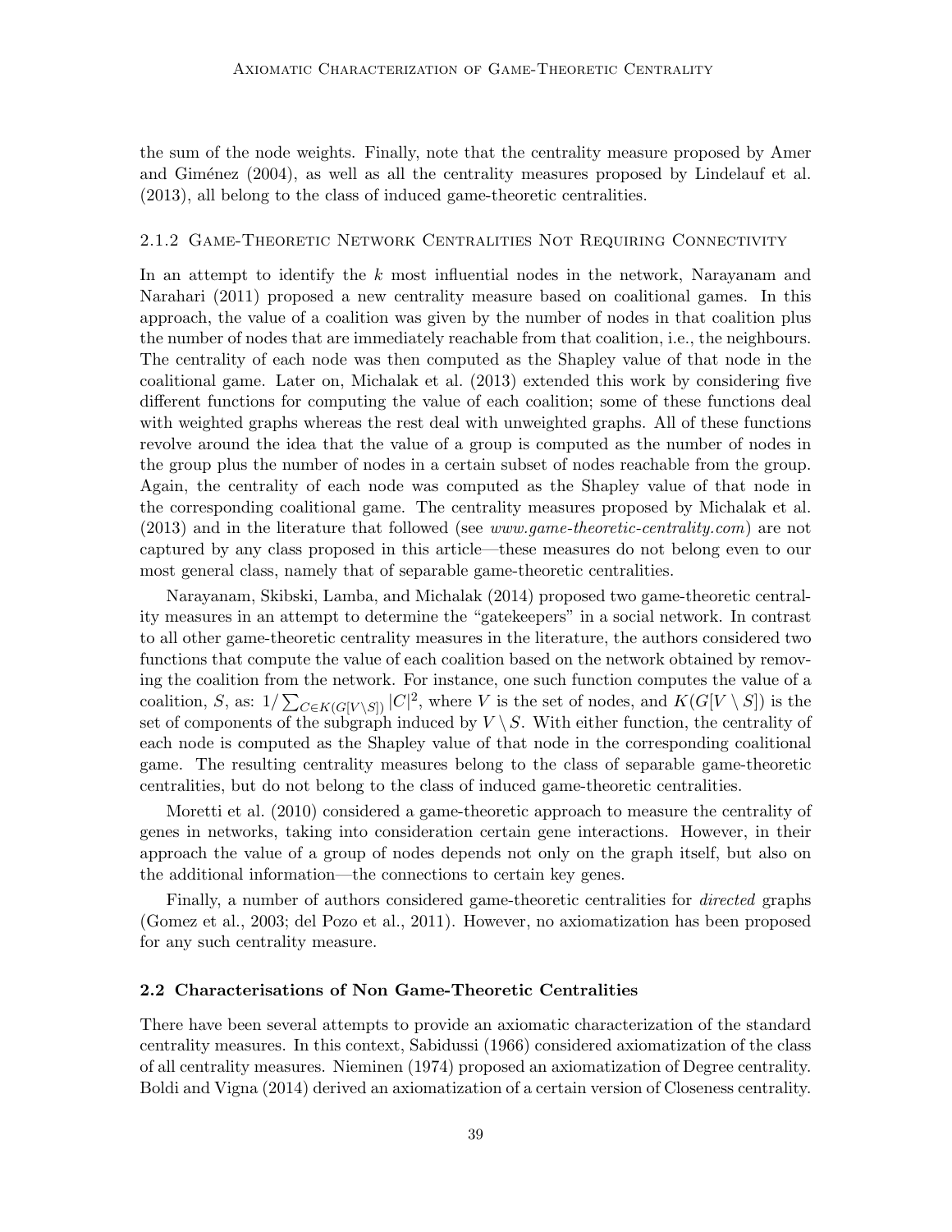the sum of the node weights. Finally, note that the centrality measure proposed by Amer and Giménez (2004), as well as all the centrality measures proposed by Lindelauf et al. (2013), all belong to the class of induced game-theoretic centralities.

#### 2.1.2 Game-Theoretic Network Centralities Not Requiring Connectivity

In an attempt to identify the $k$ most influential nodes in the network, Narayanam and Narahari (2011) proposed a new centrality measure based on coalitional games. In this approach, the value of a coalition was given by the number of nodes in that coalition plus the number of nodes that are immediately reachable from that coalition, i.e., the neighbours. The centrality of each node was then computed as the Shapley value of that node in the coalitional game. Later on, Michalak et al. (2013) extended this work by considering five different functions for computing the value of each coalition; some of these functions deal with weighted graphs whereas the rest deal with unweighted graphs. All of these functions revolve around the idea that the value of a group is computed as the number of nodes in the group plus the number of nodes in a certain subset of nodes reachable from the group. Again, the centrality of each node was computed as the Shapley value of that node in the corresponding coalitional game. The centrality measures proposed by Michalak et al. (2013) and in the literature that followed (see *www.game-theoretic-centrality.com*) are not captured by any class proposed in this article—these measures do not belong even to our most general class, namely that of separable game-theoretic centralities.

Narayanam, Skibski, Lamba, and Michalak (2014) proposed two game-theoretic centrality measures in an attempt to determine the "gatekeepers" in a social network. In contrast to all other game-theoretic centrality measures in the literature, the authors considered two functions that compute the value of each coalition based on the network obtained by removing the coalition from the network. For instance, one such function computes the value of a coalition, $S$, as: $1/\sum_{C\in K(G[V\setminus S])}|C|^2$, where $V$ is the set of nodes, and $K(G[V \setminus S])$ is the set of components of the subgraph induced by $V \setminus S$. With either function, the centrality of each node is computed as the Shapley value of that node in the corresponding coalitional game. The resulting centrality measures belong to the class of separable game-theoretic centralities, but do not belong to the class of induced game-theoretic centralities.

Moretti et al. (2010) considered a game-theoretic approach to measure the centrality of genes in networks, taking into consideration certain gene interactions. However, in their approach the value of a group of nodes depends not only on the graph itself, but also on the additional information—the connections to certain key genes.

Finally, a number of authors considered game-theoretic centralities for *directed* graphs (Gomez et al., 2003; del Pozo et al., 2011). However, no axiomatization has been proposed for any such centrality measure.

### 2.2 Characterisations of Non Game-Theoretic Centralities

There have been several attempts to provide an axiomatic characterization of the standard centrality measures. In this context, Sabidussi (1966) considered axiomatization of the class of all centrality measures. Nieminen (1974) proposed an axiomatization of Degree centrality. Boldi and Vigna (2014) derived an axiomatization of a certain version of Closeness centrality.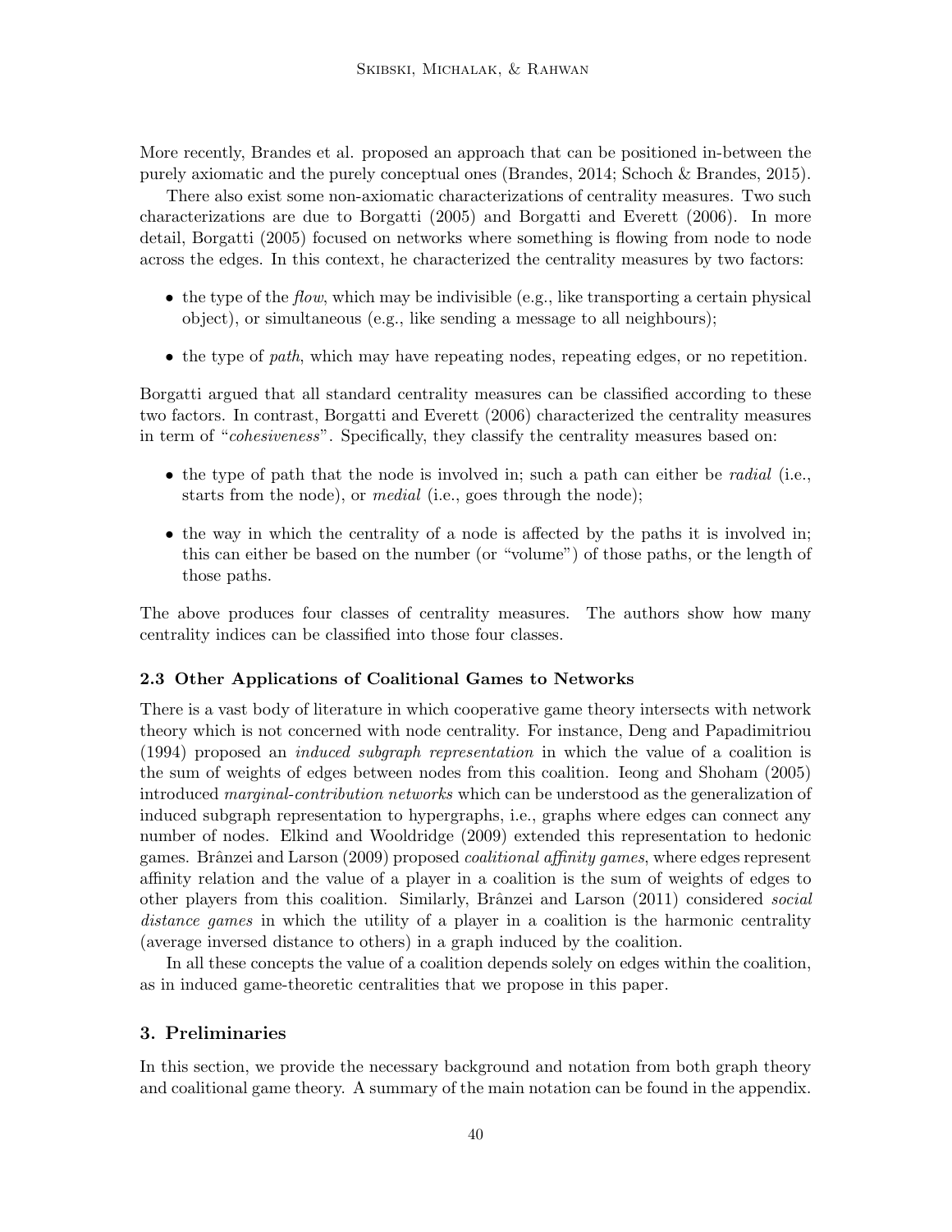More recently, Brandes et al. proposed an approach that can be positioned in-between the purely axiomatic and the purely conceptual ones (Brandes, 2014; Schoch & Brandes, 2015).

There also exist some non-axiomatic characterizations of centrality measures. Two such characterizations are due to Borgatti (2005) and Borgatti and Everett (2006). In more detail, Borgatti (2005) focused on networks where something is flowing from node to node across the edges. In this context, he characterized the centrality measures by two factors:

- the type of the *flow*, which may be indivisible (e.g., like transporting a certain physical object), or simultaneous (e.g., like sending a message to all neighbours);
- the type of *path*, which may have repeating nodes, repeating edges, or no repetition.

Borgatti argued that all standard centrality measures can be classified according to these two factors. In contrast, Borgatti and Everett (2006) characterized the centrality measures in term of "*cohesiveness*". Specifically, they classify the centrality measures based on:

- the type of path that the node is involved in; such a path can either be *radial* (i.e., starts from the node), or *medial* (i.e., goes through the node);
- the way in which the centrality of a node is affected by the paths it is involved in; this can either be based on the number (or "volume") of those paths, or the length of those paths.

The above produces four classes of centrality measures. The authors show how many centrality indices can be classified into those four classes.

### 2.3 Other Applications of Coalitional Games to Networks

There is a vast body of literature in which cooperative game theory intersects with network theory which is not concerned with node centrality. For instance, Deng and Papadimitriou (1994) proposed an *induced subgraph representation* in which the value of a coalition is the sum of weights of edges between nodes from this coalition. Ieong and Shoham (2005) introduced *marginal-contribution networks* which can be understood as the generalization of induced subgraph representation to hypergraphs, i.e., graphs where edges can connect any number of nodes. Elkind and Wooldridge (2009) extended this representation to hedonic games. Brânzei and Larson (2009) proposed *coalitional affinity games*, where edges represent affinity relation and the value of a player in a coalition is the sum of weights of edges to other players from this coalition. Similarly, Brânzei and Larson (2011) considered *social distance games* in which the utility of a player in a coalition is the harmonic centrality (average inversed distance to others) in a graph induced by the coalition.

In all these concepts the value of a coalition depends solely on edges within the coalition, as in induced game-theoretic centralities that we propose in this paper.

## 3. Preliminaries

In this section, we provide the necessary background and notation from both graph theory and coalitional game theory. A summary of the main notation can be found in the appendix.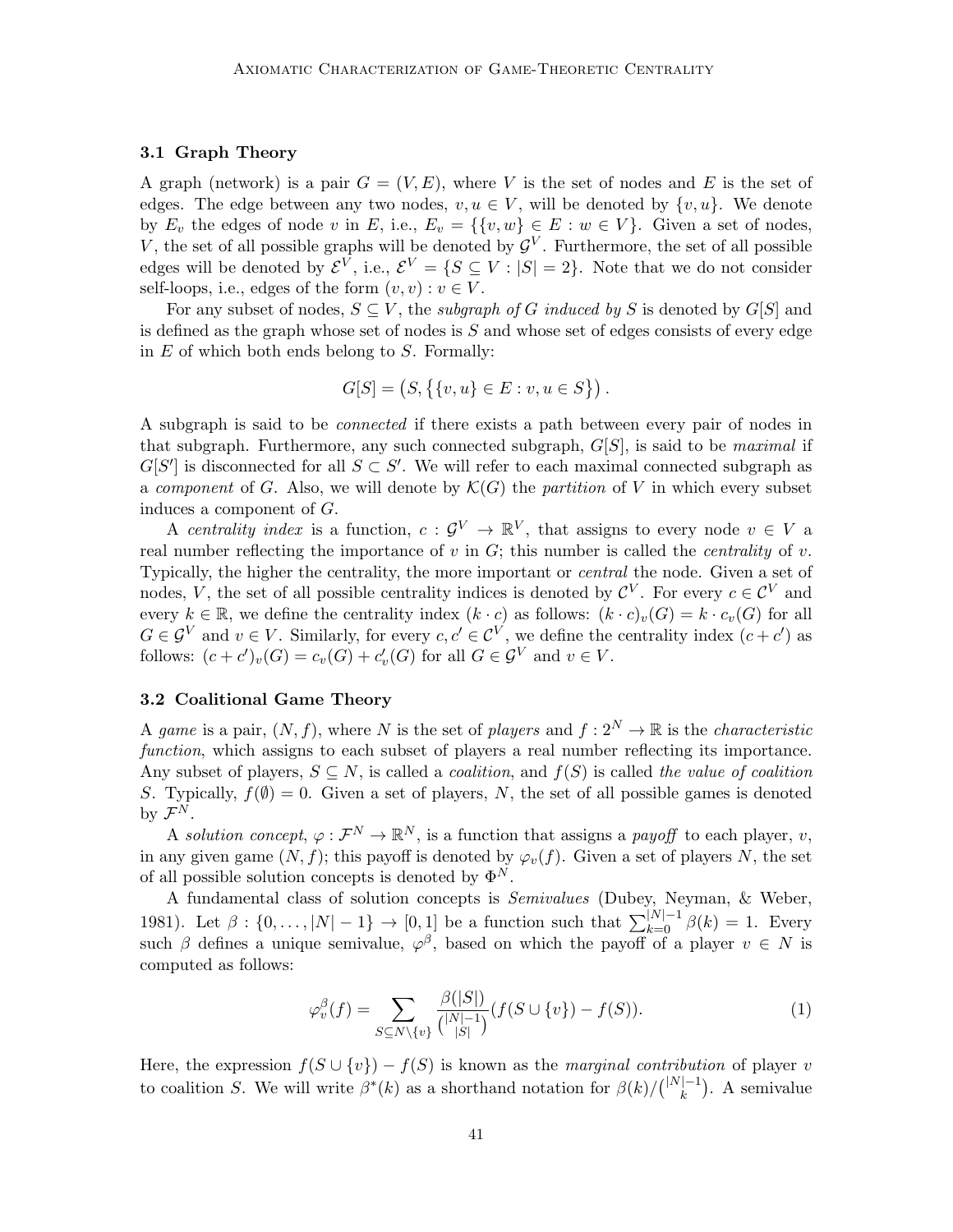### 3.1 Graph Theory

A graph (network) is a pair $G = (V, E)$, where $V$ is the set of nodes and $E$ is the set of edges. The edge between any two nodes, $v, u \in V$, will be denoted by $\{v, u\}$. We denote by $E_v$ the edges of node $v$ in $E$, i.e., $E_v = \{\{v, w\} \in E : w \in V\}$. Given a set of nodes, $V$, the set of all possible graphs will be denoted by $\mathcal{G}^V$. Furthermore, the set of all possible edges will be denoted by $\mathcal{E}^V$, i.e., $\mathcal{E}^V = \{S \subseteq V : |S| = 2\}$. Note that we do not consider self-loops, i.e., edges of the form $(v, v) : v \in V$.

For any subset of nodes, $S \subseteq V$, the *subgraph of $G$ induced by $S$* is denoted by $G[S]$ and is defined as the graph whose set of nodes is $S$ and whose set of edges consists of every edge in $E$ of which both ends belong to $S$. Formally:

$$G[S] = \big(S, \big\{\{v, u\} \in E : v, u \in S\big\}\big).$$

A subgraph is said to be *connected* if there exists a path between every pair of nodes in that subgraph. Furthermore, any such connected subgraph, $G[S]$, is said to be *maximal* if $G[S']$ is disconnected for all $S \subset S'$. We will refer to each maximal connected subgraph as a *component* of $G$. Also, we will denote by $\mathcal{K}(G)$ the *partition* of $V$ in which every subset induces a component of $G$.

A *centrality index* is a function, $c : \mathcal{G}^V \to \mathbb{R}^V$, that assigns to every node $v \in V$ a real number reflecting the importance of $v$ in $G$; this number is called the *centrality* of $v$. Typically, the higher the centrality, the more important or *central* the node. Given a set of nodes, $V$, the set of all possible centrality indices is denoted by $\mathcal{C}^V$. For every $c \in \mathcal{C}^V$ and every $k \in \mathbb{R}$, we define the centrality index $(k \cdot c)$ as follows: $(k \cdot c)_v(G) = k \cdot c_v(G)$ for all $G \in \mathcal{G}^V$ and $v \in V$. Similarly, for every $c, c' \in \mathcal{C}^V$, we define the centrality index $(c + c')$ as follows: $(c + c')_v(G) = c_v(G) + c'_v(G)$ for all $G \in \mathcal{G}^V$ and $v \in V$.

### 3.2 Coalitional Game Theory

A *game* is a pair, $(N, f)$, where $N$ is the set of *players* and $f : 2^N \to \mathbb{R}$ is the *characteristic function*, which assigns to each subset of players a real number reflecting its importance. Any subset of players, $S \subseteq N$, is called a *coalition*, and $f(S)$ is called *the value of coalition* $S$. Typically, $f(\emptyset) = 0$. Given a set of players, $N$, the set of all possible games is denoted by $\mathcal{F}^N$.

A *solution concept*, $\varphi : \mathcal{F}^N \to \mathbb{R}^N$, is a function that assigns a *payoff* to each player, $v$, in any given game $(N, f)$; this payoff is denoted by $\varphi_v(f)$. Given a set of players $N$, the set of all possible solution concepts is denoted by $\Phi^N$.

A fundamental class of solution concepts is *Semivalues* (Dubey, Neyman, & Weber, 1981). Let $\beta : \{0, \ldots, |N| - 1\} \to [0, 1]$ be a function such that $\sum_{k=0}^{|N|-1} \beta(k) = 1$. Every such $\beta$ defines a unique semivalue, $\varphi^\beta$, based on which the payoff of a player $v \in N$ is computed as follows:

$$\varphi^\beta_v(f) = \sum_{S \subseteq N \setminus \{v\}} \frac{\beta(|S|)}{\binom{|N|-1}{|S|}} (f(S \cup \{v\}) - f(S)). \tag{1}$$

Here, the expression $f(S \cup \{v\}) - f(S)$ is known as the *marginal contribution* of player $v$ to coalition $S$. We will write $\beta^*(k)$ as a shorthand notation for $\beta(k)/\binom{|N|-1}{k}$. A semivalue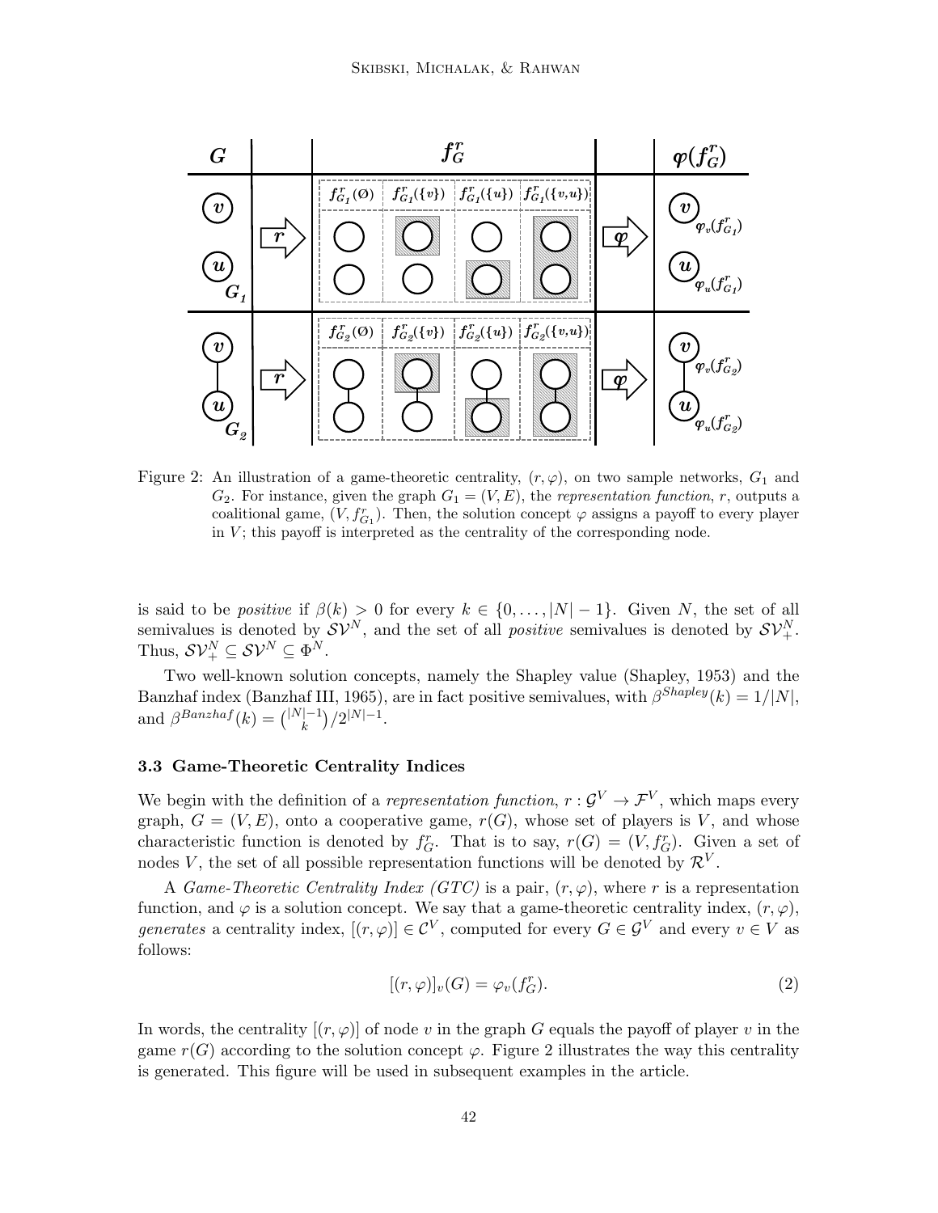Figure 2: An illustration of a game-theoretic centrality, $(r, \varphi)$, on two sample networks, $G_1$ and $G_2$. For instance, given the graph $G_1 = (V, E)$, the *representation function*, $r$, outputs a coalitional game, $(V, f^r_{G_1})$. Then, the solution concept $\varphi$ assigns a payoff to every player in $V$; this payoff is interpreted as the centrality of the corresponding node.

is said to be *positive* if $\beta(k) > 0$ for every $k \in \{0, \ldots, |N| - 1\}$. Given $N$, the set of all semivalues is denoted by $\mathcal{SV}^N$, and the set of all *positive* semivalues is denoted by $\mathcal{SV}^N_+$. Thus, $\mathcal{SV}^N_+ \subseteq \mathcal{SV}^N \subseteq \Phi^N$.

Two well-known solution concepts, namely the Shapley value (Shapley, 1953) and the Banzhaf index (Banzhaf III, 1965), are in fact positive semivalues, with $\beta^{Shapley}(k) = 1/|N|$, and $\beta^{Banzhaf}(k) = \binom{|N|-1}{k}/2^{|N|-1}$.

### 3.3 Game-Theoretic Centrality Indices

We begin with the definition of a *representation function*, $r : \mathcal{G}^V \to \mathcal{F}^V$, which maps every graph, $G = (V, E)$, onto a cooperative game, $r(G)$, whose set of players is $V$, and whose characteristic function is denoted by $f^r_G$. That is to say, $r(G) = (V, f^r_G)$. Given a set of nodes $V$, the set of all possible representation functions will be denoted by $\mathcal{R}^V$.

A *Game-Theoretic Centrality Index (GTC)* is a pair, $(r, \varphi)$, where $r$ is a representation function, and $\varphi$ is a solution concept. We say that a game-theoretic centrality index, $(r, \varphi)$, *generates* a centrality index, $[(r, \varphi)] \in \mathcal{C}^V$, computed for every $G \in \mathcal{G}^V$ and every $v \in V$ as follows:

$$[(r, \varphi)]_v(G) = \varphi_v(f^r_G). \tag{2}$$

In words, the centrality $[(r, \varphi)]$ of node $v$ in the graph $G$ equals the payoff of player $v$ in the game $r(G)$ according to the solution concept $\varphi$. Figure 2 illustrates the way this centrality is generated. This figure will be used in subsequent examples in the article.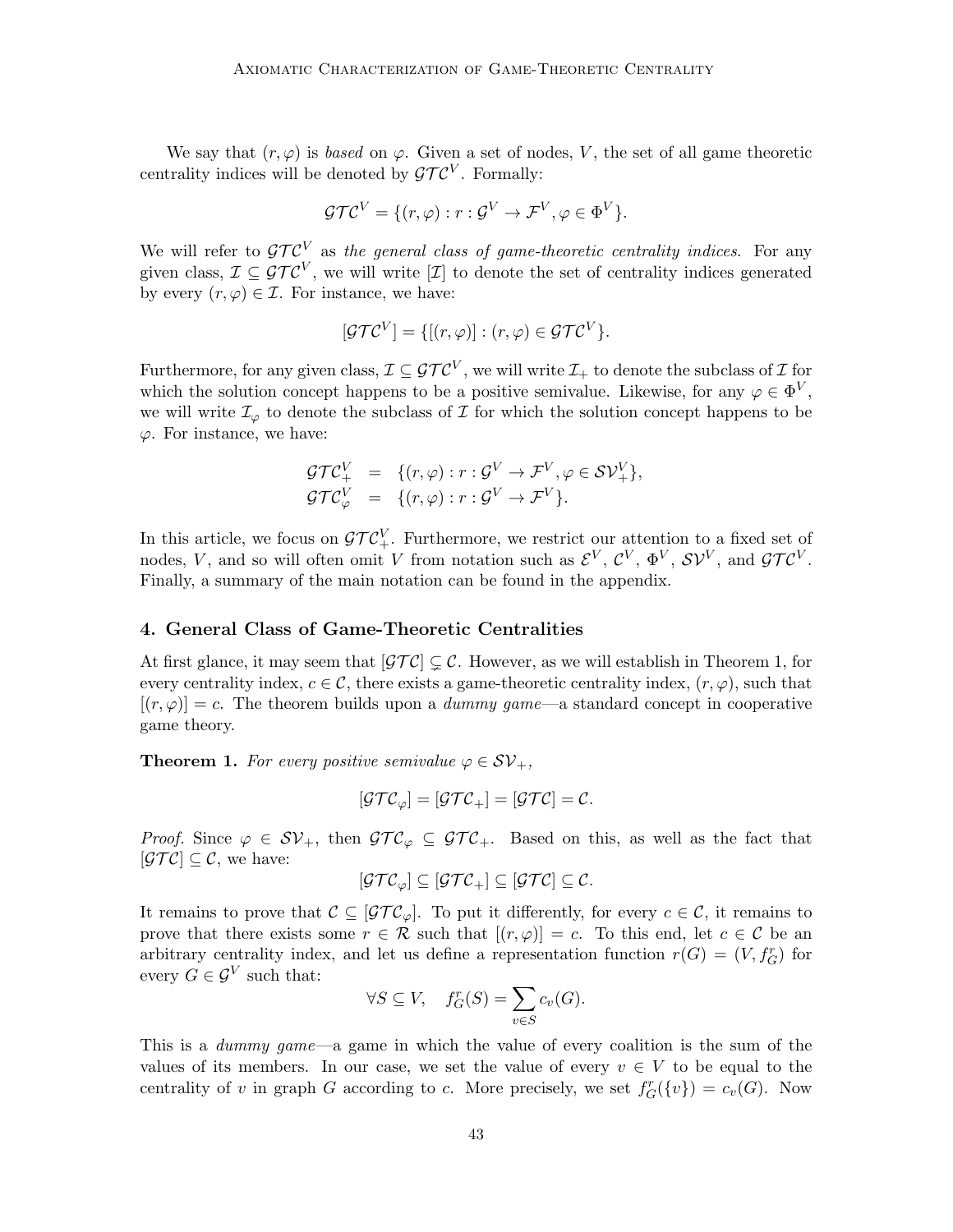We say that $(r, \varphi)$ is *based* on $\varphi$. Given a set of nodes, $V$, the set of all game theoretic centrality indices will be denoted by $\mathcal{GTC}^V$. Formally:

$$\mathcal{GTC}^V = \{(r, \varphi) : r : \mathcal{G}^V \to \mathcal{F}^V, \varphi \in \Phi^V\}.$$

We will refer to $\mathcal{GTC}^V$ as *the general class of game-theoretic centrality indices.* For any given class, $\mathcal{I} \subseteq \mathcal{GTC}^V$, we will write $[\mathcal{I}]$ to denote the set of centrality indices generated by every $(r, \varphi) \in \mathcal{I}$. For instance, we have:

$$[\mathcal{GTC}^V] = \{[(r, \varphi)] : (r, \varphi) \in \mathcal{GTC}^V\}.$$

Furthermore, for any given class, $\mathcal{I} \subseteq \mathcal{GTC}^V$, we will write $\mathcal{I}_+$ to denote the subclass of $\mathcal{I}$ for which the solution concept happens to be a positive semivalue. Likewise, for any $\varphi \in \Phi^V$, we will write $\mathcal{I}_\varphi$ to denote the subclass of $\mathcal{I}$ for which the solution concept happens to be $\varphi$. For instance, we have:

$$\begin{aligned}
\mathcal{GTC}_+^V &= \{(r, \varphi) : r : \mathcal{G}^V \to \mathcal{F}^V, \varphi \in \mathcal{SV}_+^V\}, \\
\mathcal{GTC}_\varphi^V &= \{(r, \varphi) : r : \mathcal{G}^V \to \mathcal{F}^V\}.
\end{aligned}$$

In this article, we focus on $\mathcal{GTC}_+^V$. Furthermore, we restrict our attention to a fixed set of nodes, $V$, and so will often omit $V$ from notation such as $\mathcal{E}^V$, $\mathcal{C}^V$, $\Phi^V$, $\mathcal{SV}^V$, and $\mathcal{GTC}^V$. Finally, a summary of the main notation can be found in the appendix.

## 4. General Class of Game-Theoretic Centralities

At first glance, it may seem that $[\mathcal{GTC}] \subsetneq \mathcal{C}$. However, as we will establish in Theorem 1, for every centrality index, $c \in \mathcal{C}$, there exists a game-theoretic centrality index, $(r, \varphi)$, such that $[(r, \varphi)] = c$. The theorem builds upon a *dummy game*—a standard concept in cooperative game theory.

**Theorem 1.** *For every positive semivalue $\varphi \in \mathcal{SV}_+$,*

$$[\mathcal{GTC}_\varphi] = [\mathcal{GTC}_+] = [\mathcal{GTC}] = \mathcal{C}.$$

*Proof.* Since $\varphi \in \mathcal{SV}_+$, then $\mathcal{GTC}_\varphi \subseteq \mathcal{GTC}_+$. Based on this, as well as the fact that $[\mathcal{GTC}] \subseteq \mathcal{C}$, we have:

$$[\mathcal{GTC}_\varphi] \subseteq [\mathcal{GTC}_+] \subseteq [\mathcal{GTC}] \subseteq \mathcal{C}.$$

It remains to prove that $\mathcal{C} \subseteq [\mathcal{GTC}_\varphi]$. To put it differently, for every $c \in \mathcal{C}$, it remains to prove that there exists some $r \in \mathcal{R}$ such that $[(r, \varphi)] = c$. To this end, let $c \in \mathcal{C}$ be an arbitrary centrality index, and let us define a representation function $r(G) = (V, f_G^r)$ for every $G \in \mathcal{G}^V$ such that:

$$\forall S \subseteq V, \quad f_G^r(S) = \sum_{v \in S} c_v(G).$$

This is a *dummy game*—a game in which the value of every coalition is the sum of the values of its members. In our case, we set the value of every $v \in V$ to be equal to the centrality of $v$ in graph $G$ according to $c$. More precisely, we set $f_G^r(\{v\}) = c_v(G)$. Now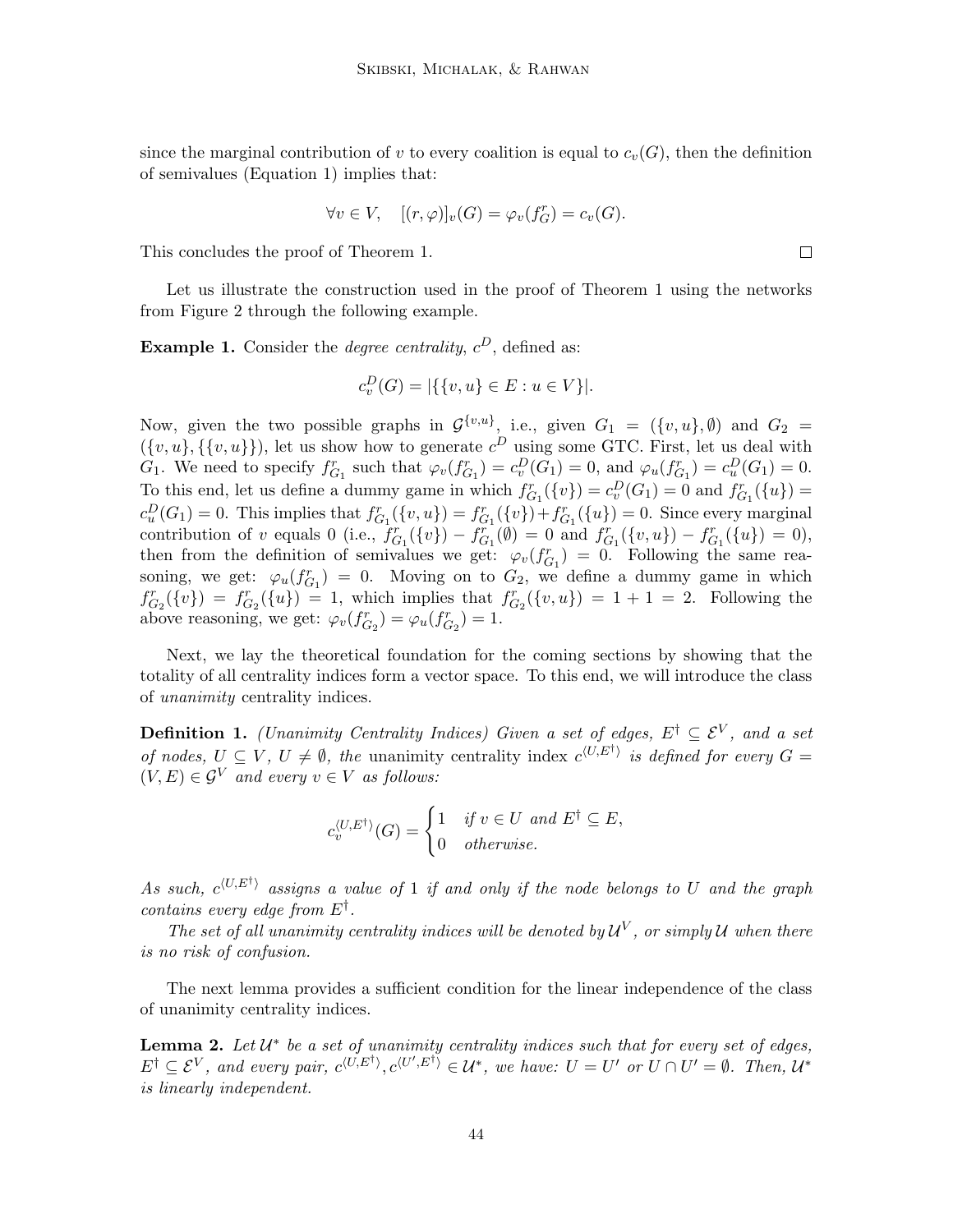since the marginal contribution of $v$ to every coalition is equal to $c_v(G)$, then the definition of semivalues (Equation 1) implies that:

$$\forall v \in V, \quad [(r, \varphi)]_v(G) = \varphi_v(f_G^r) = c_v(G).$$

This concludes the proof of Theorem 1. $\square$

Let us illustrate the construction used in the proof of Theorem 1 using the networks from Figure 2 through the following example.

**Example 1.** Consider the *degree centrality*, $c^D$, defined as:

$$c_v^D(G) = |\{\{v, u\} \in E : u \in V\}|.$$

Now, given the two possible graphs in $\mathcal{G}^{\{v,u\}}$, i.e., given $G_1 = (\{v, u\}, \emptyset)$ and $G_2 = (\{v, u\}, \{\{v, u\}\})$, let us show how to generate $c^D$ using some GTC. First, let us deal with $G_1$. We need to specify $f_{G_1}^r$ such that $\varphi_v(f_{G_1}^r) = c_v^D(G_1) = 0$, and $\varphi_u(f_{G_1}^r) = c_u^D(G_1) = 0$. To this end, let us define a dummy game in which $f_{G_1}^r(\{v\}) = c_v^D(G_1) = 0$ and $f_{G_1}^r(\{u\}) = c_u^D(G_1) = 0$. This implies that $f_{G_1}^r(\{v, u\}) = f_{G_1}^r(\{v\}) + f_{G_1}^r(\{u\}) = 0$. Since every marginal contribution of $v$ equals 0 (i.e., $f_{G_1}^r(\{v\}) - f_{G_1}^r(\emptyset) = 0$ and $f_{G_1}^r(\{v, u\}) - f_{G_1}^r(\{u\}) = 0$), then from the definition of semivalues we get: $\varphi_v(f_{G_1}^r) = 0$. Following the same reasoning, we get: $\varphi_u(f_{G_1}^r) = 0$. Moving on to $G_2$, we define a dummy game in which $f_{G_2}^r(\{v\}) = f_{G_2}^r(\{u\}) = 1$, which implies that $f_{G_2}^r(\{v, u\}) = 1 + 1 = 2$. Following the above reasoning, we get: $\varphi_v(f_{G_2}^r) = \varphi_u(f_{G_2}^r) = 1$.

Next, we lay the theoretical foundation for the coming sections by showing that the totality of all centrality indices form a vector space. To this end, we will introduce the class of *unanimity* centrality indices.

**Definition 1.** *(Unanimity Centrality Indices) Given a set of edges, $E^\dagger \subseteq \mathcal{E}^V$, and a set of nodes, $U \subseteq V$, $U \neq \emptyset$, the* unanimity centrality index $c^{\langle U, E^\dagger \rangle}$ *is defined for every $G = (V, E) \in \mathcal{G}^V$ and every $v \in V$ as follows:*

$$c_v^{\langle U, E^\dagger \rangle}(G) = \begin{cases} 1 & \text{if } v \in U \text{ and } E^\dagger \subseteq E, \\ 0 & \text{otherwise.} \end{cases}$$

*As such, $c^{\langle U, E^\dagger \rangle}$ assigns a value of 1 if and only if the node belongs to $U$ and the graph contains every edge from $E^\dagger$.*

*The set of all unanimity centrality indices will be denoted by $\mathcal{U}^V$, or simply $\mathcal{U}$ when there is no risk of confusion.*

The next lemma provides a sufficient condition for the linear independence of the class of unanimity centrality indices.

**Lemma 2.** *Let $\mathcal{U}^*$ be a set of unanimity centrality indices such that for every set of edges, $E^\dagger \subseteq \mathcal{E}^V$, and every pair, $c^{\langle U, E^\dagger \rangle}, c^{\langle U', E^\dagger \rangle} \in \mathcal{U}^*$, we have: $U = U'$ or $U \cap U' = \emptyset$. Then, $\mathcal{U}^*$ is linearly independent.*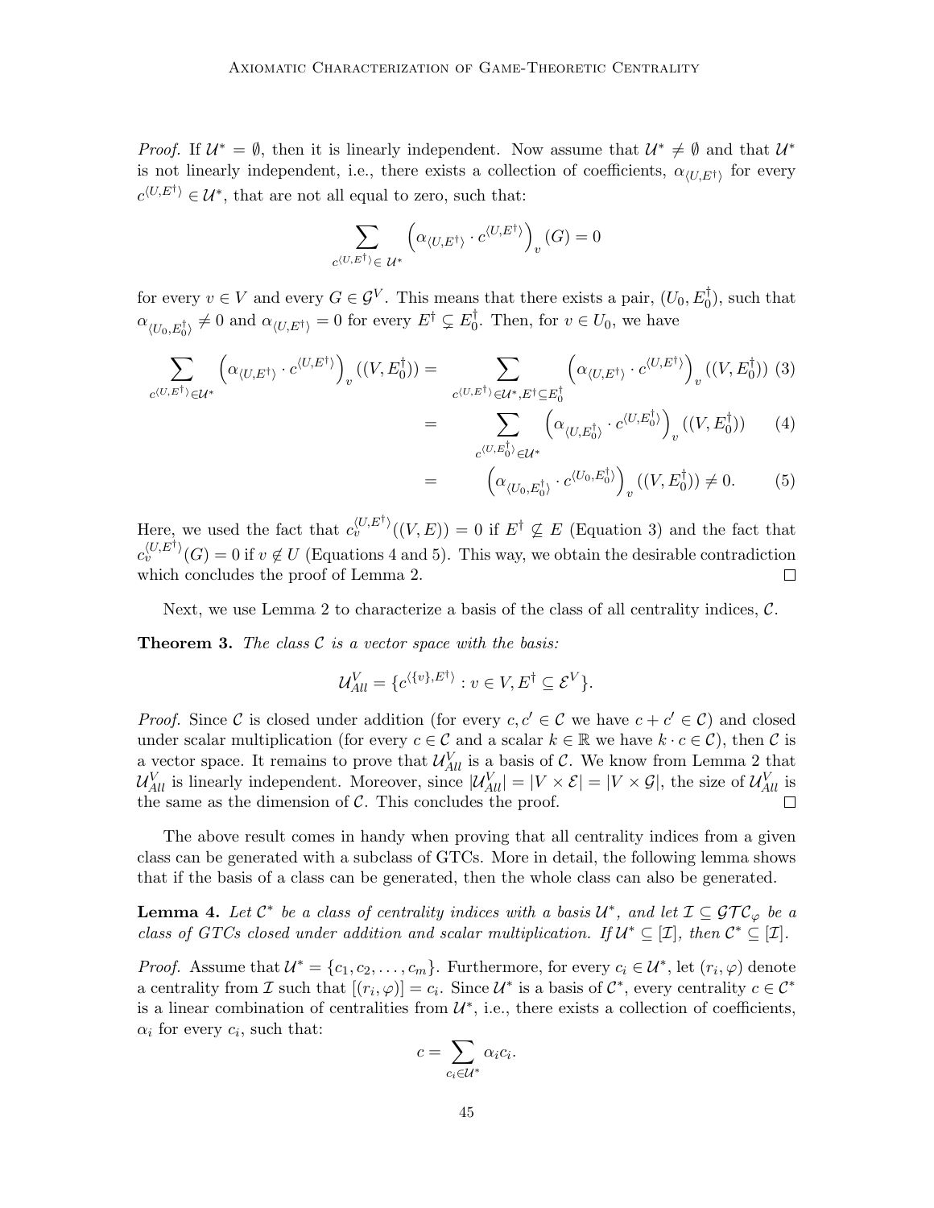*Proof.* If $\mathcal{U}^* = \emptyset$, then it is linearly independent. Now assume that $\mathcal{U}^* \neq \emptyset$ and that $\mathcal{U}^*$ is not linearly independent, i.e., there exists a collection of coefficients, $\alpha_{\langle U,E^\dagger \rangle}$ for every $c^{\langle U,E^\dagger \rangle} \in \mathcal{U}^*$, that are not all equal to zero, such that:

$$\sum_{c^{\langle U,E^\dagger \rangle} \in \mathcal{U}^*} \left( \alpha_{\langle U,E^\dagger \rangle} \cdot c^{\langle U,E^\dagger \rangle} \right)_v (G) = 0$$

for every $v \in V$ and every $G \in \mathcal{G}^V$. This means that there exists a pair, $(U_0, E^\dagger_0)$, such that $\alpha_{\langle U_0,E^\dagger_0 \rangle} \neq 0$ and $\alpha_{\langle U,E^\dagger \rangle} = 0$ for every $E^\dagger \subsetneq E^\dagger_0$. Then, for $v \in U_0$, we have

$$\sum_{c^{\langle U,E^\dagger \rangle} \in \mathcal{U}^*} \left( \alpha_{\langle U,E^\dagger \rangle} \cdot c^{\langle U,E^\dagger \rangle} \right)_v ((V, E^\dagger_0)) = \sum_{c^{\langle U,E^\dagger \rangle} \in \mathcal{U}^*, E^\dagger \subseteq E^\dagger_0} \left( \alpha_{\langle U,E^\dagger \rangle} \cdot c^{\langle U,E^\dagger \rangle} \right)_v ((V, E^\dagger_0)) \quad (3)$$

$$= \sum_{c^{\langle U,E^\dagger_0 \rangle} \in \mathcal{U}^*} \left( \alpha_{\langle U,E^\dagger_0 \rangle} \cdot c^{\langle U,E^\dagger_0 \rangle} \right)_v ((V, E^\dagger_0)) \quad (4)$$

$$= \left( \alpha_{\langle U_0,E^\dagger_0 \rangle} \cdot c^{\langle U_0,E^\dagger_0 \rangle} \right)_v ((V, E^\dagger_0)) \neq 0. \quad (5)$$

Here, we used the fact that $c^{\langle U,E^\dagger \rangle}_v((V, E)) = 0$ if $E^\dagger \not\subseteq E$ (Equation 3) and the fact that $c^{\langle U,E^\dagger \rangle}_v(G) = 0$ if $v \notin U$ (Equations 4 and 5). This way, we obtain the desirable contradiction which concludes the proof of Lemma 2. □

Next, we use Lemma 2 to characterize a basis of the class of all centrality indices, $\mathcal{C}$.

**Theorem 3.** *The class $\mathcal{C}$ is a vector space with the basis:*

$$\mathcal{U}^V_{All} = \{c^{\langle \{v\},E^\dagger \rangle} : v \in V, E^\dagger \subseteq \mathcal{E}^V\}.$$

*Proof.* Since $\mathcal{C}$ is closed under addition (for every $c, c' \in \mathcal{C}$ we have $c + c' \in \mathcal{C}$) and closed under scalar multiplication (for every $c \in \mathcal{C}$ and a scalar $k \in \mathbb{R}$ we have $k \cdot c \in \mathcal{C}$), then $\mathcal{C}$ is a vector space. It remains to prove that $\mathcal{U}^V_{All}$ is a basis of $\mathcal{C}$. We know from Lemma 2 that $\mathcal{U}^V_{All}$ is linearly independent. Moreover, since $|\mathcal{U}^V_{All}| = |V \times \mathcal{E}| = |V \times \mathcal{G}|$, the size of $\mathcal{U}^V_{All}$ is the same as the dimension of $\mathcal{C}$. This concludes the proof. □

The above result comes in handy when proving that all centrality indices from a given class can be generated with a subclass of GTCs. More in detail, the following lemma shows that if the basis of a class can be generated, then the whole class can also be generated.

**Lemma 4.** *Let $\mathcal{C}^*$ be a class of centrality indices with a basis $\mathcal{U}^*$, and let $\mathcal{I} \subseteq \mathcal{GTC}_\varphi$ be a class of GTCs closed under addition and scalar multiplication. If $\mathcal{U}^* \subseteq [\mathcal{I}]$, then $\mathcal{C}^* \subseteq [\mathcal{I}]$.*

*Proof.* Assume that $\mathcal{U}^* = \{c_1, c_2, \ldots, c_m\}$. Furthermore, for every $c_i \in \mathcal{U}^*$, let $(r_i, \varphi)$ denote a centrality from $\mathcal{I}$ such that $[(r_i, \varphi)] = c_i$. Since $\mathcal{U}^*$ is a basis of $\mathcal{C}^*$, every centrality $c \in \mathcal{C}^*$ is a linear combination of centralities from $\mathcal{U}^*$, i.e., there exists a collection of coefficients, $\alpha_i$ for every $c_i$, such that:

$$c = \sum_{c_i \in \mathcal{U}^*} \alpha_i c_i.$$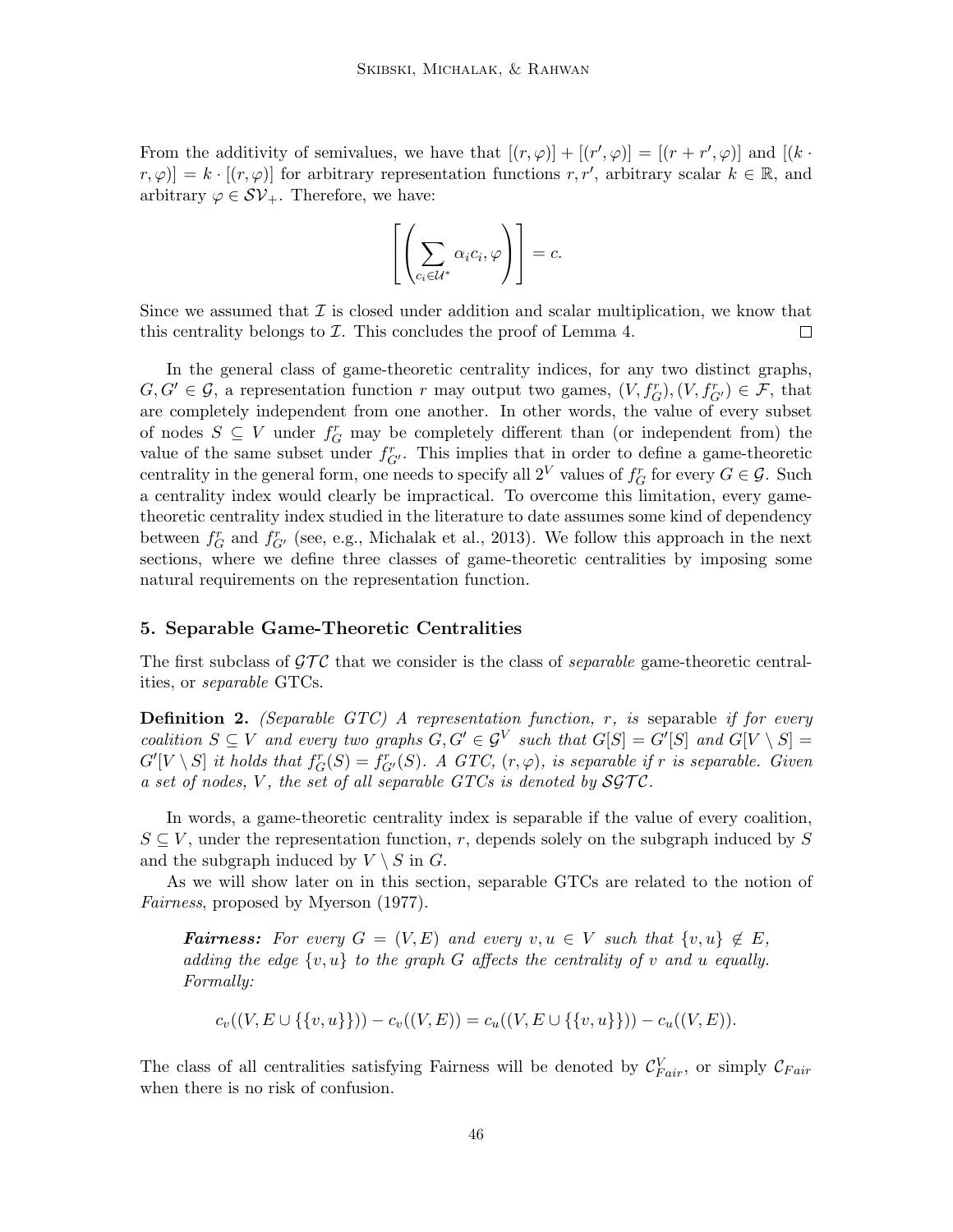From the additivity of semivalues, we have that $[(r, \varphi)] + [(r', \varphi)] = [(r + r', \varphi)]$ and $[(k \cdot r, \varphi)] = k \cdot [(r, \varphi)]$ for arbitrary representation functions $r, r'$, arbitrary scalar $k \in \mathbb{R}$, and arbitrary $\varphi \in \mathcal{SV}_+$. Therefore, we have:

$$\left[\left(\sum_{c_i \in \mathcal{U}^*} \alpha_i c_i, \varphi\right)\right] = c.$$

Since we assumed that $\mathcal{I}$ is closed under addition and scalar multiplication, we know that this centrality belongs to $\mathcal{I}$. This concludes the proof of Lemma 4. $\square$

In the general class of game-theoretic centrality indices, for any two distinct graphs, $G, G' \in \mathcal{G}$, a representation function $r$ may output two games, $(V, f^r_G), (V, f^r_{G'}) \in \mathcal{F}$, that are completely independent from one another. In other words, the value of every subset of nodes $S \subseteq V$ under $f^r_G$ may be completely different than (or independent from) the value of the same subset under $f^r_{G'}$. This implies that in order to define a game-theoretic centrality in the general form, one needs to specify all $2^V$ values of $f^r_G$ for every $G \in \mathcal{G}$. Such a centrality index would clearly be impractical. To overcome this limitation, every game-theoretic centrality index studied in the literature to date assumes some kind of dependency between $f^r_G$ and $f^r_{G'}$ (see, e.g., Michalak et al., 2013). We follow this approach in the next sections, where we define three classes of game-theoretic centralities by imposing some natural requirements on the representation function.

## 5. Separable Game-Theoretic Centralities

The first subclass of $\mathcal{GTC}$ that we consider is the class of *separable* game-theoretic centralities, or *separable* GTCs.

**Definition 2.** *(Separable GTC) A representation function, $r$, is* separable *if for every coalition $S \subseteq V$ and every two graphs $G, G' \in \mathcal{G}^V$ such that $G[S] = G'[S]$ and $G[V \setminus S] = G'[V \setminus S]$ it holds that $f^r_G(S) = f^r_{G'}(S)$. A GTC, $(r, \varphi)$, is separable if $r$ is separable. Given a set of nodes, $V$, the set of all separable GTCs is denoted by $\mathcal{SGTC}$.*

In words, a game-theoretic centrality index is separable if the value of every coalition, $S \subseteq V$, under the representation function, $r$, depends solely on the subgraph induced by $S$ and the subgraph induced by $V \setminus S$ in $G$.

As we will show later on in this section, separable GTCs are related to the notion of *Fairness*, proposed by Myerson (1977).

> ***Fairness:*** *For every $G = (V, E)$ and every $v, u \in V$ such that $\{v, u\} \notin E$, adding the edge $\{v, u\}$ to the graph $G$ affects the centrality of $v$ and $u$ equally. Formally:*
>
> $$c_v((V, E \cup \{\{v, u\}\})) - c_v((V, E)) = c_u((V, E \cup \{\{v, u\}\})) - c_u((V, E)).$$

The class of all centralities satisfying Fairness will be denoted by $\mathcal{C}^V_{Fair}$, or simply $\mathcal{C}_{Fair}$ when there is no risk of confusion.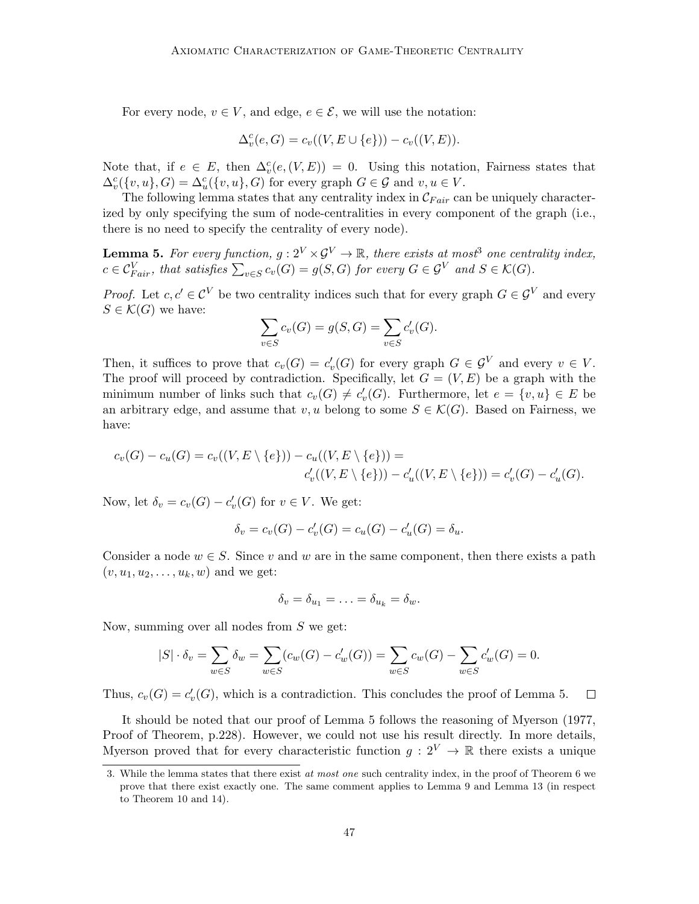For every node, $v \in V$, and edge, $e \in \mathcal{E}$, we will use the notation:

$$\Delta_v^c(e, G) = c_v((V, E \cup \{e\})) - c_v((V, E)).$$

Note that, if $e \in E$, then $\Delta_v^c(e, (V, E)) = 0$. Using this notation, Fairness states that $\Delta_v^c(\{v, u\}, G) = \Delta_u^c(\{v, u\}, G)$ for every graph $G \in \mathcal{G}$ and $v, u \in V$.

The following lemma states that any centrality index in $\mathcal{C}_{Fair}$ can be uniquely characterized by only specifying the sum of node-centralities in every component of the graph (i.e., there is no need to specify the centrality of every node).

**Lemma 5.** *For every function, $g : 2^V \times \mathcal{G}^V \to \mathbb{R}$, there exists at most*[3] *one centrality index, $c \in \mathcal{C}_{Fair}^V$, that satisfies $\sum_{v \in S} c_v(G) = g(S, G)$ for every $G \in \mathcal{G}^V$ and $S \in \mathcal{K}(G)$.*

*Proof.* Let $c, c' \in \mathcal{C}^V$ be two centrality indices such that for every graph $G \in \mathcal{G}^V$ and every $S \in \mathcal{K}(G)$ we have:

$$\sum_{v \in S} c_v(G) = g(S, G) = \sum_{v \in S} c'_v(G).$$

Then, it suffices to prove that $c_v(G) = c'_v(G)$ for every graph $G \in \mathcal{G}^V$ and every $v \in V$. The proof will proceed by contradiction. Specifically, let $G = (V, E)$ be a graph with the minimum number of links such that $c_v(G) \neq c'_v(G)$. Furthermore, let $e = \{v, u\} \in E$ be an arbitrary edge, and assume that $v, u$ belong to some $S \in \mathcal{K}(G)$. Based on Fairness, we have:

$$c_v(G) - c_u(G) = c_v((V, E \setminus \{e\})) - c_u((V, E \setminus \{e\})) = \\ c'_v((V, E \setminus \{e\})) - c'_u((V, E \setminus \{e\})) = c'_v(G) - c'_u(G).$$

Now, let $\delta_v = c_v(G) - c'_v(G)$ for $v \in V$. We get:

$$\delta_v = c_v(G) - c'_v(G) = c_u(G) - c'_u(G) = \delta_u.$$

Consider a node $w \in S$. Since $v$ and $w$ are in the same component, then there exists a path $(v, u_1, u_2, \ldots, u_k, w)$ and we get:

$$\delta_v = \delta_{u_1} = \ldots = \delta_{u_k} = \delta_w.$$

Now, summing over all nodes from $S$ we get:

$$|S| \cdot \delta_v = \sum_{w \in S} \delta_w = \sum_{w \in S} (c_w(G) - c'_w(G)) = \sum_{w \in S} c_w(G) - \sum_{w \in S} c'_w(G) = 0.$$

Thus, $c_v(G) = c'_v(G)$, which is a contradiction. This concludes the proof of Lemma 5. $\square$

It should be noted that our proof of Lemma 5 follows the reasoning of Myerson (1977, Proof of Theorem, p.228). However, we could not use his result directly. In more details, Myerson proved that for every characteristic function $g : 2^V \to \mathbb{R}$ there exists a unique

3. While the lemma states that there exist *at most one* such centrality index, in the proof of Theorem 6 we prove that there exist exactly one. The same comment applies to Lemma 9 and Lemma 13 (in respect to Theorem 10 and 14).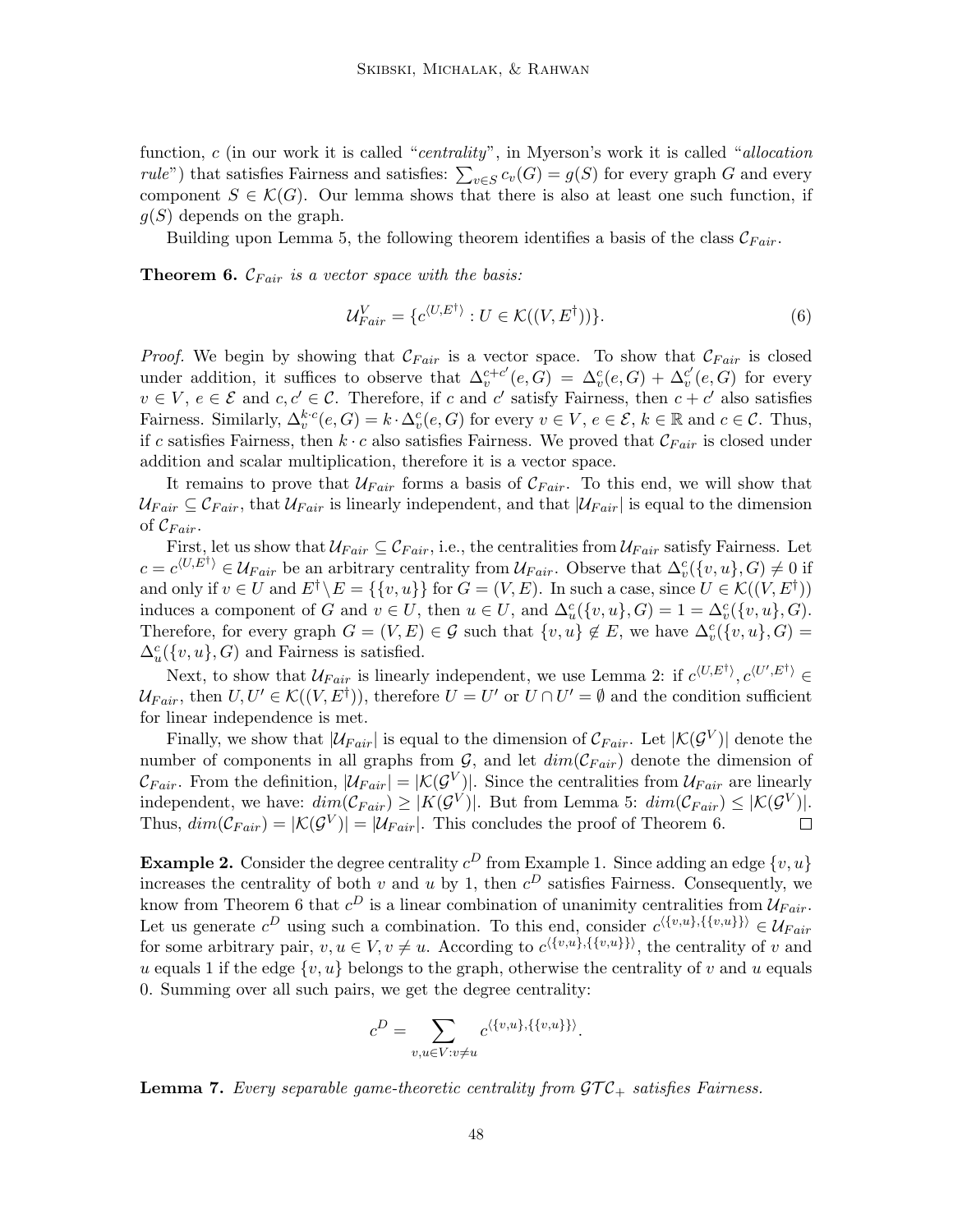function, $c$ (in our work it is called "*centrality*", in Myerson's work it is called "*allocation rule*") that satisfies Fairness and satisfies: $\sum_{v \in S} c_v(G) = g(S)$ for every graph $G$ and every component $S \in \mathcal{K}(G)$. Our lemma shows that there is also at least one such function, if $g(S)$ depends on the graph.

Building upon Lemma 5, the following theorem identifies a basis of the class $\mathcal{C}_{Fair}$.

**Theorem 6.** *$\mathcal{C}_{Fair}$ is a vector space with the basis:*

$$\mathcal{U}^V_{Fair} = \{c^{\langle U, E^\dagger \rangle} : U \in \mathcal{K}((V, E^\dagger))\}. \tag{6}$$

*Proof.* We begin by showing that $\mathcal{C}_{Fair}$ is a vector space. To show that $\mathcal{C}_{Fair}$ is closed under addition, it suffices to observe that $\Delta^{c+c'}_v(e, G) = \Delta^c_v(e, G) + \Delta^{c'}_v(e, G)$ for every $v \in V$, $e \in \mathcal{E}$ and $c, c' \in \mathcal{C}$. Therefore, if $c$ and $c'$ satisfy Fairness, then $c + c'$ also satisfies Fairness. Similarly, $\Delta^{k \cdot c}_v(e, G) = k \cdot \Delta^c_v(e, G)$ for every $v \in V$, $e \in \mathcal{E}$, $k \in \mathbb{R}$ and $c \in \mathcal{C}$. Thus, if $c$ satisfies Fairness, then $k \cdot c$ also satisfies Fairness. We proved that $\mathcal{C}_{Fair}$ is closed under addition and scalar multiplication, therefore it is a vector space.

It remains to prove that $\mathcal{U}_{Fair}$ forms a basis of $\mathcal{C}_{Fair}$. To this end, we will show that $\mathcal{U}_{Fair} \subseteq \mathcal{C}_{Fair}$, that $\mathcal{U}_{Fair}$ is linearly independent, and that $|\mathcal{U}_{Fair}|$ is equal to the dimension of $\mathcal{C}_{Fair}$.

First, let us show that $\mathcal{U}_{Fair} \subseteq \mathcal{C}_{Fair}$, i.e., the centralities from $\mathcal{U}_{Fair}$ satisfy Fairness. Let $c = c^{\langle U, E^\dagger \rangle} \in \mathcal{U}_{Fair}$ be an arbitrary centrality from $\mathcal{U}_{Fair}$. Observe that $\Delta^c_v(\{v, u\}, G) \neq 0$ if and only if $v \in U$ and $E^\dagger \setminus E = \{\{v, u\}\}$ for $G = (V, E)$. In such a case, since $U \in \mathcal{K}((V, E^\dagger))$ induces a component of $G$ and $v \in U$, then $u \in U$, and $\Delta^c_u(\{v, u\}, G) = 1 = \Delta^c_v(\{v, u\}, G)$. Therefore, for every graph $G = (V, E) \in \mathcal{G}$ such that $\{v, u\} \notin E$, we have $\Delta^c_v(\{v, u\}, G) = \Delta^c_u(\{v, u\}, G)$ and Fairness is satisfied.

Next, to show that $\mathcal{U}_{Fair}$ is linearly independent, we use Lemma 2: if $c^{\langle U, E^\dagger \rangle}, c^{\langle U', E^\dagger \rangle} \in \mathcal{U}_{Fair}$, then $U, U' \in \mathcal{K}((V, E^\dagger))$, therefore $U = U'$ or $U \cap U' = \emptyset$ and the condition sufficient for linear independence is met.

Finally, we show that $|\mathcal{U}_{Fair}|$ is equal to the dimension of $\mathcal{C}_{Fair}$. Let $|\mathcal{K}(\mathcal{G}^V)|$ denote the number of components in all graphs from $\mathcal{G}$, and let $dim(\mathcal{C}_{Fair})$ denote the dimension of $\mathcal{C}_{Fair}$. From the definition, $|\mathcal{U}_{Fair}| = |\mathcal{K}(\mathcal{G}^V)|$. Since the centralities from $\mathcal{U}_{Fair}$ are linearly independent, we have: $dim(\mathcal{C}_{Fair}) \geq |K(\mathcal{G}^V)|$. But from Lemma 5: $dim(\mathcal{C}_{Fair}) \leq |\mathcal{K}(\mathcal{G}^V)|$. Thus, $dim(\mathcal{C}_{Fair}) = |\mathcal{K}(\mathcal{G}^V)| = |\mathcal{U}_{Fair}|$. This concludes the proof of Theorem 6. $\square$

**Example 2.** Consider the degree centrality $c^D$ from Example 1. Since adding an edge $\{v, u\}$ increases the centrality of both $v$ and $u$ by 1, then $c^D$ satisfies Fairness. Consequently, we know from Theorem 6 that $c^D$ is a linear combination of unanimity centralities from $\mathcal{U}_{Fair}$. Let us generate $c^D$ using such a combination. To this end, consider $c^{\langle \{v,u\}, \{\{v,u\}\} \rangle} \in \mathcal{U}_{Fair}$ for some arbitrary pair, $v, u \in V, v \neq u$. According to $c^{\langle \{v,u\}, \{\{v,u\}\} \rangle}$, the centrality of $v$ and $u$ equals 1 if the edge $\{v, u\}$ belongs to the graph, otherwise the centrality of $v$ and $u$ equals 0. Summing over all such pairs, we get the degree centrality:

$$c^D = \sum_{v,u \in V : v \neq u} c^{\langle \{v,u\}, \{\{v,u\}\} \rangle}.$$

**Lemma 7.** *Every separable game-theoretic centrality from $\mathcal{GTC}_+$ satisfies Fairness.*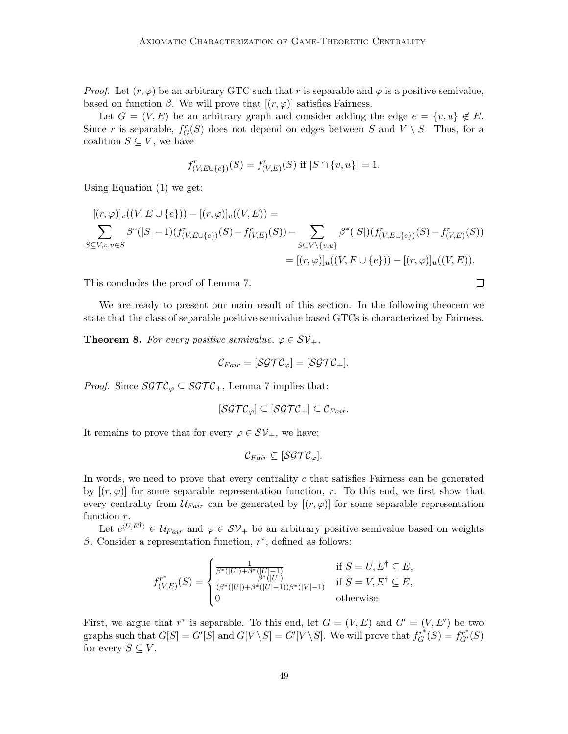*Proof.* Let $(r, \varphi)$ be an arbitrary GTC such that $r$ is separable and $\varphi$ is a positive semivalue, based on function $\beta$. We will prove that $[(r, \varphi)]$ satisfies Fairness.

Let $G = (V, E)$ be an arbitrary graph and consider adding the edge $e = \{v, u\} \notin E$. Since $r$ is separable, $f^r_G(S)$ does not depend on edges between $S$ and $V \setminus S$. Thus, for a coalition $S \subseteq V$, we have

$$f^r_{(V,E\cup\{e\})}(S) = f^r_{(V,E)}(S) \text{ if } |S \cap \{v, u\}| = 1.$$

Using Equation (1) we get:

$$\begin{aligned}
&[(r, \varphi)]_v((V, E \cup \{e\})) - [(r, \varphi)]_v((V, E)) = \\
&\sum_{S \subseteq V, v, u \in S} \beta^*(|S|-1)(f^r_{(V,E\cup\{e\})}(S) - f^r_{(V,E)}(S)) - \sum_{S \subseteq V \setminus \{v,u\}} \beta^*(|S|)(f^r_{(V,E\cup\{e\})}(S) - f^r_{(V,E)}(S)) \\
&\qquad = [(r, \varphi)]_u((V, E \cup \{e\})) - [(r, \varphi)]_u((V, E)).
\end{aligned}$$

This concludes the proof of Lemma 7. $\square$

We are ready to present our main result of this section. In the following theorem we state that the class of separable positive-semivalue based GTCs is characterized by Fairness.

**Theorem 8.** *For every positive semivalue, $\varphi \in \mathcal{SV}_+$,*

$$\mathcal{C}_{Fair} = [\mathcal{SGTC}_\varphi] = [\mathcal{SGTC}_+].$$

*Proof.* Since $\mathcal{SGTC}_\varphi \subseteq \mathcal{SGTC}_+$, Lemma 7 implies that:

$$[\mathcal{SGTC}_\varphi] \subseteq [\mathcal{SGTC}_+] \subseteq \mathcal{C}_{Fair}.$$

It remains to prove that for every $\varphi \in \mathcal{SV}_+$, we have:

$$\mathcal{C}_{Fair} \subseteq [\mathcal{SGTC}_\varphi].$$

In words, we need to prove that every centrality $c$ that satisfies Fairness can be generated by $[(r, \varphi)]$ for some separable representation function, $r$. To this end, we first show that every centrality from $\mathcal{U}_{Fair}$ can be generated by $[(r, \varphi)]$ for some separable representation function $r$.

Let $c^{\langle U,E^\dagger\rangle} \in \mathcal{U}_{Fair}$ and $\varphi \in \mathcal{SV}_+$ be an arbitrary positive semivalue based on weights $\beta$. Consider a representation function, $r^*$, defined as follows:

$$f^{r^*}_{(V,E)}(S) = \begin{cases} \frac{1}{\beta^*(|U|)+\beta^*(|U|-1)} & \text{if } S = U, E^\dagger \subseteq E, \\ \frac{\beta^*(|U|)}{(\beta^*(|U|)+\beta^*(|U|-1))\beta^*(|V|-1)} & \text{if } S = V, E^\dagger \subseteq E, \\ 0 & \text{otherwise.} \end{cases}$$

First, we argue that $r^*$ is separable. To this end, let $G = (V, E)$ and $G' = (V, E')$ be two graphs such that $G[S] = G'[S]$ and $G[V \setminus S] = G'[V \setminus S]$. We will prove that $f^{r^*}_G(S) = f^{r^*}_{G'}(S)$ for every $S \subseteq V$.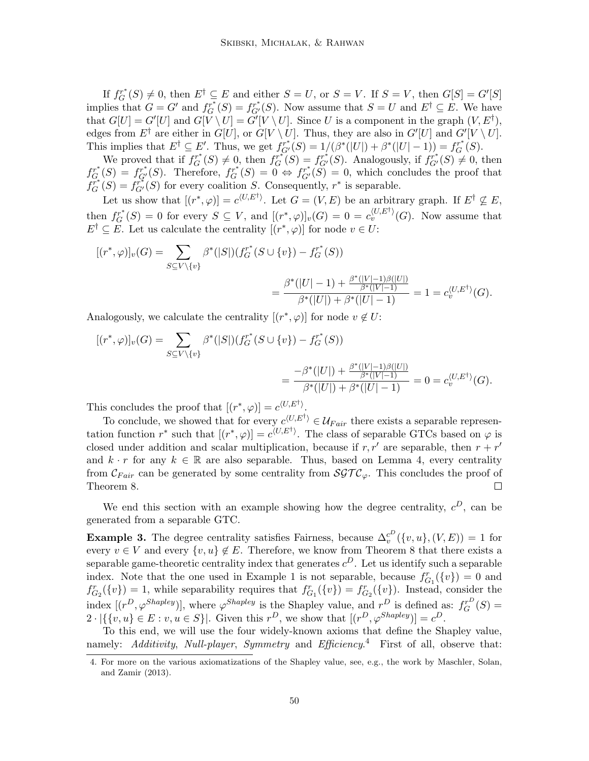If $f_G^{r^*}(S) \neq 0$, then $E^\dagger \subseteq E$ and either $S = U$, or $S = V$. If $S = V$, then $G[S] = G'[S]$ implies that $G = G'$ and $f_G^{r^*}(S) = f_{G'}^{r^*}(S)$. Now assume that $S = U$ and $E^\dagger \subseteq E$. We have that $G[U] = G'[U]$ and $G[V \setminus U] = G'[V \setminus U]$. Since $U$ is a component in the graph $(V, E^\dagger)$, edges from $E^\dagger$ are either in $G[U]$, or $G[V \setminus U]$. Thus, they are also in $G'[U]$ and $G'[V \setminus U]$. This implies that $E^\dagger \subseteq E'$. Thus, we get $f_{G'}^{r^*}(S) = 1/(\beta^*(|U|) + \beta^*(|U|-1)) = f_G^{r^*}(S)$.

We proved that if $f_G^{r^*}(S) \neq 0$, then $f_G^{r^*}(S) = f_{G'}^{r^*}(S)$. Analogously, if $f_{G'}^{r^*}(S) \neq 0$, then $f_G^{r^*}(S) = f_{G'}^{r^*}(S)$. Therefore, $f_G^{r^*}(S) = 0 \Leftrightarrow f_{G'}^{r^*}(S) = 0$, which concludes the proof that $f_G^{r^*}(S) = f_{G'}^{r^*}(S)$ for every coalition $S$. Consequently, $r^*$ is separable.

Let us show that $[(r^*, \varphi)] = c^{\langle U, E^\dagger \rangle}$. Let $G = (V, E)$ be an arbitrary graph. If $E^\dagger \not\subseteq E$, then $f_G^{r^*}(S) = 0$ for every $S \subseteq V$, and $[(r^*, \varphi)]_v(G) = 0 = c_v^{\langle U, E^\dagger \rangle}(G)$. Now assume that $E^\dagger \subseteq E$. Let us calculate the centrality $[(r^*, \varphi)]$ for node $v \in U$:

$$[(r^*, \varphi)]_v(G) = \sum_{S \subseteq V \setminus \{v\}} \beta^*(|S|)(f_G^{r^*}(S \cup \{v\}) - f_G^{r^*}(S))$$

$$= \frac{\beta^*(|U|-1) + \frac{\beta^*(|V|-1)\beta(|U|)}{\beta^*(|V|-1)}}{\beta^*(|U|) + \beta^*(|U|-1)} = 1 = c_v^{\langle U, E^\dagger \rangle}(G).$$

Analogously, we calculate the centrality $[(r^*, \varphi)]$ for node $v \notin U$:

$$[(r^*, \varphi)]_v(G) = \sum_{S \subseteq V \setminus \{v\}} \beta^*(|S|)(f_G^{r^*}(S \cup \{v\}) - f_G^{r^*}(S))$$

$$= \frac{-\beta^*(|U|) + \frac{\beta^*(|V|-1)\beta(|U|)}{\beta^*(|V|-1)}}{\beta^*(|U|) + \beta^*(|U|-1)} = 0 = c_v^{\langle U, E^\dagger \rangle}(G).$$

This concludes the proof that $[(r^*, \varphi)] = c^{\langle U, E^\dagger \rangle}$.

To conclude, we showed that for every $c^{\langle U, E^\dagger \rangle} \in \mathcal{U}_{Fair}$ there exists a separable representation function $r^*$ such that $[(r^*, \varphi)] = c^{\langle U, E^\dagger \rangle}$. The class of separable GTCs based on $\varphi$ is closed under addition and scalar multiplication, because if $r, r'$ are separable, then $r + r'$ and $k \cdot r$ for any $k \in \mathbb{R}$ are also separable. Thus, based on Lemma 4, every centrality from $\mathcal{C}_{Fair}$ can be generated by some centrality from $\mathcal{SGTC}_\varphi$. This concludes the proof of Theorem 8. $\square$

We end this section with an example showing how the degree centrality, $c^D$, can be generated from a separable GTC.

**Example 3.** The degree centrality satisfies Fairness, because $\Delta_v^{c^D}(\{v, u\}, (V, E)) = 1$ for every $v \in V$ and every $\{v, u\} \notin E$. Therefore, we know from Theorem 8 that there exists a separable game-theoretic centrality index that generates $c^D$. Let us identify such a separable index. Note that the one used in Example 1 is not separable, because $f_{G_1}^r(\{v\}) = 0$ and $f_{G_2}^r(\{v\}) = 1$, while separability requires that $f_{G_1}^r(\{v\}) = f_{G_2}^r(\{v\})$. Instead, consider the index $[(r^D, \varphi^{Shapley})]$, where $\varphi^{Shapley}$ is the Shapley value, and $r^D$ is defined as: $f_G^{r^D}(S) = 2 \cdot |\{\{v, u\} \in E : v, u \in S\}|$. Given this $r^D$, we show that $[(r^D, \varphi^{Shapley})] = c^D$.

To this end, we will use the four widely-known axioms that define the Shapley value, namely: *Additivity*, *Null-player*, *Symmetry* and *Efficiency*.[4] First of all, observe that:

4. For more on the various axiomatizations of the Shapley value, see, e.g., the work by Maschler, Solan, and Zamir (2013).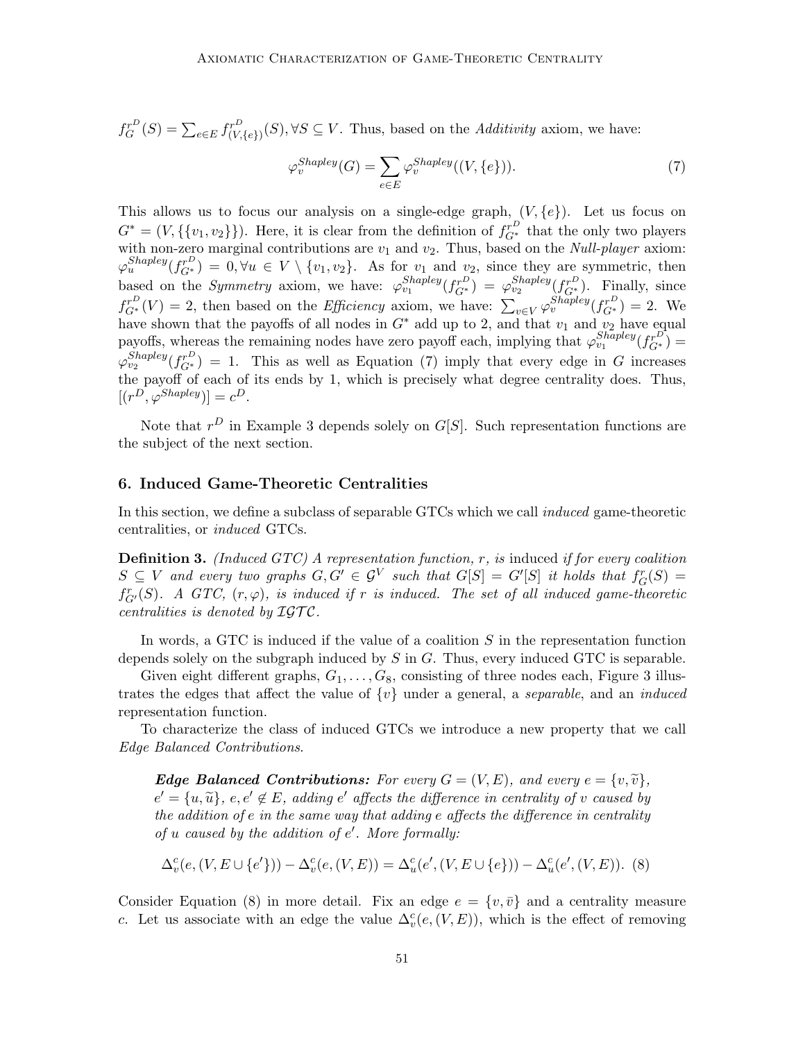$f_G^{r^D}(S) = \sum_{e \in E} f_{(V,\{e\})}^{r^D}(S), \forall S \subseteq V$. Thus, based on the *Additivity* axiom, we have:

$$\varphi_v^{Shapley}(G) = \sum_{e \in E} \varphi_v^{Shapley}((V, \{e\})). \tag{7}$$

This allows us to focus our analysis on a single-edge graph, $(V, \{e\})$. Let us focus on $G^* = (V, \{\{v_1, v_2\}\})$. Here, it is clear from the definition of $f_{G^*}^{r^D}$ that the only two players with non-zero marginal contributions are $v_1$ and $v_2$. Thus, based on the *Null-player* axiom: $\varphi_u^{Shapley}(f_{G^*}^{r^D}) = 0, \forall u \in V \setminus \{v_1, v_2\}$. As for $v_1$ and $v_2$, since they are symmetric, then based on the *Symmetry* axiom, we have: $\varphi_{v_1}^{Shapley}(f_{G^*}^{r^D}) = \varphi_{v_2}^{Shapley}(f_{G^*}^{r^D})$. Finally, since $f_{G^*}^{r^D}(V) = 2$, then based on the *Efficiency* axiom, we have: $\sum_{v \in V} \varphi_v^{Shapley}(f_{G^*}^{r^D}) = 2$. We have shown that the payoffs of all nodes in $G^*$ add up to 2, and that $v_1$ and $v_2$ have equal payoffs, whereas the remaining nodes have zero payoff each, implying that $\varphi_{v_1}^{Shapley}(f_{G^*}^{r^D}) = \varphi_{v_2}^{Shapley}(f_{G^*}^{r^D}) = 1$. This as well as Equation (7) imply that every edge in $G$ increases the payoff of each of its ends by 1, which is precisely what degree centrality does. Thus, $[(r^D, \varphi^{Shapley})] = c^D$.

Note that $r^D$ in Example 3 depends solely on $G[S]$. Such representation functions are the subject of the next section.

## 6. Induced Game-Theoretic Centralities

In this section, we define a subclass of separable GTCs which we call *induced* game-theoretic centralities, or *induced* GTCs.

**Definition 3.** *(Induced GTC) A representation function, $r$, is* induced *if for every coalition $S \subseteq V$ and every two graphs $G, G' \in \mathcal{G}^V$ such that $G[S] = G'[S]$ it holds that $f_G^r(S) = f_{G'}^r(S)$. A GTC, $(r, \varphi)$, is induced if $r$ is induced. The set of all induced game-theoretic centralities is denoted by $\mathcal{IGTC}$.*

In words, a GTC is induced if the value of a coalition $S$ in the representation function depends solely on the subgraph induced by $S$ in $G$. Thus, every induced GTC is separable.

Given eight different graphs, $G_1, \ldots, G_8$, consisting of three nodes each, Figure 3 illustrates the edges that affect the value of $\{v\}$ under a general, a *separable*, and an *induced* representation function.

To characterize the class of induced GTCs we introduce a new property that we call *Edge Balanced Contributions*.

> ***Edge Balanced Contributions:*** *For every $G = (V, E)$, and every $e = \{v, \widetilde{v}\}$, $e' = \{u, \widetilde{u}\}$, $e, e' \notin E$, adding $e'$ affects the difference in centrality of $v$ caused by the addition of $e$ in the same way that adding $e$ affects the difference in centrality of $u$ caused by the addition of $e'$. More formally:*
>
> $$\Delta_v^c(e, (V, E \cup \{e'\})) - \Delta_v^c(e, (V, E)) = \Delta_u^c(e', (V, E \cup \{e\})) - \Delta_u^c(e', (V, E)). \tag{8}$$

Consider Equation (8) in more detail. Fix an edge $e = \{v, \bar{v}\}$ and a centrality measure $c$. Let us associate with an edge the value $\Delta_v^c(e, (V, E))$, which is the effect of removing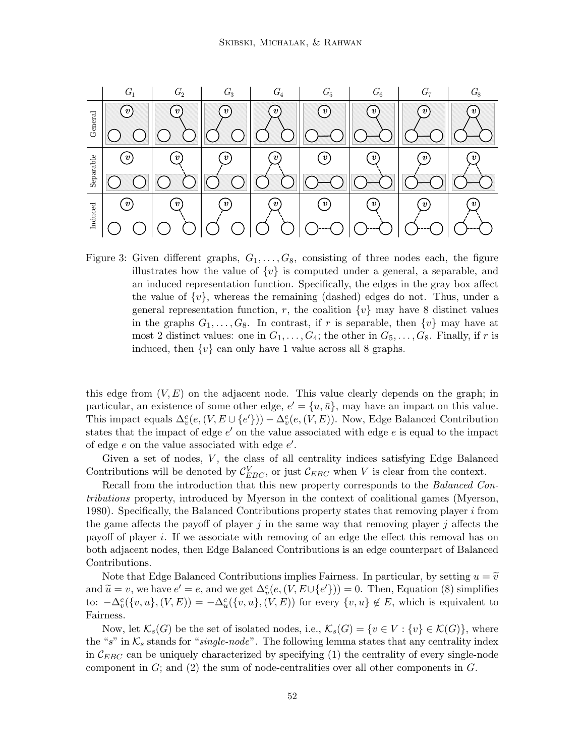Figure 3: Given different graphs, $G_1, \ldots, G_8$, consisting of three nodes each, the figure illustrates how the value of $\{v\}$ is computed under a general, a separable, and an induced representation function. Specifically, the edges in the gray box affect the value of $\{v\}$, whereas the remaining (dashed) edges do not. Thus, under a general representation function, $r$, the coalition $\{v\}$ may have 8 distinct values in the graphs $G_1, \ldots, G_8$. In contrast, if $r$ is separable, then $\{v\}$ may have at most 2 distinct values: one in $G_1, \ldots, G_4$; the other in $G_5, \ldots, G_8$. Finally, if $r$ is induced, then $\{v\}$ can only have 1 value across all 8 graphs.

this edge from $(V, E)$ on the adjacent node. This value clearly depends on the graph; in particular, an existence of some other edge, $e' = \{u, \bar{u}\}$, may have an impact on this value. This impact equals $\Delta_v^c(e, (V, E \cup \{e'\})) - \Delta_v^c(e, (V, E))$. Now, Edge Balanced Contribution states that the impact of edge $e'$ on the value associated with edge $e$ is equal to the impact of edge $e$ on the value associated with edge $e'$.

Given a set of nodes, $V$, the class of all centrality indices satisfying Edge Balanced Contributions will be denoted by $\mathcal{C}_{EBC}^V$, or just $\mathcal{C}_{EBC}$ when $V$ is clear from the context.

Recall from the introduction that this new property corresponds to the *Balanced Contributions* property, introduced by Myerson in the context of coalitional games (Myerson, 1980). Specifically, the Balanced Contributions property states that removing player $i$ from the game affects the payoff of player $j$ in the same way that removing player $j$ affects the payoff of player $i$. If we associate with removing of an edge the effect this removal has on both adjacent nodes, then Edge Balanced Contributions is an edge counterpart of Balanced Contributions.

Note that Edge Balanced Contributions implies Fairness. In particular, by setting $u = \widetilde{v}$ and $\widetilde{u} = v$, we have $e' = e$, and we get $\Delta_v^c(e, (V, E \cup \{e'\})) = 0$. Then, Equation (8) simplifies to: $-\Delta_v^c(\{v, u\}, (V, E)) = -\Delta_u^c(\{v, u\}, (V, E))$ for every $\{v, u\} \notin E$, which is equivalent to Fairness.

Now, let $\mathcal{K}_s(G)$ be the set of isolated nodes, i.e., $\mathcal{K}_s(G) = \{v \in V : \{v\} \in \mathcal{K}(G)\}$, where the "$s$" in $\mathcal{K}_s$ stands for "*single-node*". The following lemma states that any centrality index in $\mathcal{C}_{EBC}$ can be uniquely characterized by specifying (1) the centrality of every single-node component in $G$; and (2) the sum of node-centralities over all other components in $G$.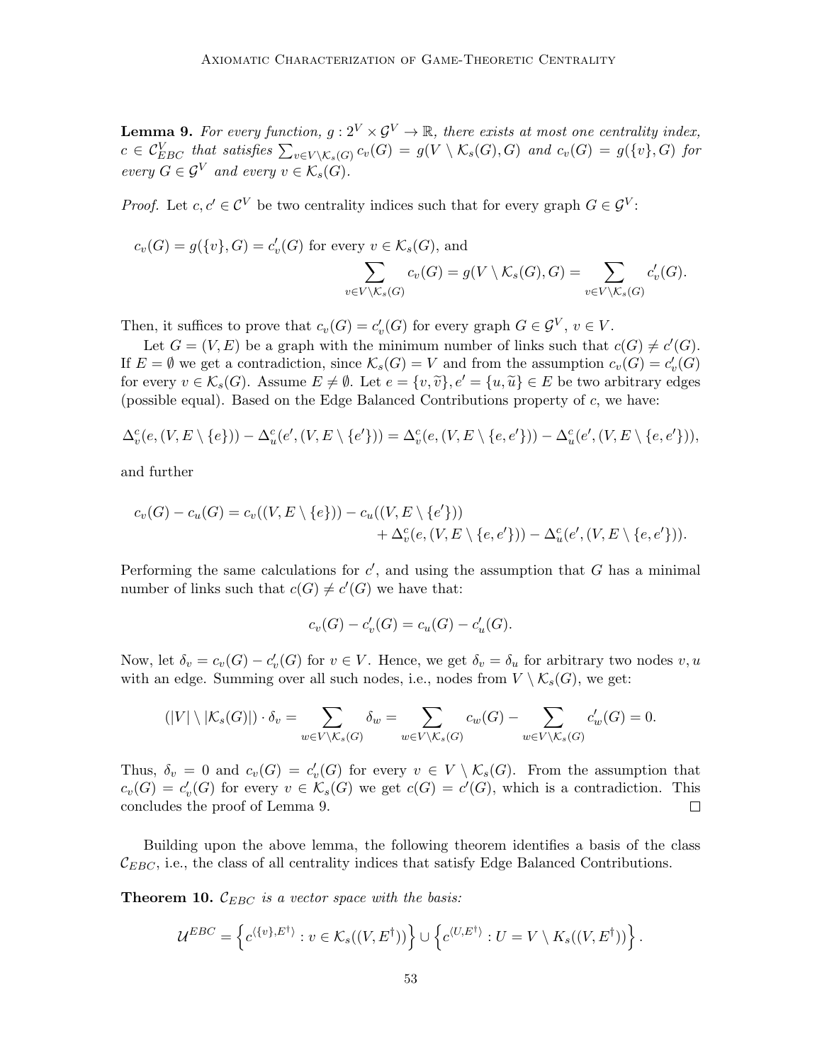**Lemma 9.** *For every function, $g : 2^V \times \mathcal{G}^V \to \mathbb{R}$, there exists at most one centrality index, $c \in \mathcal{C}^V_{EBC}$ that satisfies $\sum_{v \in V \setminus \mathcal{K}_s(G)} c_v(G) = g(V \setminus \mathcal{K}_s(G), G)$ and $c_v(G) = g(\{v\}, G)$ for every $G \in \mathcal{G}^V$ and every $v \in \mathcal{K}_s(G)$.*

*Proof.* Let $c, c' \in \mathcal{C}^V$ be two centrality indices such that for every graph $G \in \mathcal{G}^V$:

$$c_v(G) = g(\{v\}, G) = c'_v(G) \text{ for every } v \in \mathcal{K}_s(G), \text{ and}$$
$$\sum_{v \in V \setminus \mathcal{K}_s(G)} c_v(G) = g(V \setminus \mathcal{K}_s(G), G) = \sum_{v \in V \setminus \mathcal{K}_s(G)} c'_v(G).$$

Then, it suffices to prove that $c_v(G) = c'_v(G)$ for every graph $G \in \mathcal{G}^V$, $v \in V$.

Let $G = (V, E)$ be a graph with the minimum number of links such that $c(G) \neq c'(G)$. If $E = \emptyset$ we get a contradiction, since $\mathcal{K}_s(G) = V$ and from the assumption $c_v(G) = c'_v(G)$ for every $v \in \mathcal{K}_s(G)$. Assume $E \neq \emptyset$. Let $e = \{v, \widetilde{v}\}, e' = \{u, \widetilde{u}\} \in E$ be two arbitrary edges (possible equal). Based on the Edge Balanced Contributions property of $c$, we have:

$$\Delta^c_v(e, (V, E \setminus \{e\})) - \Delta^c_u(e', (V, E \setminus \{e'\})) = \Delta^c_v(e, (V, E \setminus \{e, e'\})) - \Delta^c_u(e', (V, E \setminus \{e, e'\})),$$

and further

$$c_v(G) - c_u(G) = c_v((V, E \setminus \{e\})) - c_u((V, E \setminus \{e'\})) + \Delta^c_v(e, (V, E \setminus \{e, e'\})) - \Delta^c_u(e', (V, E \setminus \{e, e'\})).$$

Performing the same calculations for $c'$, and using the assumption that $G$ has a minimal number of links such that $c(G) \neq c'(G)$ we have that:

$$c_v(G) - c'_v(G) = c_u(G) - c'_u(G).$$

Now, let $\delta_v = c_v(G) - c'_v(G)$ for $v \in V$. Hence, we get $\delta_v = \delta_u$ for arbitrary two nodes $v, u$ with an edge. Summing over all such nodes, i.e., nodes from $V \setminus \mathcal{K}_s(G)$, we get:

$$(|V| \setminus |\mathcal{K}_s(G)|) \cdot \delta_v = \sum_{w \in V \setminus \mathcal{K}_s(G)} \delta_w = \sum_{w \in V \setminus \mathcal{K}_s(G)} c_w(G) - \sum_{w \in V \setminus \mathcal{K}_s(G)} c'_w(G) = 0.$$

Thus, $\delta_v = 0$ and $c_v(G) = c'_v(G)$ for every $v \in V \setminus \mathcal{K}_s(G)$. From the assumption that $c_v(G) = c'_v(G)$ for every $v \in \mathcal{K}_s(G)$ we get $c(G) = c'(G)$, which is a contradiction. This concludes the proof of Lemma 9. $\square$

Building upon the above lemma, the following theorem identifies a basis of the class $\mathcal{C}_{EBC}$, i.e., the class of all centrality indices that satisfy Edge Balanced Contributions.

**Theorem 10.** *$\mathcal{C}_{EBC}$ is a vector space with the basis:*

$$\mathcal{U}^{EBC} = \left\{ c^{\langle \{v\}, E^\dagger \rangle} : v \in \mathcal{K}_s((V, E^\dagger)) \right\} \cup \left\{ c^{\langle U, E^\dagger \rangle} : U = V \setminus K_s((V, E^\dagger)) \right\}.$$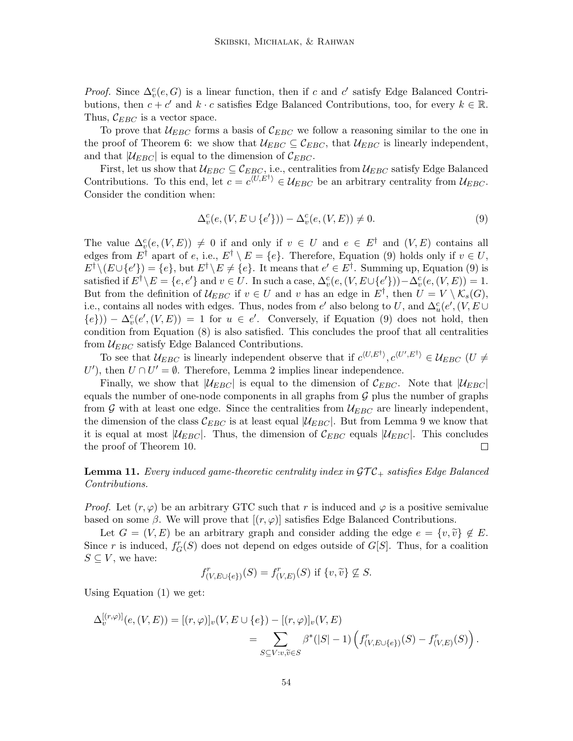*Proof.* Since $\Delta_v^c(e, G)$ is a linear function, then if $c$ and $c'$ satisfy Edge Balanced Contributions, then $c + c'$ and $k \cdot c$ satisfies Edge Balanced Contributions, too, for every $k \in \mathbb{R}$. Thus, $\mathcal{C}_{EBC}$ is a vector space.

To prove that $\mathcal{U}_{EBC}$ forms a basis of $\mathcal{C}_{EBC}$ we follow a reasoning similar to the one in the proof of Theorem 6: we show that $\mathcal{U}_{EBC} \subseteq \mathcal{C}_{EBC}$, that $\mathcal{U}_{EBC}$ is linearly independent, and that $|\mathcal{U}_{EBC}|$ is equal to the dimension of $\mathcal{C}_{EBC}$.

First, let us show that $\mathcal{U}_{EBC} \subseteq \mathcal{C}_{EBC}$, i.e., centralities from $\mathcal{U}_{EBC}$ satisfy Edge Balanced Contributions. To this end, let $c = c^{\langle U, E^\dagger \rangle} \in \mathcal{U}_{EBC}$ be an arbitrary centrality from $\mathcal{U}_{EBC}$. Consider the condition when:

$$\Delta_v^c(e, (V, E \cup \{e'\})) - \Delta_v^c(e, (V, E)) \neq 0. \tag{9}$$

The value $\Delta_v^c(e, (V, E)) \neq 0$ if and only if $v \in U$ and $e \in E^\dagger$ and $(V, E)$ contains all edges from $E^\dagger$ apart of $e$, i.e., $E^\dagger \setminus E = \{e\}$. Therefore, Equation (9) holds only if $v \in U$, $E^\dagger \setminus (E \cup \{e'\}) = \{e\}$, but $E^\dagger \setminus E \neq \{e\}$. It means that $e' \in E^\dagger$. Summing up, Equation (9) is satisfied if $E^\dagger \setminus E = \{e, e'\}$ and $v \in U$. In such a case, $\Delta_v^c(e, (V, E \cup \{e'\})) - \Delta_v^c(e, (V, E)) = 1$. But from the definition of $\mathcal{U}_{EBC}$ if $v \in U$ and $v$ has an edge in $E^\dagger$, then $U = V \setminus \mathcal{K}_s(G)$, i.e., contains all nodes with edges. Thus, nodes from $e'$ also belong to $U$, and $\Delta_u^c(e', (V, E \cup \{e\})) - \Delta_v^c(e', (V, E)) = 1$ for $u \in e'$. Conversely, if Equation (9) does not hold, then condition from Equation (8) is also satisfied. This concludes the proof that all centralities from $\mathcal{U}_{EBC}$ satisfy Edge Balanced Contributions.

To see that $\mathcal{U}_{EBC}$ is linearly independent observe that if $c^{\langle U, E^\dagger \rangle}, c^{\langle U', E^\dagger \rangle} \in \mathcal{U}_{EBC}$ ($U \neq U'$), then $U \cap U' = \emptyset$. Therefore, Lemma 2 implies linear independence.

Finally, we show that $|\mathcal{U}_{EBC}|$ is equal to the dimension of $\mathcal{C}_{EBC}$. Note that $|\mathcal{U}_{EBC}|$ equals the number of one-node components in all graphs from $\mathcal{G}$ plus the number of graphs from $\mathcal{G}$ with at least one edge. Since the centralities from $\mathcal{U}_{EBC}$ are linearly independent, the dimension of the class $\mathcal{C}_{EBC}$ is at least equal $|\mathcal{U}_{EBC}|$. But from Lemma 9 we know that it is equal at most $|\mathcal{U}_{EBC}|$. Thus, the dimension of $\mathcal{C}_{EBC}$ equals $|\mathcal{U}_{EBC}|$. This concludes the proof of Theorem 10. □

**Lemma 11.** *Every induced game-theoretic centrality index in $\mathcal{GTC}_+$ satisfies Edge Balanced Contributions.*

*Proof.* Let $(r, \varphi)$ be an arbitrary GTC such that $r$ is induced and $\varphi$ is a positive semivalue based on some $\beta$. We will prove that $[(r, \varphi)]$ satisfies Edge Balanced Contributions.

Let $G = (V, E)$ be an arbitrary graph and consider adding the edge $e = \{v, \widetilde{v}\} \notin E$. Since $r$ is induced, $f_G^r(S)$ does not depend on edges outside of $G[S]$. Thus, for a coalition $S \subseteq V$, we have:

$$f^r_{(V, E \cup \{e\})}(S) = f^r_{(V,E)}(S) \text{ if } \{v, \widetilde{v}\} \not\subseteq S.$$

Using Equation (1) we get:

$$\Delta_v^{[(r,\varphi)]}(e, (V, E)) = [(r, \varphi)]_v(V, E \cup \{e\}) - [(r, \varphi)]_v(V, E)$$
$$= \sum_{S \subseteq V : v, \widetilde{v} \in S} \beta^*(|S| - 1) \left( f^r_{(V, E \cup \{e\})}(S) - f^r_{(V,E)}(S) \right).$$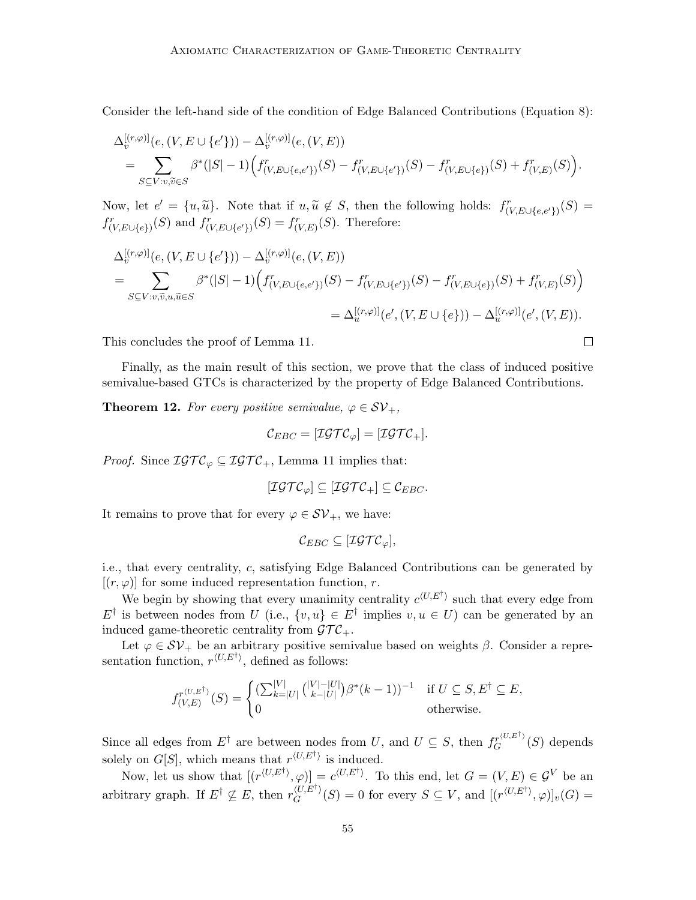Consider the left-hand side of the condition of Edge Balanced Contributions (Equation 8):

$$
\begin{aligned}
&\Delta_v^{[(r,\varphi)]}(e,(V,E\cup\{e'\})) - \Delta_v^{[(r,\varphi)]}(e,(V,E)) \\
&= \sum_{S\subseteq V: v,\widetilde{v}\in S} \beta^*(|S|-1)\Big(f^r_{(V,E\cup\{e,e'\})}(S) - f^r_{(V,E\cup\{e'\})}(S) - f^r_{(V,E\cup\{e\})}(S) + f^r_{(V,E)}(S)\Big).
\end{aligned}
$$

Now, let $e' = \{u,\widetilde{u}\}$. Note that if $u,\widetilde{u}\notin S$, then the following holds: $f^r_{(V,E\cup\{e,e'\})}(S) = f^r_{(V,E\cup\{e\})}(S)$ and $f^r_{(V,E\cup\{e'\})}(S) = f^r_{(V,E)}(S)$. Therefore:

$$
\begin{aligned}
&\Delta_v^{[(r,\varphi)]}(e,(V,E\cup\{e'\})) - \Delta_v^{[(r,\varphi)]}(e,(V,E)) \\
&= \sum_{S\subseteq V: v,\widetilde{v},u,\widetilde{u}\in S} \beta^*(|S|-1)\Big(f^r_{(V,E\cup\{e,e'\})}(S) - f^r_{(V,E\cup\{e'\})}(S) - f^r_{(V,E\cup\{e\})}(S) + f^r_{(V,E)}(S)\Big) \\
&= \Delta_u^{[(r,\varphi)]}(e',(V,E\cup\{e\})) - \Delta_u^{[(r,\varphi)]}(e',(V,E)).
\end{aligned}
$$

This concludes the proof of Lemma 11. $\square$

Finally, as the main result of this section, we prove that the class of induced positive semivalue-based GTCs is characterized by the property of Edge Balanced Contributions.

**Theorem 12.** *For every positive semivalue, $\varphi \in \mathcal{SV}_+$,*

$$\mathcal{C}_{EBC} = [\mathcal{IGTC}_\varphi] = [\mathcal{IGTC}_+].$$

*Proof.* Since $\mathcal{IGTC}_\varphi \subseteq \mathcal{IGTC}_+$, Lemma 11 implies that:

$$[\mathcal{IGTC}_\varphi] \subseteq [\mathcal{IGTC}_+] \subseteq \mathcal{C}_{EBC}.$$

It remains to prove that for every $\varphi \in \mathcal{SV}_+$, we have:

$$\mathcal{C}_{EBC} \subseteq [\mathcal{IGTC}_\varphi],$$

i.e., that every centrality, $c$, satisfying Edge Balanced Contributions can be generated by $[(r,\varphi)]$ for some induced representation function, $r$.

We begin by showing that every unanimity centrality $c^{\langle U,E^\dagger\rangle}$ such that every edge from $E^\dagger$ is between nodes from $U$ (i.e., $\{v,u\}\in E^\dagger$ implies $v,u\in U$) can be generated by an induced game-theoretic centrality from $\mathcal{GTC}_+$.

Let $\varphi \in \mathcal{SV}_+$ be an arbitrary positive semivalue based on weights $\beta$. Consider a representation function, $r^{\langle U,E^\dagger\rangle}$, defined as follows:

$$
f^{r^{\langle U,E^\dagger\rangle}}_{(V,E)}(S) = \begin{cases} \left(\sum_{k=|U|}^{|V|}\binom{|V|-|U|}{k-|U|}\beta^*(k-1)\right)^{-1} & \text{if } U\subseteq S, E^\dagger\subseteq E, \\ 0 & \text{otherwise.}\end{cases}
$$

Since all edges from $E^\dagger$ are between nodes from $U$, and $U\subseteq S$, then $f_G^{r^{\langle U,E^\dagger\rangle}}(S)$ depends solely on $G[S]$, which means that $r^{\langle U,E^\dagger\rangle}$ is induced.

Now, let us show that $[(r^{\langle U,E^\dagger\rangle},\varphi)] = c^{\langle U,E^\dagger\rangle}$. To this end, let $G=(V,E)\in\mathcal{G}^V$ be an arbitrary graph. If $E^\dagger \not\subseteq E$, then $r_G^{\langle U,E^\dagger\rangle}(S) = 0$ for every $S\subseteq V$, and $[(r^{\langle U,E^\dagger\rangle},\varphi)]_v(G) =$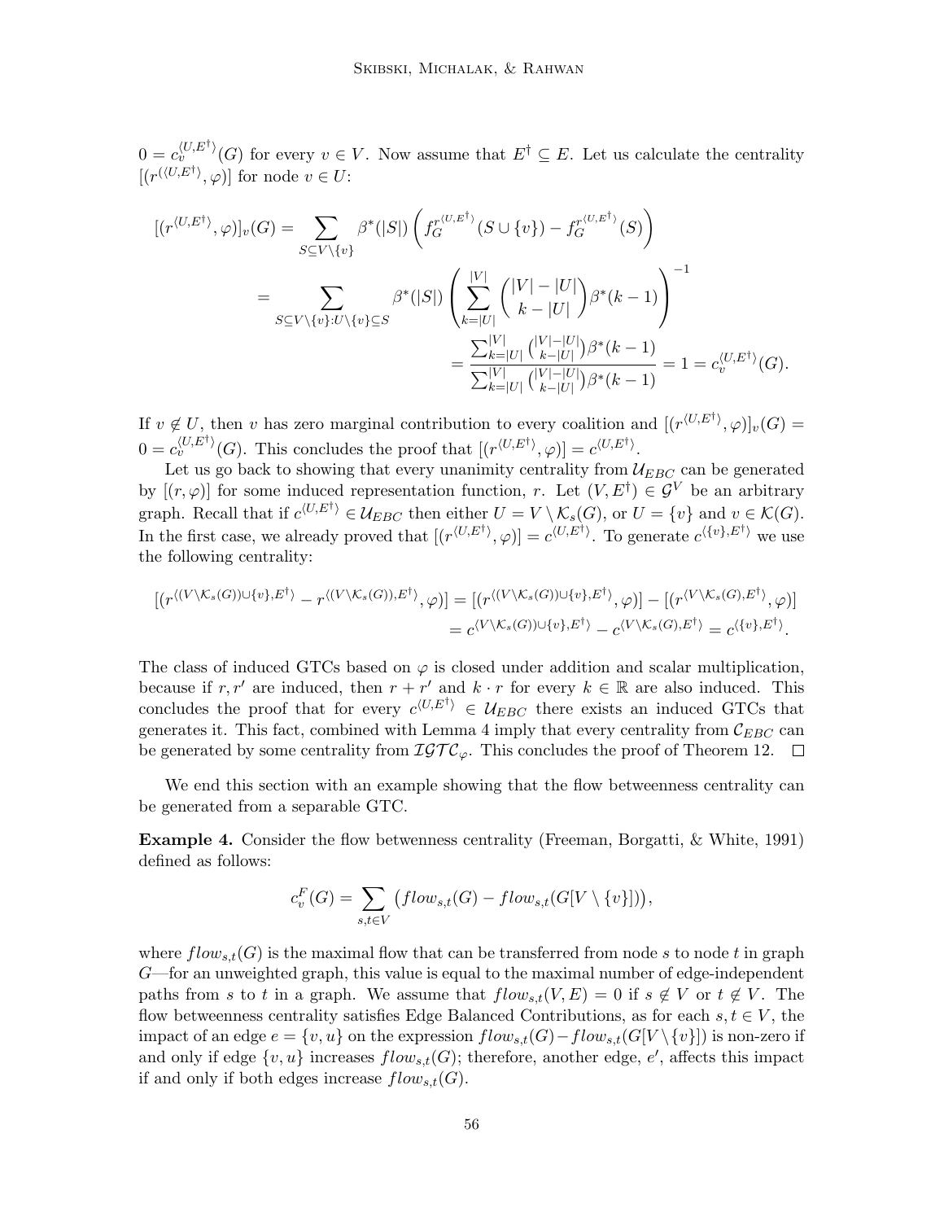$0 = c_v^{\langle U,E^\dagger \rangle}(G)$ for every $v \in V$. Now assume that $E^\dagger \subseteq E$. Let us calculate the centrality $[(r^{(\langle U,E^\dagger \rangle}, \varphi)]$ for node $v \in U$:

$$[(r^{\langle U,E^\dagger \rangle}, \varphi)]_v(G) = \sum_{S \subseteq V \setminus \{v\}} \beta^*(|S|) \left( f_G^{r^{\langle U,E^\dagger \rangle}}(S \cup \{v\}) - f_G^{r^{\langle U,E^\dagger \rangle}}(S) \right)$$

$$= \sum_{S \subseteq V \setminus \{v\}: U \setminus \{v\} \subseteq S} \beta^*(|S|) \left( \sum_{k=|U|}^{|V|} \binom{|V| - |U|}{k - |U|} \beta^*(k-1) \right)^{-1}$$

$$= \frac{\sum_{k=|U|}^{|V|} \binom{|V|-|U|}{k-|U|} \beta^*(k-1)}{\sum_{k=|U|}^{|V|} \binom{|V|-|U|}{k-|U|} \beta^*(k-1)} = 1 = c_v^{\langle U,E^\dagger \rangle}(G).$$

If $v \notin U$, then $v$ has zero marginal contribution to every coalition and $[(r^{\langle U,E^\dagger \rangle}, \varphi)]_v(G) = 0 = c_v^{\langle U,E^\dagger \rangle}(G)$. This concludes the proof that $[(r^{\langle U,E^\dagger \rangle}, \varphi)] = c^{\langle U,E^\dagger \rangle}$.

Let us go back to showing that every unanimity centrality from $\mathcal{U}_{EBC}$ can be generated by $[(r, \varphi)]$ for some induced representation function, $r$. Let $(V, E^\dagger) \in \mathcal{G}^V$ be an arbitrary graph. Recall that if $c^{\langle U,E^\dagger \rangle} \in \mathcal{U}_{EBC}$ then either $U = V \setminus \mathcal{K}_s(G)$, or $U = \{v\}$ and $v \in \mathcal{K}(G)$. In the first case, we already proved that $[(r^{\langle U,E^\dagger \rangle}, \varphi)] = c^{\langle U,E^\dagger \rangle}$. To generate $c^{\langle \{v\},E^\dagger \rangle}$ we use the following centrality:

$$[(r^{\langle (V \setminus \mathcal{K}_s(G)) \cup \{v\}, E^\dagger \rangle} - r^{\langle (V \setminus \mathcal{K}_s(G)), E^\dagger \rangle}, \varphi)] = [(r^{\langle (V \setminus \mathcal{K}_s(G)) \cup \{v\}, E^\dagger \rangle}, \varphi)] - [(r^{\langle V \setminus \mathcal{K}_s(G), E^\dagger \rangle}, \varphi)]$$
$$= c^{\langle V \setminus \mathcal{K}_s(G)) \cup \{v\}, E^\dagger \rangle} - c^{\langle V \setminus \mathcal{K}_s(G), E^\dagger \rangle} = c^{\langle \{v\}, E^\dagger \rangle}.$$

The class of induced GTCs based on $\varphi$ is closed under addition and scalar multiplication, because if $r, r'$ are induced, then $r + r'$ and $k \cdot r$ for every $k \in \mathbb{R}$ are also induced. This concludes the proof that for every $c^{\langle U,E^\dagger \rangle} \in \mathcal{U}_{EBC}$ there exists an induced GTCs that generates it. This fact, combined with Lemma 4 imply that every centrality from $\mathcal{C}_{EBC}$ can be generated by some centrality from $\mathcal{IGTC}_\varphi$. This concludes the proof of Theorem 12. $\square$

We end this section with an example showing that the flow betweenness centrality can be generated from a separable GTC.

**Example 4.** Consider the flow betwenness centrality (Freeman, Borgatti, & White, 1991) defined as follows:

$$c_v^F(G) = \sum_{s,t \in V} \left( flow_{s,t}(G) - flow_{s,t}(G[V \setminus \{v\}]) \right),$$

where $flow_{s,t}(G)$ is the maximal flow that can be transferred from node $s$ to node $t$ in graph $G$—for an unweighted graph, this value is equal to the maximal number of edge-independent paths from $s$ to $t$ in a graph. We assume that $flow_{s,t}(V, E) = 0$ if $s \notin V$ or $t \notin V$. The flow betweenness centrality satisfies Edge Balanced Contributions, as for each $s, t \in V$, the impact of an edge $e = \{v, u\}$ on the expression $flow_{s,t}(G) - flow_{s,t}(G[V \setminus \{v\}])$ is non-zero if and only if edge $\{v, u\}$ increases $flow_{s,t}(G)$; therefore, another edge, $e'$, affects this impact if and only if both edges increase $flow_{s,t}(G)$.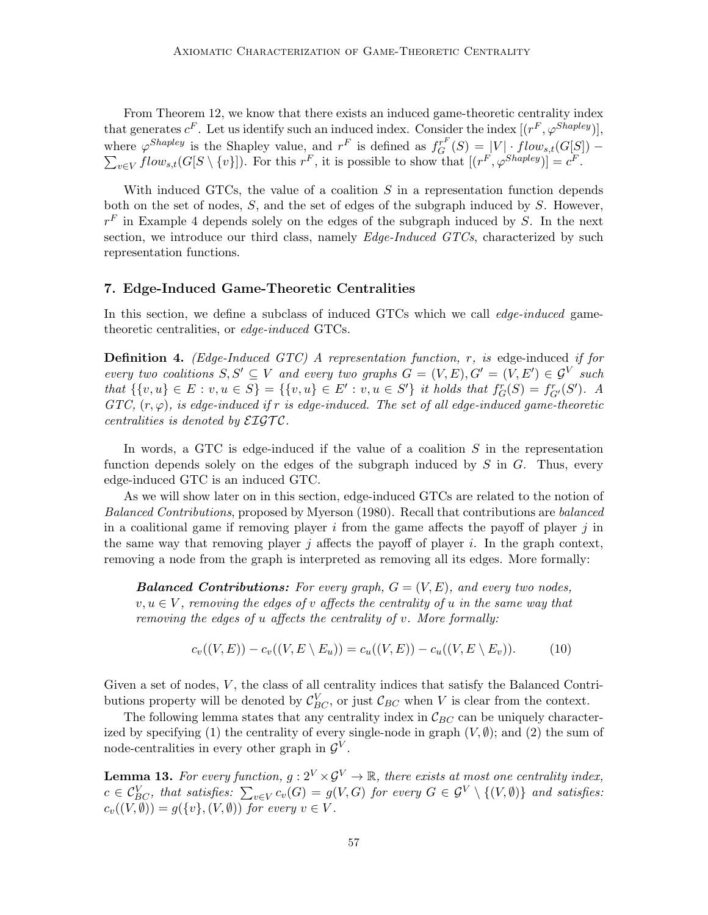From Theorem 12, we know that there exists an induced game-theoretic centrality index that generates $c^F$. Let us identify such an induced index. Consider the index $[(r^F, \varphi^{Shapley})]$, where $\varphi^{Shapley}$ is the Shapley value, and $r^F$ is defined as $f_G^{r^F}(S) = |V| \cdot flow_{s,t}(G[S]) - \sum_{v \in V} flow_{s,t}(G[S \setminus \{v\}])$. For this $r^F$, it is possible to show that $[(r^F, \varphi^{Shapley})] = c^F$.

With induced GTCs, the value of a coalition $S$ in a representation function depends both on the set of nodes, $S$, and the set of edges of the subgraph induced by $S$. However, $r^F$ in Example 4 depends solely on the edges of the subgraph induced by $S$. In the next section, we introduce our third class, namely *Edge-Induced GTCs*, characterized by such representation functions.

## 7. Edge-Induced Game-Theoretic Centralities

In this section, we define a subclass of induced GTCs which we call *edge-induced* game-theoretic centralities, or *edge-induced* GTCs.

**Definition 4.** *(Edge-Induced GTC) A representation function, $r$, is* edge-induced *if for every two coalitions $S, S' \subseteq V$ and every two graphs $G = (V, E), G' = (V, E') \in \mathcal{G}^V$ such that $\{\{v, u\} \in E : v, u \in S\} = \{\{v, u\} \in E' : v, u \in S'\}$ it holds that $f_G^r(S) = f_{G'}^r(S')$. A GTC, $(r, \varphi)$, is edge-induced if $r$ is edge-induced. The set of all edge-induced game-theoretic centralities is denoted by $\mathcal{EIGTC}$.*

In words, a GTC is edge-induced if the value of a coalition $S$ in the representation function depends solely on the edges of the subgraph induced by $S$ in $G$. Thus, every edge-induced GTC is an induced GTC.

As we will show later on in this section, edge-induced GTCs are related to the notion of *Balanced Contributions*, proposed by Myerson (1980). Recall that contributions are *balanced* in a coalitional game if removing player $i$ from the game affects the payoff of player $j$ in the same way that removing player $j$ affects the payoff of player $i$. In the graph context, removing a node from the graph is interpreted as removing all its edges. More formally:

> ***Balanced Contributions:*** *For every graph, $G = (V, E)$, and every two nodes, $v, u \in V$, removing the edges of $v$ affects the centrality of $u$ in the same way that removing the edges of $u$ affects the centrality of $v$. More formally:*
>
> $$c_v((V, E)) - c_v((V, E \setminus E_u)) = c_u((V, E)) - c_u((V, E \setminus E_v)). \tag{10}$$

Given a set of nodes, $V$, the class of all centrality indices that satisfy the Balanced Contributions property will be denoted by $\mathcal{C}_{BC}^V$, or just $\mathcal{C}_{BC}$ when $V$ is clear from the context.

The following lemma states that any centrality index in $\mathcal{C}_{BC}$ can be uniquely characterized by specifying (1) the centrality of every single-node in graph $(V, \emptyset)$; and (2) the sum of node-centralities in every other graph in $\mathcal{G}^V$.

**Lemma 13.** *For every function, $g : 2^V \times \mathcal{G}^V \to \mathbb{R}$, there exists at most one centrality index, $c \in \mathcal{C}_{BC}^V$, that satisfies: $\sum_{v \in V} c_v(G) = g(V, G)$ for every $G \in \mathcal{G}^V \setminus \{(V, \emptyset)\}$ and satisfies: $c_v((V, \emptyset)) = g(\{v\}, (V, \emptyset))$ for every $v \in V$.*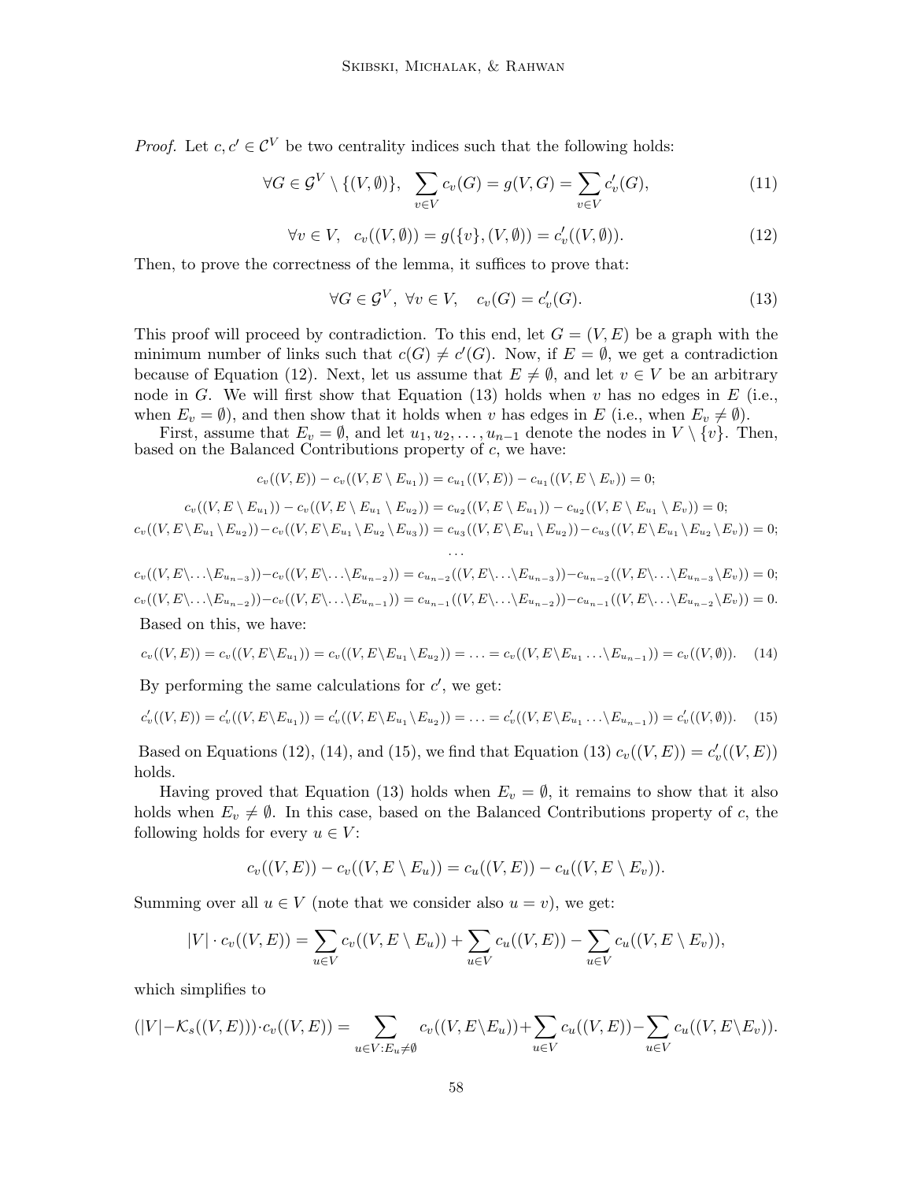*Proof.* Let $c, c' \in \mathcal{C}^V$ be two centrality indices such that the following holds:

$$\forall G \in \mathcal{G}^V \setminus \{(V, \emptyset)\}, \quad \sum_{v \in V} c_v(G) = g(V, G) = \sum_{v \in V} c'_v(G), \tag{11}$$

$$\forall v \in V, \quad c_v((V, \emptyset)) = g(\{v\}, (V, \emptyset)) = c'_v((V, \emptyset)). \tag{12}$$

Then, to prove the correctness of the lemma, it suffices to prove that:

$$\forall G \in \mathcal{G}^V, \ \forall v \in V, \quad c_v(G) = c'_v(G). \tag{13}$$

This proof will proceed by contradiction. To this end, let $G = (V, E)$ be a graph with the minimum number of links such that $c(G) \neq c'(G)$. Now, if $E = \emptyset$, we get a contradiction because of Equation (12). Next, let us assume that $E \neq \emptyset$, and let $v \in V$ be an arbitrary node in $G$. We will first show that Equation (13) holds when $v$ has no edges in $E$ (i.e., when $E_v = \emptyset$), and then show that it holds when $v$ has edges in $E$ (i.e., when $E_v \neq \emptyset$).

First, assume that $E_v = \emptyset$, and let $u_1, u_2, \ldots, u_{n-1}$ denote the nodes in $V \setminus \{v\}$. Then, based on the Balanced Contributions property of $c$, we have:

$$c_v((V, E)) - c_v((V, E \setminus E_{u_1})) = c_{u_1}((V, E)) - c_{u_1}((V, E \setminus E_v)) = 0;$$

$$c_v((V, E \setminus E_{u_1})) - c_v((V, E \setminus E_{u_1} \setminus E_{u_2})) = c_{u_2}((V, E \setminus E_{u_1})) - c_{u_2}((V, E \setminus E_{u_1} \setminus E_v)) = 0;$$

$$c_v((V, E \setminus E_{u_1} \setminus E_{u_2})) - c_v((V, E \setminus E_{u_1} \setminus E_{u_2} \setminus E_{u_3})) = c_{u_3}((V, E \setminus E_{u_1} \setminus E_{u_2})) - c_{u_3}((V, E \setminus E_{u_1} \setminus E_{u_2} \setminus E_v)) = 0;$$

$$\ldots$$

$$c_v((V, E \setminus \ldots \setminus E_{u_{n-3}})) - c_v((V, E \setminus \ldots \setminus E_{u_{n-2}})) = c_{u_{n-2}}((V, E \setminus \ldots \setminus E_{u_{n-3}})) - c_{u_{n-2}}((V, E \setminus \ldots \setminus E_{u_{n-3}} \setminus E_v)) = 0;$$

$$c_v((V, E \setminus \ldots \setminus E_{u_{n-2}})) - c_v((V, E \setminus \ldots \setminus E_{u_{n-1}})) = c_{u_{n-1}}((V, E \setminus \ldots \setminus E_{u_{n-2}})) - c_{u_{n-1}}((V, E \setminus \ldots \setminus E_{u_{n-2}} \setminus E_v)) = 0.$$

Based on this, we have:

$$c_v((V, E)) = c_v((V, E \setminus E_{u_1})) = c_v((V, E \setminus E_{u_1} \setminus E_{u_2})) = \ldots = c_v((V, E \setminus E_{u_1} \ldots \setminus E_{u_{n-1}})) = c_v((V, \emptyset)). \tag{14}$$

By performing the same calculations for $c'$, we get:

$$c'_v((V, E)) = c'_v((V, E \setminus E_{u_1})) = c'_v((V, E \setminus E_{u_1} \setminus E_{u_2})) = \ldots = c'_v((V, E \setminus E_{u_1} \ldots \setminus E_{u_{n-1}})) = c'_v((V, \emptyset)). \tag{15}$$

Based on Equations (12), (14), and (15), we find that Equation (13) $c_v((V, E)) = c'_v((V, E))$ holds.

Having proved that Equation (13) holds when $E_v = \emptyset$, it remains to show that it also holds when $E_v \neq \emptyset$. In this case, based on the Balanced Contributions property of $c$, the following holds for every $u \in V$:

$$c_v((V, E)) - c_v((V, E \setminus E_u)) = c_u((V, E)) - c_u((V, E \setminus E_v)).$$

Summing over all $u \in V$ (note that we consider also $u = v$), we get:

$$|V| \cdot c_v((V, E)) = \sum_{u \in V} c_v((V, E \setminus E_u)) + \sum_{u \in V} c_u((V, E)) - \sum_{u \in V} c_u((V, E \setminus E_v)),$$

which simplifies to

$$(|V| - \mathcal{K}_s((V, E))) \cdot c_v((V, E)) = \sum_{u \in V : E_u \neq \emptyset} c_v((V, E \setminus E_u)) + \sum_{u \in V} c_u((V, E)) - \sum_{u \in V} c_u((V, E \setminus E_v)).$$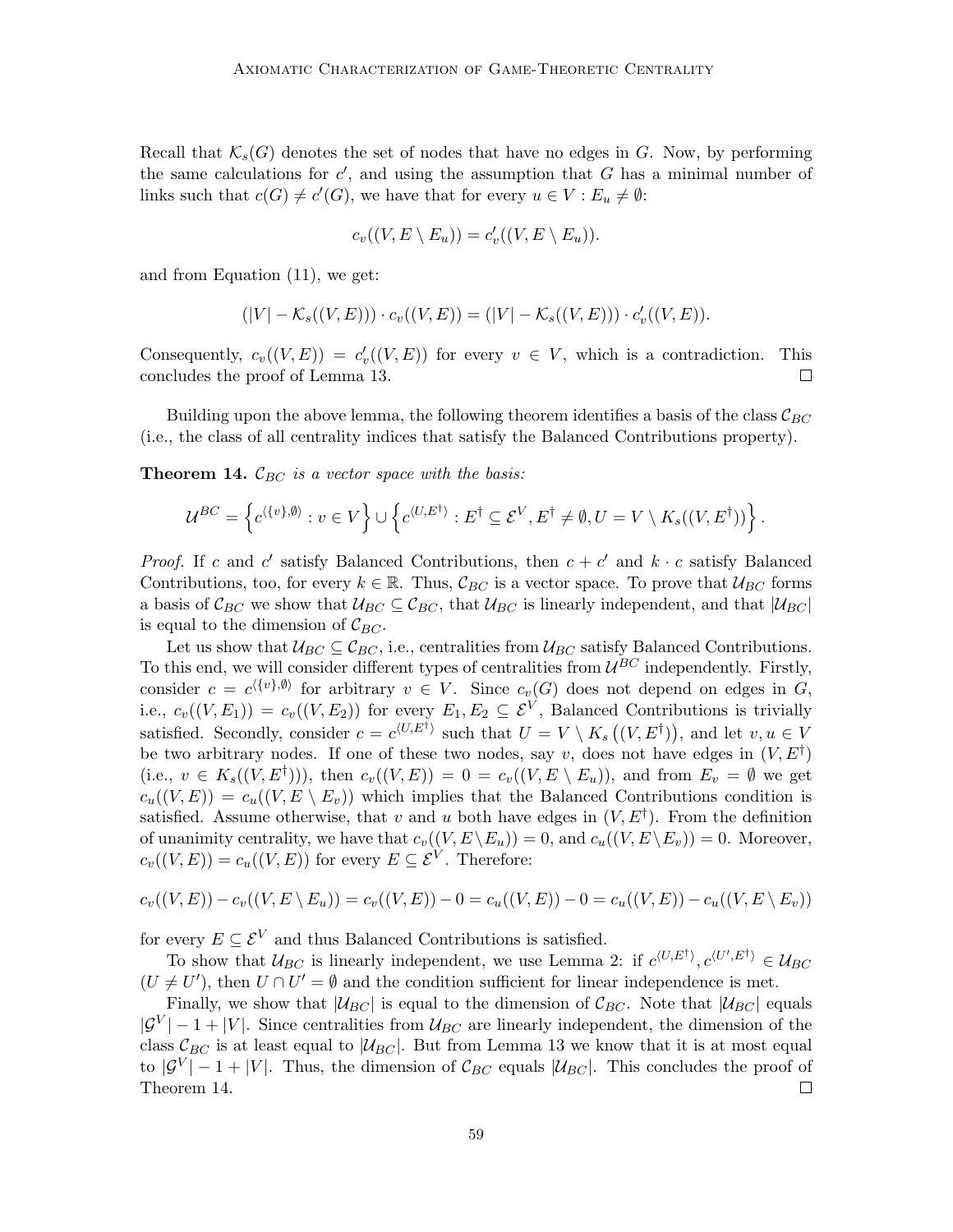Recall that $\mathcal{K}_s(G)$ denotes the set of nodes that have no edges in $G$. Now, by performing the same calculations for $c'$, and using the assumption that $G$ has a minimal number of links such that $c(G) \neq c'(G)$, we have that for every $u \in V : E_u \neq \emptyset$:

$$c_v((V, E \setminus E_u)) = c'_v((V, E \setminus E_u)).$$

and from Equation (11), we get:

$$(|V| - \mathcal{K}_s((V, E))) \cdot c_v((V, E)) = (|V| - \mathcal{K}_s((V, E))) \cdot c'_v((V, E)).$$

Consequently, $c_v((V, E)) = c'_v((V, E))$ for every $v \in V$, which is a contradiction. This concludes the proof of Lemma 13. ◻

Building upon the above lemma, the following theorem identifies a basis of the class $\mathcal{C}_{BC}$ (i.e., the class of all centrality indices that satisfy the Balanced Contributions property).

**Theorem 14.** *$\mathcal{C}_{BC}$ is a vector space with the basis:*

$$\mathcal{U}^{BC} = \left\{ c^{\langle \{v\}, \emptyset \rangle} : v \in V \right\} \cup \left\{ c^{\langle U, E^{\dagger} \rangle} : E^{\dagger} \subseteq \mathcal{E}^V, E^{\dagger} \neq \emptyset, U = V \setminus K_s((V, E^{\dagger})) \right\}.$$

*Proof.* If $c$ and $c'$ satisfy Balanced Contributions, then $c + c'$ and $k \cdot c$ satisfy Balanced Contributions, too, for every $k \in \mathbb{R}$. Thus, $\mathcal{C}_{BC}$ is a vector space. To prove that $\mathcal{U}_{BC}$ forms a basis of $\mathcal{C}_{BC}$ we show that $\mathcal{U}_{BC} \subseteq \mathcal{C}_{BC}$, that $\mathcal{U}_{BC}$ is linearly independent, and that $|\mathcal{U}_{BC}|$ is equal to the dimension of $\mathcal{C}_{BC}$.

Let us show that $\mathcal{U}_{BC} \subseteq \mathcal{C}_{BC}$, i.e., centralities from $\mathcal{U}_{BC}$ satisfy Balanced Contributions. To this end, we will consider different types of centralities from $\mathcal{U}^{BC}$ independently. Firstly, consider $c = c^{\langle \{v\}, \emptyset \rangle}$ for arbitrary $v \in V$. Since $c_v(G)$ does not depend on edges in $G$, i.e., $c_v((V, E_1)) = c_v((V, E_2))$ for every $E_1, E_2 \subseteq \mathcal{E}^V$, Balanced Contributions is trivially satisfied. Secondly, consider $c = c^{\langle U, E^{\dagger} \rangle}$ such that $U = V \setminus K_s\left((V, E^{\dagger})\right)$, and let $v, u \in V$ be two arbitrary nodes. If one of these two nodes, say $v$, does not have edges in $(V, E^{\dagger})$ (i.e., $v \in K_s((V, E^{\dagger}))$), then $c_v((V, E)) = 0 = c_v((V, E \setminus E_u))$, and from $E_v = \emptyset$ we get $c_u((V, E)) = c_u((V, E \setminus E_v))$ which implies that the Balanced Contributions condition is satisfied. Assume otherwise, that $v$ and $u$ both have edges in $(V, E^{\dagger})$. From the definition of unanimity centrality, we have that $c_v((V, E \setminus E_u)) = 0$, and $c_u((V, E \setminus E_v)) = 0$. Moreover, $c_v((V, E)) = c_u((V, E))$ for every $E \subseteq \mathcal{E}^V$. Therefore:

$$c_v((V, E)) - c_v((V, E \setminus E_u)) = c_v((V, E)) - 0 = c_u((V, E)) - 0 = c_u((V, E)) - c_u((V, E \setminus E_v))$$

for every $E \subseteq \mathcal{E}^V$ and thus Balanced Contributions is satisfied.

To show that $\mathcal{U}_{BC}$ is linearly independent, we use Lemma 2: if $c^{\langle U, E^{\dagger} \rangle}, c^{\langle U', E^{\dagger} \rangle} \in \mathcal{U}_{BC}$ $(U \neq U')$, then $U \cap U' = \emptyset$ and the condition sufficient for linear independence is met.

Finally, we show that $|\mathcal{U}_{BC}|$ is equal to the dimension of $\mathcal{C}_{BC}$. Note that $|\mathcal{U}_{BC}|$ equals $|\mathcal{G}^V| - 1 + |V|$. Since centralities from $\mathcal{U}_{BC}$ are linearly independent, the dimension of the class $\mathcal{C}_{BC}$ is at least equal to $|\mathcal{U}_{BC}|$. But from Lemma 13 we know that it is at most equal to $|\mathcal{G}^V| - 1 + |V|$. Thus, the dimension of $\mathcal{C}_{BC}$ equals $|\mathcal{U}_{BC}|$. This concludes the proof of Theorem 14. ◻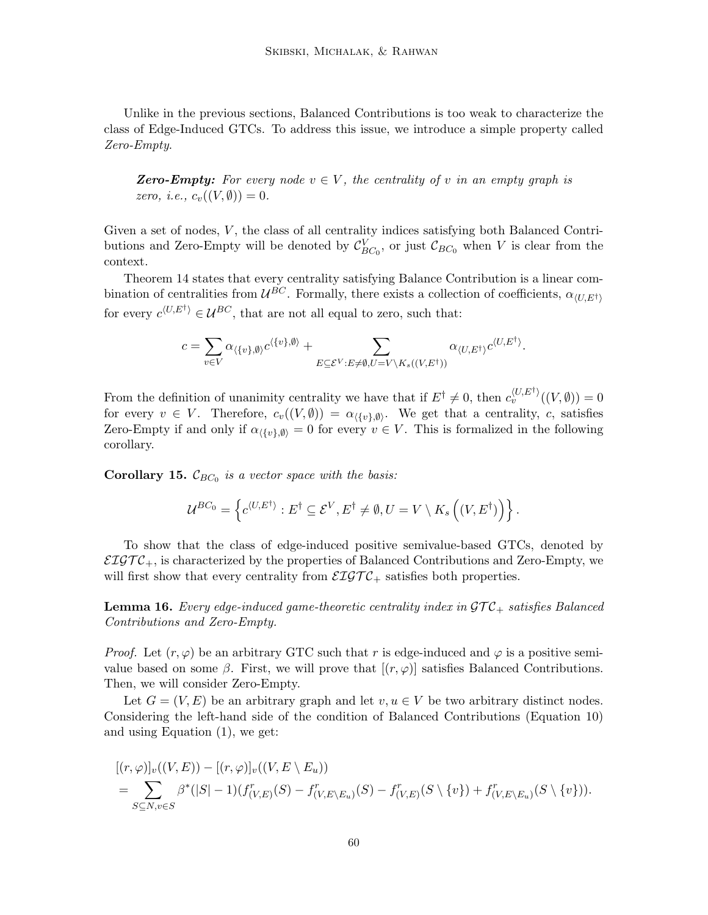Unlike in the previous sections, Balanced Contributions is too weak to characterize the class of Edge-Induced GTCs. To address this issue, we introduce a simple property called *Zero-Empty*.

> ***Zero-Empty:*** *For every node $v \in V$, the centrality of $v$ in an empty graph is zero, i.e., $c_v((V, \emptyset)) = 0$.*

Given a set of nodes, $V$, the class of all centrality indices satisfying both Balanced Contributions and Zero-Empty will be denoted by $\mathcal{C}^V_{BC_0}$, or just $\mathcal{C}_{BC_0}$ when $V$ is clear from the context.

Theorem 14 states that every centrality satisfying Balance Contribution is a linear combination of centralities from $\mathcal{U}^{BC}$. Formally, there exists a collection of coefficients, $\alpha_{\langle U,E^\dagger \rangle}$ for every $c^{\langle U,E^\dagger \rangle} \in \mathcal{U}^{BC}$, that are not all equal to zero, such that:

$$c = \sum_{v \in V} \alpha_{\langle \{v\},\emptyset \rangle} c^{\langle \{v\},\emptyset \rangle} + \sum_{E \subseteq \mathcal{E}^V : E \neq \emptyset, U = V \setminus K_s((V,E^\dagger))} \alpha_{\langle U,E^\dagger \rangle} c^{\langle U,E^\dagger \rangle}.$$

From the definition of unanimity centrality we have that if $E^\dagger \neq 0$, then $c_v^{\langle U,E^\dagger \rangle}((V, \emptyset)) = 0$ for every $v \in V$. Therefore, $c_v((V, \emptyset)) = \alpha_{\langle \{v\},\emptyset \rangle}$. We get that a centrality, $c$, satisfies Zero-Empty if and only if $\alpha_{\langle \{v\},\emptyset \rangle} = 0$ for every $v \in V$. This is formalized in the following corollary.

**Corollary 15.** *$\mathcal{C}_{BC_0}$ is a vector space with the basis:*

$$\mathcal{U}^{BC_0} = \left\{ c^{\langle U,E^\dagger \rangle} : E^\dagger \subseteq \mathcal{E}^V, E^\dagger \neq \emptyset, U = V \setminus K_s\left((V, E^\dagger)\right) \right\}.$$

To show that the class of edge-induced positive semivalue-based GTCs, denoted by $\mathcal{EIGTC}_+$, is characterized by the properties of Balanced Contributions and Zero-Empty, we will first show that every centrality from $\mathcal{EIGTC}_+$ satisfies both properties.

**Lemma 16.** *Every edge-induced game-theoretic centrality index in $\mathcal{GTC}_+$ satisfies Balanced Contributions and Zero-Empty.*

*Proof.* Let $(r, \varphi)$ be an arbitrary GTC such that $r$ is edge-induced and $\varphi$ is a positive semivalue based on some $\beta$. First, we will prove that $[(r, \varphi)]$ satisfies Balanced Contributions. Then, we will consider Zero-Empty.

Let $G = (V, E)$ be an arbitrary graph and let $v, u \in V$ be two arbitrary distinct nodes. Considering the left-hand side of the condition of Balanced Contributions (Equation 10) and using Equation (1), we get:

$$\begin{aligned}
&[(r, \varphi)]_v((V, E)) - [(r, \varphi)]_v((V, E \setminus E_u)) \\
&= \sum_{S \subseteq N, v \in S} \beta^*(|S| - 1)(f^r_{(V,E)}(S) - f^r_{(V,E \setminus E_u)}(S) - f^r_{(V,E)}(S \setminus \{v\}) + f^r_{(V,E \setminus E_u)}(S \setminus \{v\})).
\end{aligned}$$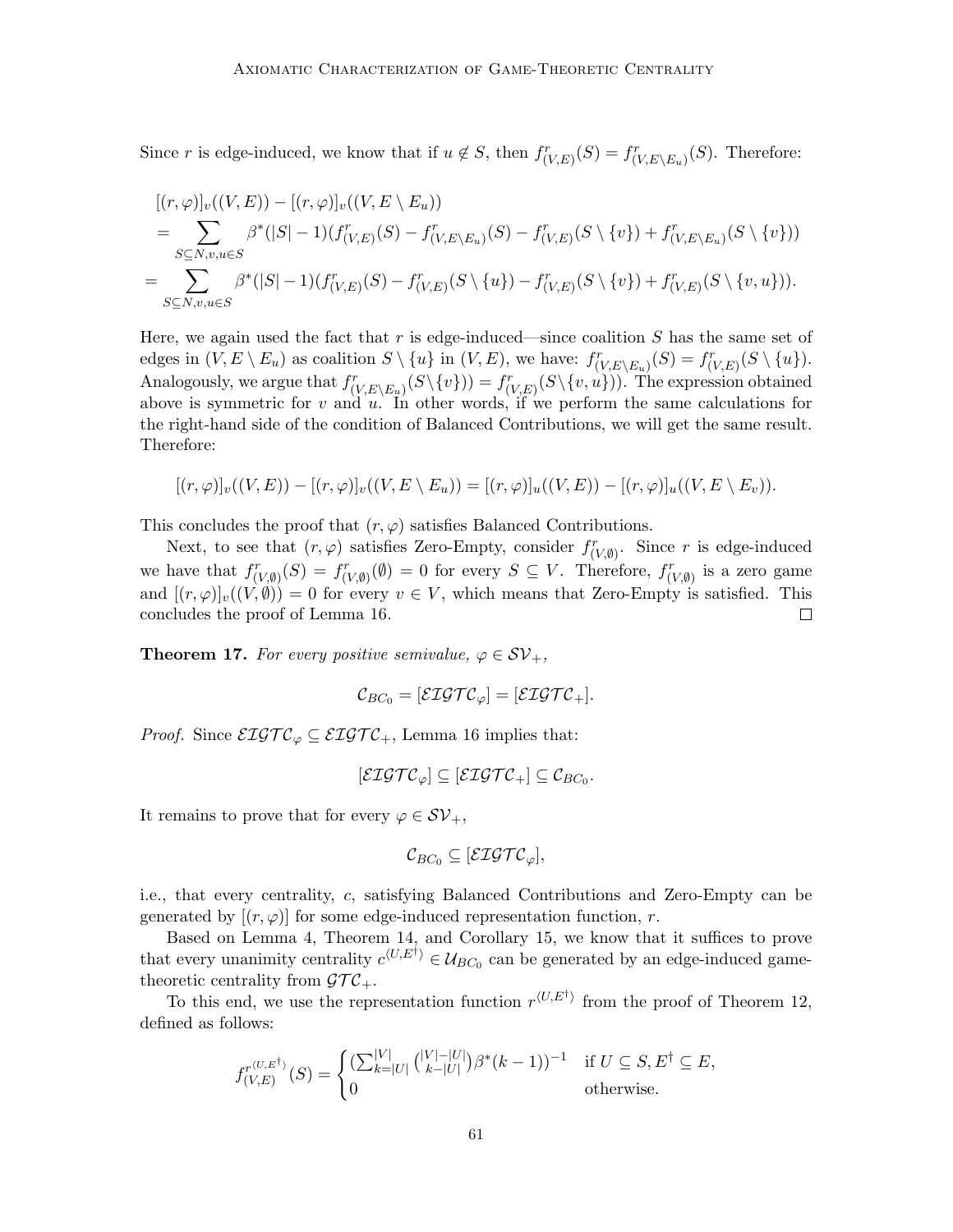Since $r$ is edge-induced, we know that if $u \notin S$, then $f^r_{(V,E)}(S) = f^r_{(V,E\setminus E_u)}(S)$. Therefore:

$$
\begin{aligned}
&[(r,\varphi)]_v((V,E)) - [(r,\varphi)]_v((V,E\setminus E_u)) \\
&= \sum_{S\subseteq N, v,u\in S} \beta^*(|S|-1)(f^r_{(V,E)}(S) - f^r_{(V,E\setminus E_u)}(S) - f^r_{(V,E)}(S\setminus\{v\}) + f^r_{(V,E\setminus E_u)}(S\setminus\{v\})) \\
&= \sum_{S\subseteq N, v,u\in S} \beta^*(|S|-1)(f^r_{(V,E)}(S) - f^r_{(V,E)}(S\setminus\{u\}) - f^r_{(V,E)}(S\setminus\{v\}) + f^r_{(V,E)}(S\setminus\{v,u\})).
\end{aligned}
$$

Here, we again used the fact that $r$ is edge-induced—since coalition $S$ has the same set of edges in $(V, E \setminus E_u)$ as coalition $S \setminus \{u\}$ in $(V,E)$, we have: $f^r_{(V,E\setminus E_u)}(S) = f^r_{(V,E)}(S\setminus\{u\})$. Analogously, we argue that $f^r_{(V,E\setminus E_u)}(S\setminus\{v\})) = f^r_{(V,E)}(S\setminus\{v,u\}))$. The expression obtained above is symmetric for $v$ and $u$. In other words, if we perform the same calculations for the right-hand side of the condition of Balanced Contributions, we will get the same result. Therefore:

$$
[(r,\varphi)]_v((V,E)) - [(r,\varphi)]_v((V,E\setminus E_u)) = [(r,\varphi)]_u((V,E)) - [(r,\varphi)]_u((V,E\setminus E_v)).
$$

This concludes the proof that $(r,\varphi)$ satisfies Balanced Contributions.

Next, to see that $(r,\varphi)$ satisfies Zero-Empty, consider $f^r_{(V,\emptyset)}$. Since $r$ is edge-induced we have that $f^r_{(V,\emptyset)}(S) = f^r_{(V,\emptyset)}(\emptyset) = 0$ for every $S \subseteq V$. Therefore, $f^r_{(V,\emptyset)}$ is a zero game and $[(r,\varphi)]_v((V,\emptyset)) = 0$ for every $v \in V$, which means that Zero-Empty is satisfied. This concludes the proof of Lemma 16. $\square$

**Theorem 17.** *For every positive semivalue, $\varphi \in \mathcal{SV}_+$,*

$$
\mathcal{C}_{BC_0} = [\mathcal{EIGTC}_\varphi] = [\mathcal{EIGTC}_+].
$$

*Proof.* Since $\mathcal{EIGTC}_\varphi \subseteq \mathcal{EIGTC}_+$, Lemma 16 implies that:

$$
[\mathcal{EIGTC}_\varphi] \subseteq [\mathcal{EIGTC}_+] \subseteq \mathcal{C}_{BC_0}.
$$

It remains to prove that for every $\varphi \in \mathcal{SV}_+$,

$$
\mathcal{C}_{BC_0} \subseteq [\mathcal{EIGTC}_\varphi],
$$

i.e., that every centrality, $c$, satisfying Balanced Contributions and Zero-Empty can be generated by $[(r,\varphi)]$ for some edge-induced representation function, $r$.

Based on Lemma 4, Theorem 14, and Corollary 15, we know that it suffices to prove that every unanimity centrality $c^{\langle U,E^\dagger\rangle} \in \mathcal{U}_{BC_0}$ can be generated by an edge-induced game-theoretic centrality from $\mathcal{GTC}_+$.

To this end, we use the representation function $r^{\langle U,E^\dagger\rangle}$ from the proof of Theorem 12, defined as follows:

$$
f^{r^{\langle U,E^\dagger\rangle}}_{(V,E)}(S) = \begin{cases} \left(\sum_{k=|U|}^{|V|} \binom{|V|-|U|}{k-|U|} \beta^*(k-1)\right)^{-1} & \text{if } U \subseteq S, E^\dagger \subseteq E, \\ 0 & \text{otherwise.} \end{cases}
$$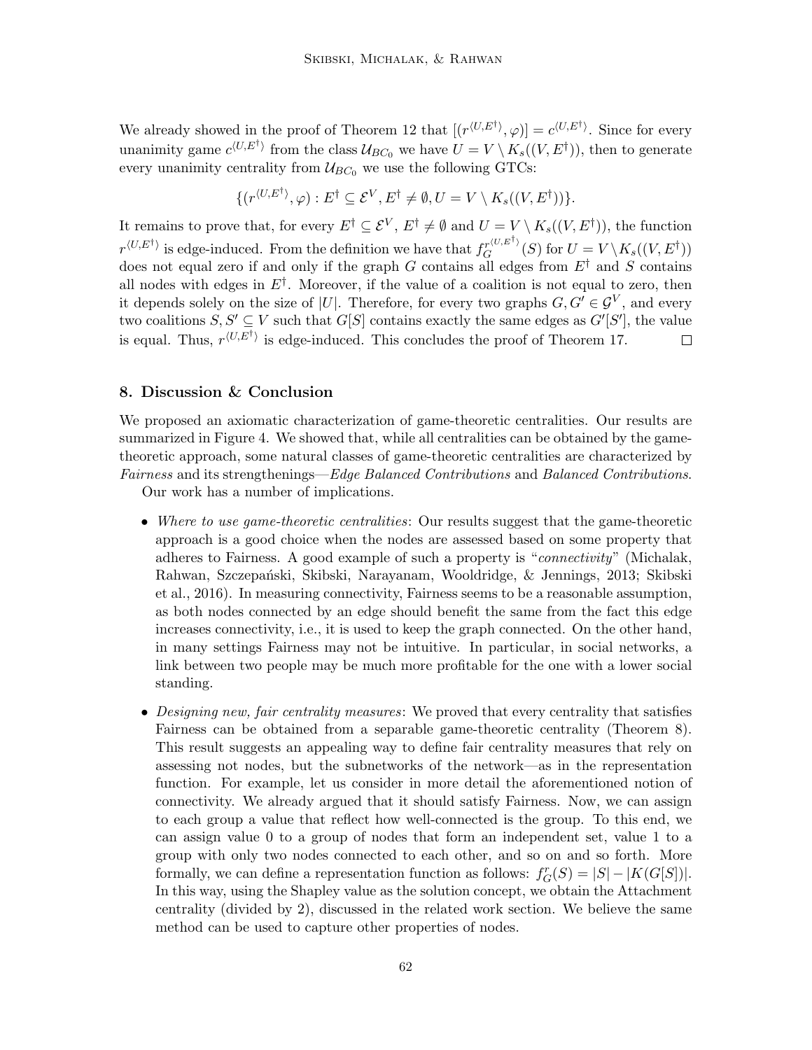We already showed in the proof of Theorem 12 that $[(r^{\langle U,E^\dagger\rangle}, \varphi)] = c^{\langle U,E^\dagger\rangle}$. Since for every unanimity game $c^{\langle U,E^\dagger\rangle}$ from the class $\mathcal{U}_{BC_0}$ we have $U = V \setminus K_s((V, E^\dagger))$, then to generate every unanimity centrality from $\mathcal{U}_{BC_0}$ we use the following GTCs:

$$\{(r^{\langle U,E^\dagger\rangle}, \varphi) : E^\dagger \subseteq \mathcal{E}^V, E^\dagger \neq \emptyset, U = V \setminus K_s((V, E^\dagger))\}.$$

It remains to prove that, for every $E^\dagger \subseteq \mathcal{E}^V$, $E^\dagger \neq \emptyset$ and $U = V \setminus K_s((V, E^\dagger))$, the function $r^{\langle U,E^\dagger\rangle}$ is edge-induced. From the definition we have that $f_G^{r^{\langle U,E^\dagger\rangle}}(S)$ for $U = V \setminus K_s((V, E^\dagger))$ does not equal zero if and only if the graph $G$ contains all edges from $E^\dagger$ and $S$ contains all nodes with edges in $E^\dagger$. Moreover, if the value of a coalition is not equal to zero, then it depends solely on the size of $|U|$. Therefore, for every two graphs $G, G' \in \mathcal{G}^V$, and every two coalitions $S, S' \subseteq V$ such that $G[S]$ contains exactly the same edges as $G'[S']$, the value is equal. Thus, $r^{\langle U,E^\dagger\rangle}$ is edge-induced. This concludes the proof of Theorem 17. □

## 8. Discussion & Conclusion

We proposed an axiomatic characterization of game-theoretic centralities. Our results are summarized in Figure 4. We showed that, while all centralities can be obtained by the game-theoretic approach, some natural classes of game-theoretic centralities are characterized by *Fairness* and its strengthenings—*Edge Balanced Contributions* and *Balanced Contributions*.

Our work has a number of implications.

- *Where to use game-theoretic centralities*: Our results suggest that the game-theoretic approach is a good choice when the nodes are assessed based on some property that adheres to Fairness. A good example of such a property is "*connectivity*" (Michalak, Rahwan, Szczepański, Skibski, Narayanam, Wooldridge, & Jennings, 2013; Skibski et al., 2016). In measuring connectivity, Fairness seems to be a reasonable assumption, as both nodes connected by an edge should benefit the same from the fact this edge increases connectivity, i.e., it is used to keep the graph connected. On the other hand, in many settings Fairness may not be intuitive. In particular, in social networks, a link between two people may be much more profitable for the one with a lower social standing.
- *Designing new, fair centrality measures*: We proved that every centrality that satisfies Fairness can be obtained from a separable game-theoretic centrality (Theorem 8). This result suggests an appealing way to define fair centrality measures that rely on assessing not nodes, but the subnetworks of the network—as in the representation function. For example, let us consider in more detail the aforementioned notion of connectivity. We already argued that it should satisfy Fairness. Now, we can assign to each group a value that reflect how well-connected is the group. To this end, we can assign value 0 to a group of nodes that form an independent set, value 1 to a group with only two nodes connected to each other, and so on and so forth. More formally, we can define a representation function as follows: $f_G^r(S) = |S| - |K(G[S])|$. In this way, using the Shapley value as the solution concept, we obtain the Attachment centrality (divided by 2), discussed in the related work section. We believe the same method can be used to capture other properties of nodes.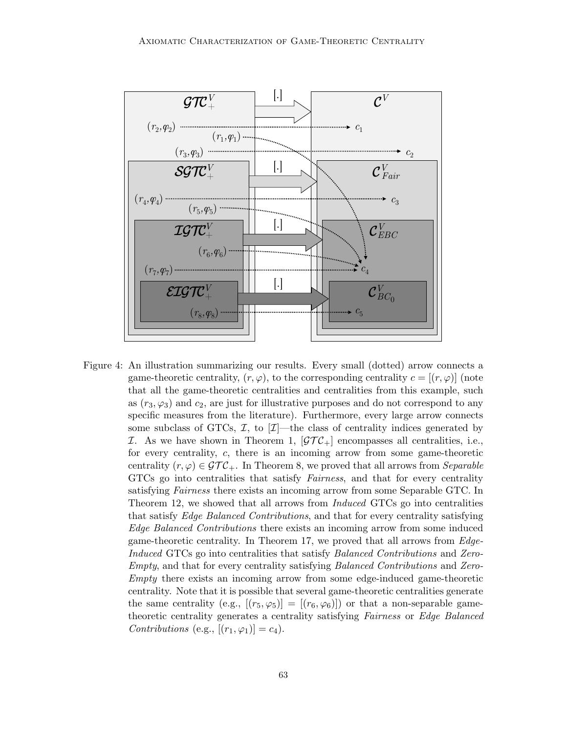Figure 4: An illustration summarizing our results. Every small (dotted) arrow connects a game-theoretic centrality, $(r, \varphi)$, to the corresponding centrality $c = [(r, \varphi)]$ (note that all the game-theoretic centralities and centralities from this example, such as $(r_3, \varphi_3)$ and $c_2$, are just for illustrative purposes and do not correspond to any specific measures from the literature). Furthermore, every large arrow connects some subclass of GTCs, $\mathcal{I}$, to $[\mathcal{I}]$—the class of centrality indices generated by $\mathcal{I}$. As we have shown in Theorem 1, $[\mathcal{GTC}_+]$ encompasses all centralities, i.e., for every centrality, $c$, there is an incoming arrow from some game-theoretic centrality $(r, \varphi) \in \mathcal{GTC}_+$. In Theorem 8, we proved that all arrows from *Separable* GTCs go into centralities that satisfy *Fairness*, and that for every centrality satisfying *Fairness* there exists an incoming arrow from some Separable GTC. In Theorem 12, we showed that all arrows from *Induced* GTCs go into centralities that satisfy *Edge Balanced Contributions*, and that for every centrality satisfying *Edge Balanced Contributions* there exists an incoming arrow from some induced game-theoretic centrality. In Theorem 17, we proved that all arrows from *Edge-Induced* GTCs go into centralities that satisfy *Balanced Contributions* and *Zero-Empty*, and that for every centrality satisfying *Balanced Contributions* and *Zero-Empty* there exists an incoming arrow from some edge-induced game-theoretic centrality. Note that it is possible that several game-theoretic centralities generate the same centrality (e.g., $[(r_5, \varphi_5)] = [(r_6, \varphi_6)]$) or that a non-separable game-theoretic centrality generates a centrality satisfying *Fairness* or *Edge Balanced Contributions* (e.g., $[(r_1, \varphi_1)] = c_4$).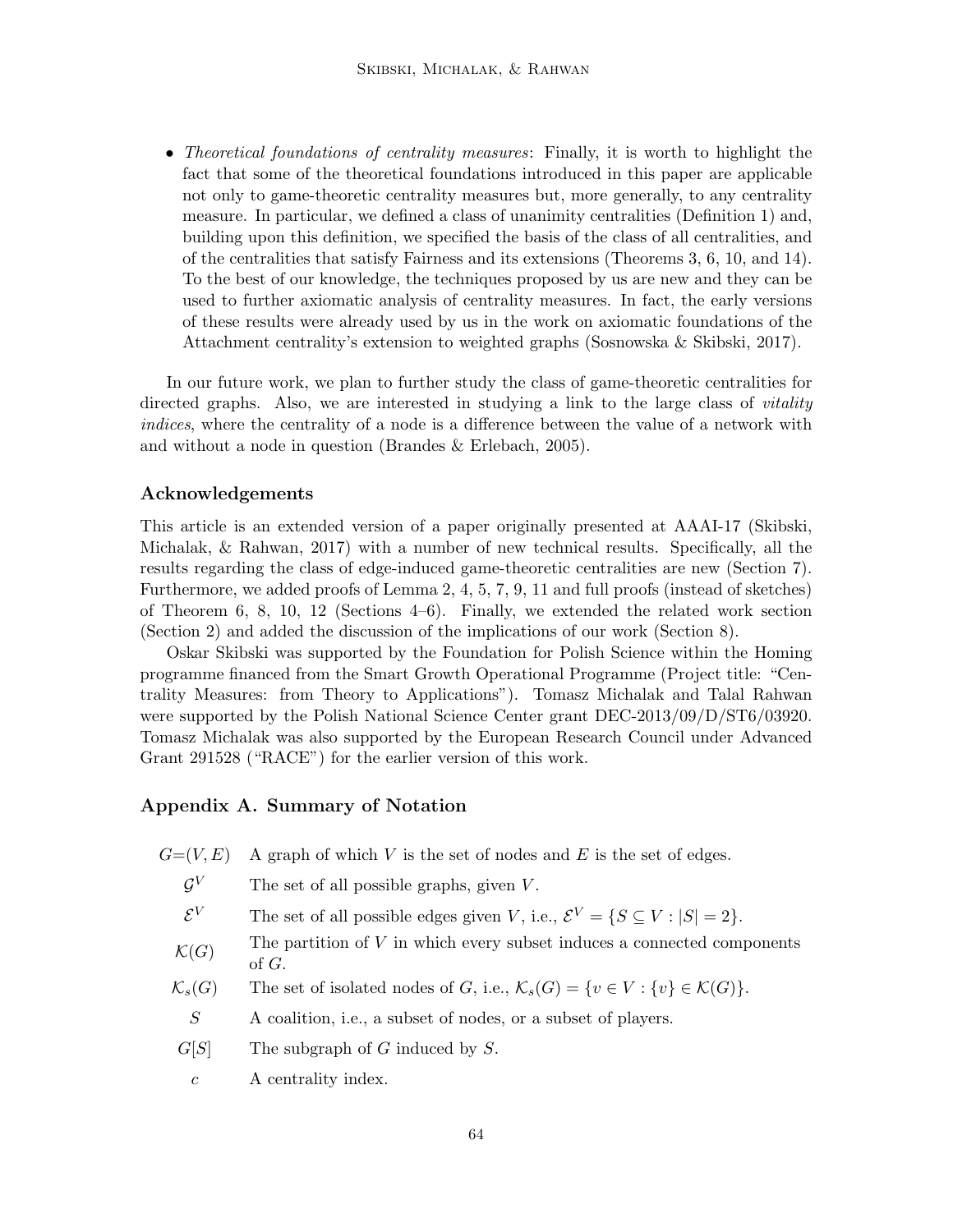- *Theoretical foundations of centrality measures*: Finally, it is worth to highlight the fact that some of the theoretical foundations introduced in this paper are applicable not only to game-theoretic centrality measures but, more generally, to any centrality measure. In particular, we defined a class of unanimity centralities (Definition 1) and, building upon this definition, we specified the basis of the class of all centralities, and of the centralities that satisfy Fairness and its extensions (Theorems 3, 6, 10, and 14). To the best of our knowledge, the techniques proposed by us are new and they can be used to further axiomatic analysis of centrality measures. In fact, the early versions of these results were already used by us in the work on axiomatic foundations of the Attachment centrality's extension to weighted graphs (Sosnowska & Skibski, 2017).

In our future work, we plan to further study the class of game-theoretic centralities for directed graphs. Also, we are interested in studying a link to the large class of *vitality indices*, where the centrality of a node is a difference between the value of a network with and without a node in question (Brandes & Erlebach, 2005).

### Acknowledgements

This article is an extended version of a paper originally presented at AAAI-17 (Skibski, Michalak, & Rahwan, 2017) with a number of new technical results. Specifically, all the results regarding the class of edge-induced game-theoretic centralities are new (Section 7). Furthermore, we added proofs of Lemma 2, 4, 5, 7, 9, 11 and full proofs (instead of sketches) of Theorem 6, 8, 10, 12 (Sections 4–6). Finally, we extended the related work section (Section 2) and added the discussion of the implications of our work (Section 8).

Oskar Skibski was supported by the Foundation for Polish Science within the Homing programme financed from the Smart Growth Operational Programme (Project title: "Centrality Measures: from Theory to Applications"). Tomasz Michalak and Talal Rahwan were supported by the Polish National Science Center grant DEC-2013/09/D/ST6/03920. Tomasz Michalak was also supported by the European Research Council under Advanced Grant 291528 ("RACE") for the earlier version of this work.

## Appendix A. Summary of Notation

| | |
|---|---|
| $G=(V,E)$ | A graph of which $V$ is the set of nodes and $E$ is the set of edges. |
| $\mathcal{G}^V$ | The set of all possible graphs, given $V$. |
| $\mathcal{E}^V$ | The set of all possible edges given $V$, i.e., $\mathcal{E}^V = \{S \subseteq V : \lvert S \rvert = 2\}$. |
| $\mathcal{K}(G)$ | The partition of $V$ in which every subset induces a connected components of $G$. |
| $\mathcal{K}_s(G)$ | The set of isolated nodes of $G$, i.e., $\mathcal{K}_s(G) = \{v \in V : \{v\} \in \mathcal{K}(G)\}$. |
| $S$ | A coalition, i.e., a subset of nodes, or a subset of players. |
| $G[S]$ | The subgraph of $G$ induced by $S$. |
| $c$ | A centrality index. |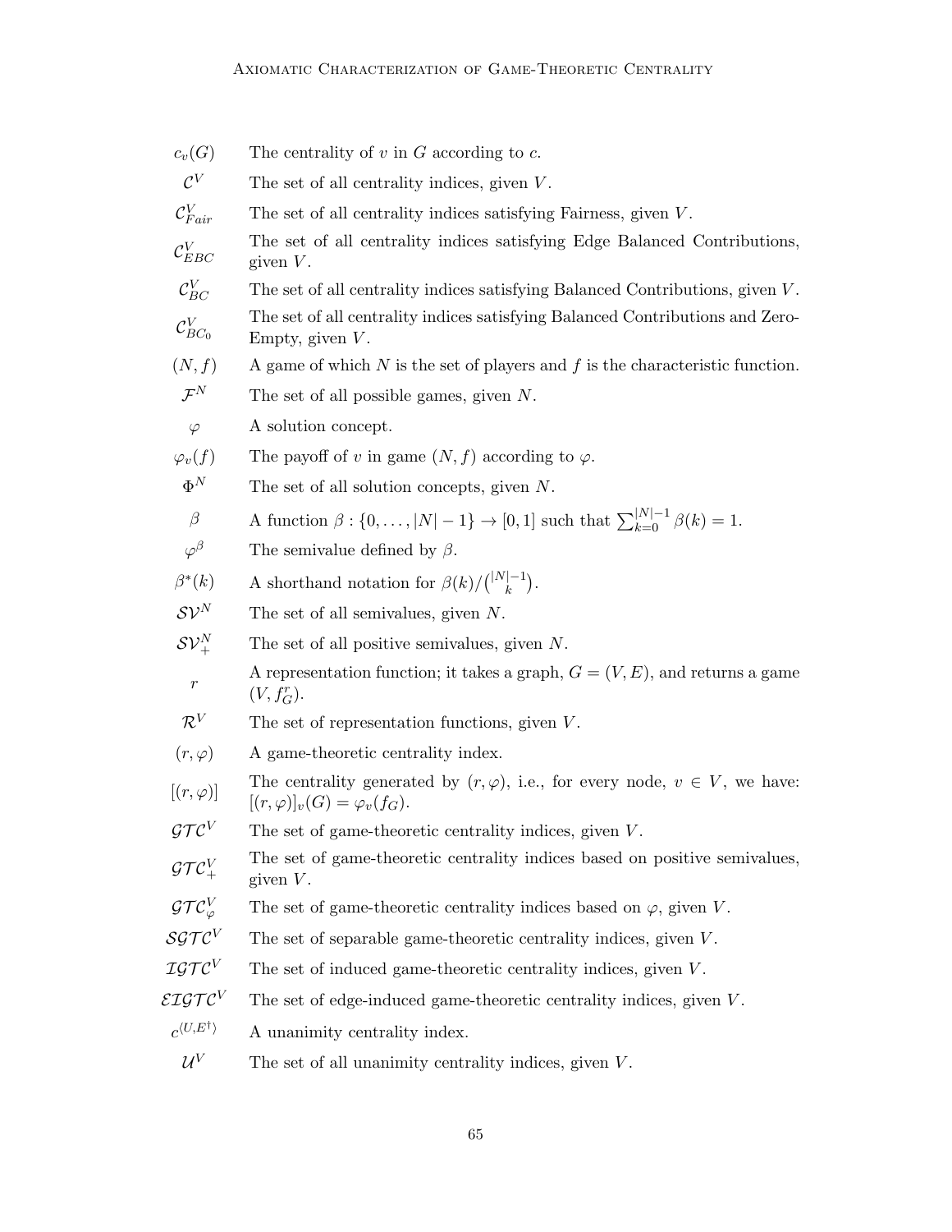| | |
|---|---|
| $c_v(G)$ | The centrality of $v$ in $G$ according to $c$. |
| $\mathcal{C}^V$ | The set of all centrality indices, given $V$. |
| $\mathcal{C}^V_{Fair}$ | The set of all centrality indices satisfying Fairness, given $V$. |
| $\mathcal{C}^V_{EBC}$ | The set of all centrality indices satisfying Edge Balanced Contributions, given $V$. |
| $\mathcal{C}^V_{BC}$ | The set of all centrality indices satisfying Balanced Contributions, given $V$. |
| $\mathcal{C}^V_{BC_0}$ | The set of all centrality indices satisfying Balanced Contributions and Zero-Empty, given $V$. |
| $(N, f)$ | A game of which $N$ is the set of players and $f$ is the characteristic function. |
| $\mathcal{F}^N$ | The set of all possible games, given $N$. |
| $\varphi$ | A solution concept. |
| $\varphi_v(f)$ | The payoff of $v$ in game $(N, f)$ according to $\varphi$. |
| $\Phi^N$ | The set of all solution concepts, given $N$. |
| $\beta$ | A function $\beta : \{0, \ldots, \lvert N\rvert - 1\} \to [0, 1]$ such that $\sum_{k=0}^{\lvert N\rvert-1} \beta(k) = 1$. |
| $\varphi^\beta$ | The semivalue defined by $\beta$. |
| $\beta^*(k)$ | A shorthand notation for $\beta(k)/\binom{\lvert N\rvert-1}{k}$. |
| $\mathcal{SV}^N$ | The set of all semivalues, given $N$. |
| $\mathcal{SV}^N_+$ | The set of all positive semivalues, given $N$. |
| $r$ | A representation function; it takes a graph, $G = (V, E)$, and returns a game $(V, f^r_G)$. |
| $\mathcal{R}^V$ | The set of representation functions, given $V$. |
| $(r, \varphi)$ | A game-theoretic centrality index. |
| $[(r, \varphi)]$ | The centrality generated by $(r, \varphi)$, i.e., for every node, $v \in V$, we have: $[(r, \varphi)]_v(G) = \varphi_v(f_G)$. |
| $\mathcal{GTC}^V$ | The set of game-theoretic centrality indices, given $V$. |
| $\mathcal{GTC}^V_+$ | The set of game-theoretic centrality indices based on positive semivalues, given $V$. |
| $\mathcal{GTC}^V_\varphi$ | The set of game-theoretic centrality indices based on $\varphi$, given $V$. |
| $\mathcal{SGTC}^V$ | The set of separable game-theoretic centrality indices, given $V$. |
| $\mathcal{IGTC}^V$ | The set of induced game-theoretic centrality indices, given $V$. |
| $\mathcal{EIGTC}^V$ | The set of edge-induced game-theoretic centrality indices, given $V$. |
| $c^{\langle U, E^\dagger \rangle}$ | A unanimity centrality index. |
| $\mathcal{U}^V$ | The set of all unanimity centrality indices, given $V$. |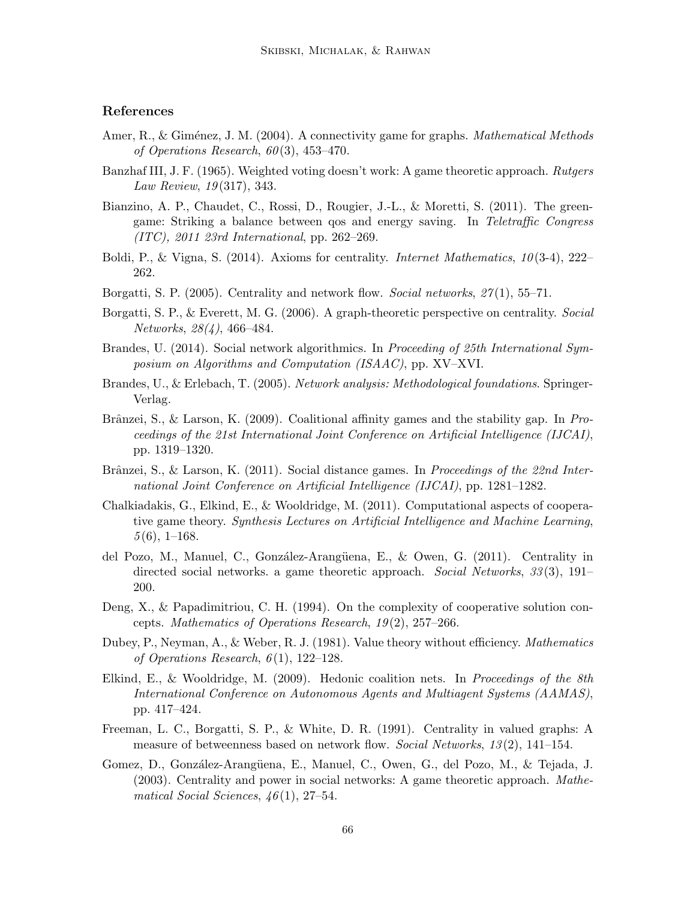## References

Amer, R., & Giménez, J. M. (2004). A connectivity game for graphs. *Mathematical Methods of Operations Research*, *60*(3), 453–470.

Banzhaf III, J. F. (1965). Weighted voting doesn't work: A game theoretic approach. *Rutgers Law Review*, *19*(317), 343.

Bianzino, A. P., Chaudet, C., Rossi, D., Rougier, J.-L., & Moretti, S. (2011). The green-game: Striking a balance between qos and energy saving. In *Teletraffic Congress (ITC), 2011 23rd International*, pp. 262–269.

Boldi, P., & Vigna, S. (2014). Axioms for centrality. *Internet Mathematics*, *10*(3-4), 222–262.

Borgatti, S. P. (2005). Centrality and network flow. *Social networks*, *27*(1), 55–71.

Borgatti, S. P., & Everett, M. G. (2006). A graph-theoretic perspective on centrality. *Social Networks*, *28(4)*, 466–484.

Brandes, U. (2014). Social network algorithmics. In *Proceeding of 25th International Symposium on Algorithms and Computation (ISAAC)*, pp. XV–XVI.

Brandes, U., & Erlebach, T. (2005). *Network analysis: Methodological foundations*. Springer-Verlag.

Brânzei, S., & Larson, K. (2009). Coalitional affinity games and the stability gap. In *Proceedings of the 21st International Joint Conference on Artificial Intelligence (IJCAI)*, pp. 1319–1320.

Brânzei, S., & Larson, K. (2011). Social distance games. In *Proceedings of the 22nd International Joint Conference on Artificial Intelligence (IJCAI)*, pp. 1281–1282.

Chalkiadakis, G., Elkind, E., & Wooldridge, M. (2011). Computational aspects of cooperative game theory. *Synthesis Lectures on Artificial Intelligence and Machine Learning*, *5*(6), 1–168.

del Pozo, M., Manuel, C., González-Arangüena, E., & Owen, G. (2011). Centrality in directed social networks. a game theoretic approach. *Social Networks*, *33*(3), 191–200.

Deng, X., & Papadimitriou, C. H. (1994). On the complexity of cooperative solution concepts. *Mathematics of Operations Research*, *19*(2), 257–266.

Dubey, P., Neyman, A., & Weber, R. J. (1981). Value theory without efficiency. *Mathematics of Operations Research*, *6*(1), 122–128.

Elkind, E., & Wooldridge, M. (2009). Hedonic coalition nets. In *Proceedings of the 8th International Conference on Autonomous Agents and Multiagent Systems (AAMAS)*, pp. 417–424.

Freeman, L. C., Borgatti, S. P., & White, D. R. (1991). Centrality in valued graphs: A measure of betweenness based on network flow. *Social Networks*, *13*(2), 141–154.

Gomez, D., González-Arangüena, E., Manuel, C., Owen, G., del Pozo, M., & Tejada, J. (2003). Centrality and power in social networks: A game theoretic approach. *Mathematical Social Sciences*, *46*(1), 27–54.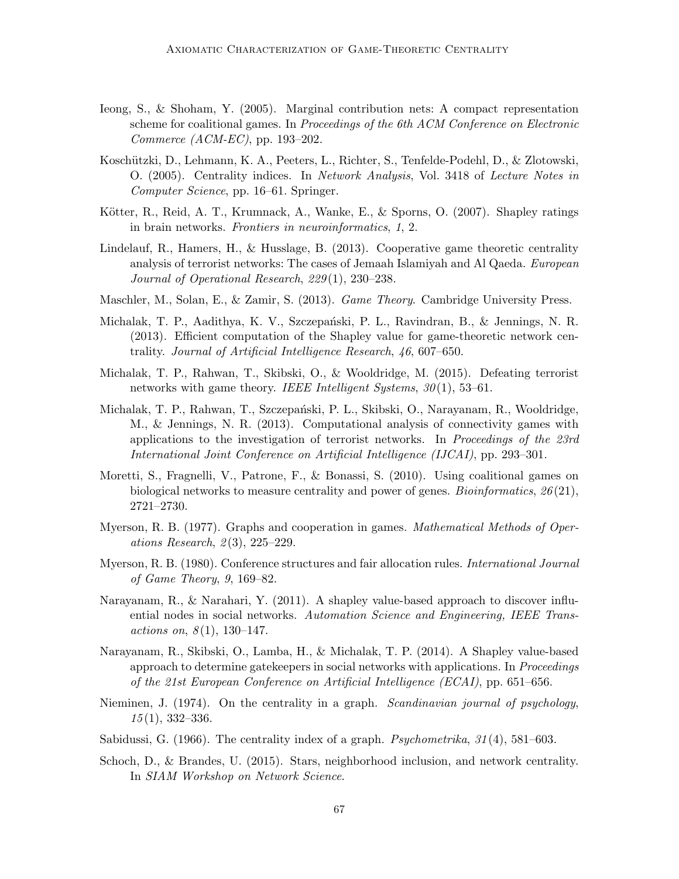Ieong, S., & Shoham, Y. (2005). Marginal contribution nets: A compact representation scheme for coalitional games. In *Proceedings of the 6th ACM Conference on Electronic Commerce (ACM-EC)*, pp. 193–202.

Koschützki, D., Lehmann, K. A., Peeters, L., Richter, S., Tenfelde-Podehl, D., & Zlotowski, O. (2005). Centrality indices. In *Network Analysis*, Vol. 3418 of *Lecture Notes in Computer Science*, pp. 16–61. Springer.

Kötter, R., Reid, A. T., Krumnack, A., Wanke, E., & Sporns, O. (2007). Shapley ratings in brain networks. *Frontiers in neuroinformatics*, *1*, 2.

Lindelauf, R., Hamers, H., & Husslage, B. (2013). Cooperative game theoretic centrality analysis of terrorist networks: The cases of Jemaah Islamiyah and Al Qaeda. *European Journal of Operational Research*, *229*(1), 230–238.

Maschler, M., Solan, E., & Zamir, S. (2013). *Game Theory.* Cambridge University Press.

Michalak, T. P., Aadithya, K. V., Szczepański, P. L., Ravindran, B., & Jennings, N. R. (2013). Efficient computation of the Shapley value for game-theoretic network centrality. *Journal of Artificial Intelligence Research*, *46*, 607–650.

Michalak, T. P., Rahwan, T., Skibski, O., & Wooldridge, M. (2015). Defeating terrorist networks with game theory. *IEEE Intelligent Systems*, *30*(1), 53–61.

Michalak, T. P., Rahwan, T., Szczepański, P. L., Skibski, O., Narayanam, R., Wooldridge, M., & Jennings, N. R. (2013). Computational analysis of connectivity games with applications to the investigation of terrorist networks. In *Proceedings of the 23rd International Joint Conference on Artificial Intelligence (IJCAI)*, pp. 293–301.

Moretti, S., Fragnelli, V., Patrone, F., & Bonassi, S. (2010). Using coalitional games on biological networks to measure centrality and power of genes. *Bioinformatics*, *26*(21), 2721–2730.

Myerson, R. B. (1977). Graphs and cooperation in games. *Mathematical Methods of Operations Research*, *2*(3), 225–229.

Myerson, R. B. (1980). Conference structures and fair allocation rules. *International Journal of Game Theory*, *9*, 169–82.

Narayanam, R., & Narahari, Y. (2011). A shapley value-based approach to discover influential nodes in social networks. *Automation Science and Engineering, IEEE Transactions on*, *8*(1), 130–147.

Narayanam, R., Skibski, O., Lamba, H., & Michalak, T. P. (2014). A Shapley value-based approach to determine gatekeepers in social networks with applications. In *Proceedings of the 21st European Conference on Artificial Intelligence (ECAI)*, pp. 651–656.

Nieminen, J. (1974). On the centrality in a graph. *Scandinavian journal of psychology*, *15*(1), 332–336.

Sabidussi, G. (1966). The centrality index of a graph. *Psychometrika*, *31*(4), 581–603.

Schoch, D., & Brandes, U. (2015). Stars, neighborhood inclusion, and network centrality. In *SIAM Workshop on Network Science*.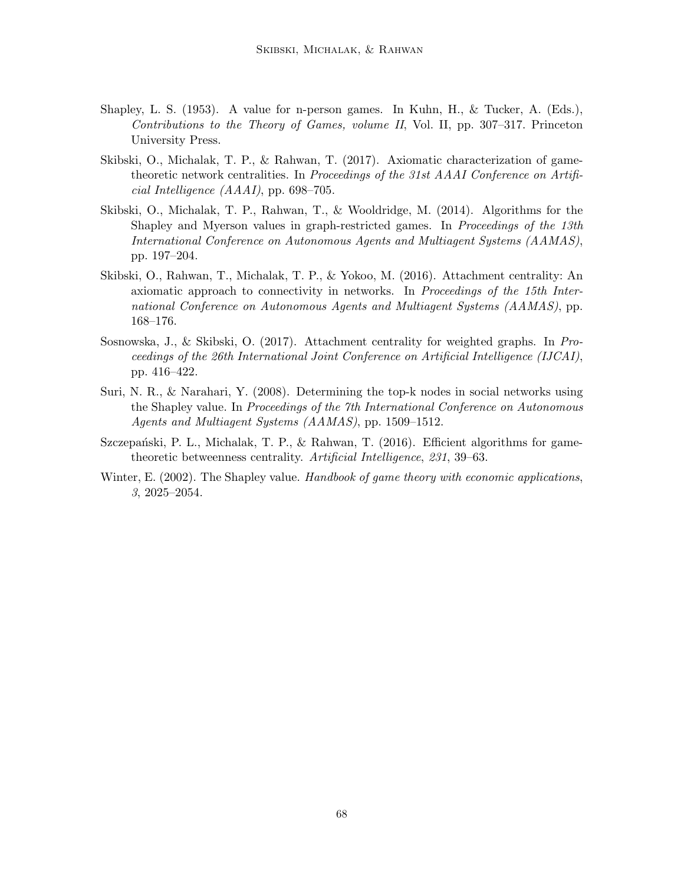Shapley, L. S. (1953). A value for n-person games. In Kuhn, H., & Tucker, A. (Eds.), *Contributions to the Theory of Games, volume II*, Vol. II, pp. 307–317. Princeton University Press.

Skibski, O., Michalak, T. P., & Rahwan, T. (2017). Axiomatic characterization of game-theoretic network centralities. In *Proceedings of the 31st AAAI Conference on Artificial Intelligence (AAAI)*, pp. 698–705.

Skibski, O., Michalak, T. P., Rahwan, T., & Wooldridge, M. (2014). Algorithms for the Shapley and Myerson values in graph-restricted games. In *Proceedings of the 13th International Conference on Autonomous Agents and Multiagent Systems (AAMAS)*, pp. 197–204.

Skibski, O., Rahwan, T., Michalak, T. P., & Yokoo, M. (2016). Attachment centrality: An axiomatic approach to connectivity in networks. In *Proceedings of the 15th International Conference on Autonomous Agents and Multiagent Systems (AAMAS)*, pp. 168–176.

Sosnowska, J., & Skibski, O. (2017). Attachment centrality for weighted graphs. In *Proceedings of the 26th International Joint Conference on Artificial Intelligence (IJCAI)*, pp. 416–422.

Suri, N. R., & Narahari, Y. (2008). Determining the top-k nodes in social networks using the Shapley value. In *Proceedings of the 7th International Conference on Autonomous Agents and Multiagent Systems (AAMAS)*, pp. 1509–1512.

Szczepański, P. L., Michalak, T. P., & Rahwan, T. (2016). Efficient algorithms for game-theoretic betweenness centrality. *Artificial Intelligence*, *231*, 39–63.

Winter, E. (2002). The Shapley value. *Handbook of game theory with economic applications*, *3*, 2025–2054.